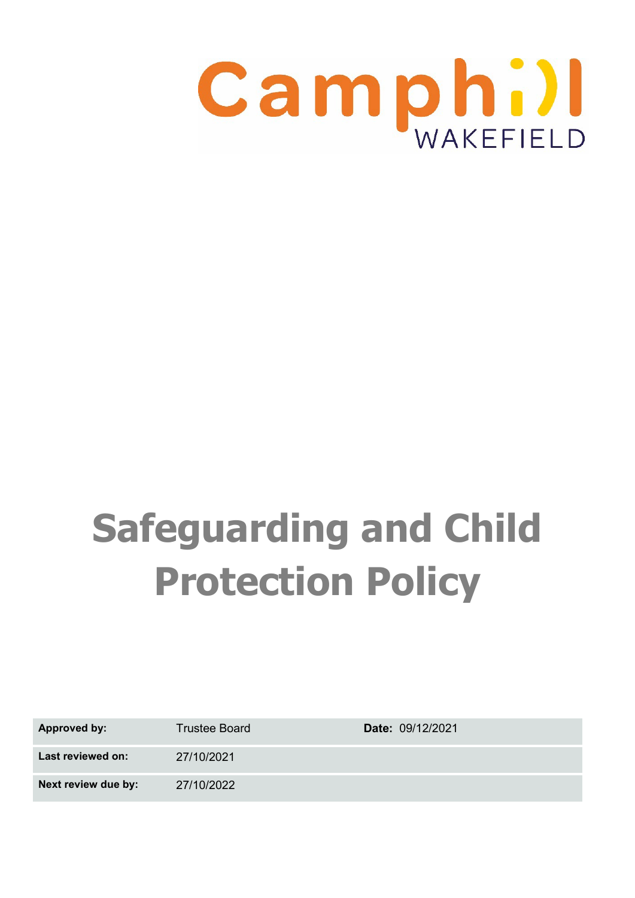Camphill WAKEFIELD

# Safeguarding and Child Protection Policy

| **Approved by:** | Trustee Board | **Date:** 09/12/2021 |
| --- | --- | --- |
| **Last reviewed on:** | 27/10/2021 | |
| **Next review due by:** | 27/10/2022 | |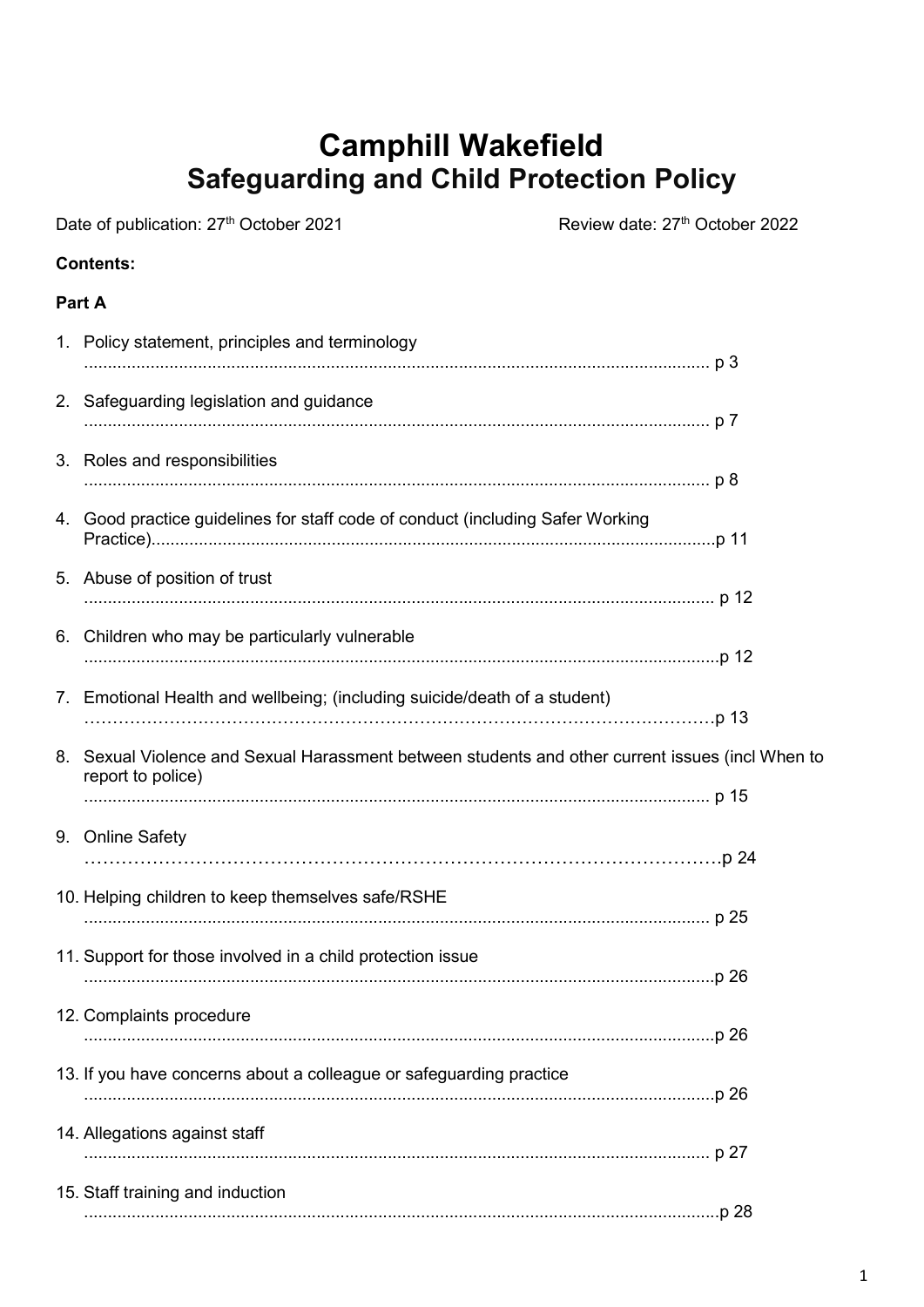# Camphill Wakefield
## Safeguarding and Child Protection Policy

Date of publication: 27th October 2021 Review date: 27th October 2022

**Contents:**

**Part A**

1. Policy statement, principles and terminology ..................................................... p 3
2. Safeguarding legislation and guidance ..................................................... p 7
3. Roles and responsibilities ..................................................... p 8
4. Good practice guidelines for staff code of conduct (including Safer Working Practice)..................................................... p 11
5. Abuse of position of trust ..................................................... p 12
6. Children who may be particularly vulnerable ..................................................... p 12
7. Emotional Health and wellbeing; (including suicide/death of a student) ..................................................... p 13
8. Sexual Violence and Sexual Harassment between students and other current issues (incl When to report to police) ..................................................... p 15
9. Online Safety ..................................................... p 24
10. Helping children to keep themselves safe/RSHE ..................................................... p 25
11. Support for those involved in a child protection issue ..................................................... p 26
12. Complaints procedure ..................................................... p 26
13. If you have concerns about a colleague or safeguarding practice ..................................................... p 26
14. Allegations against staff ..................................................... p 27
15. Staff training and induction ..................................................... p 28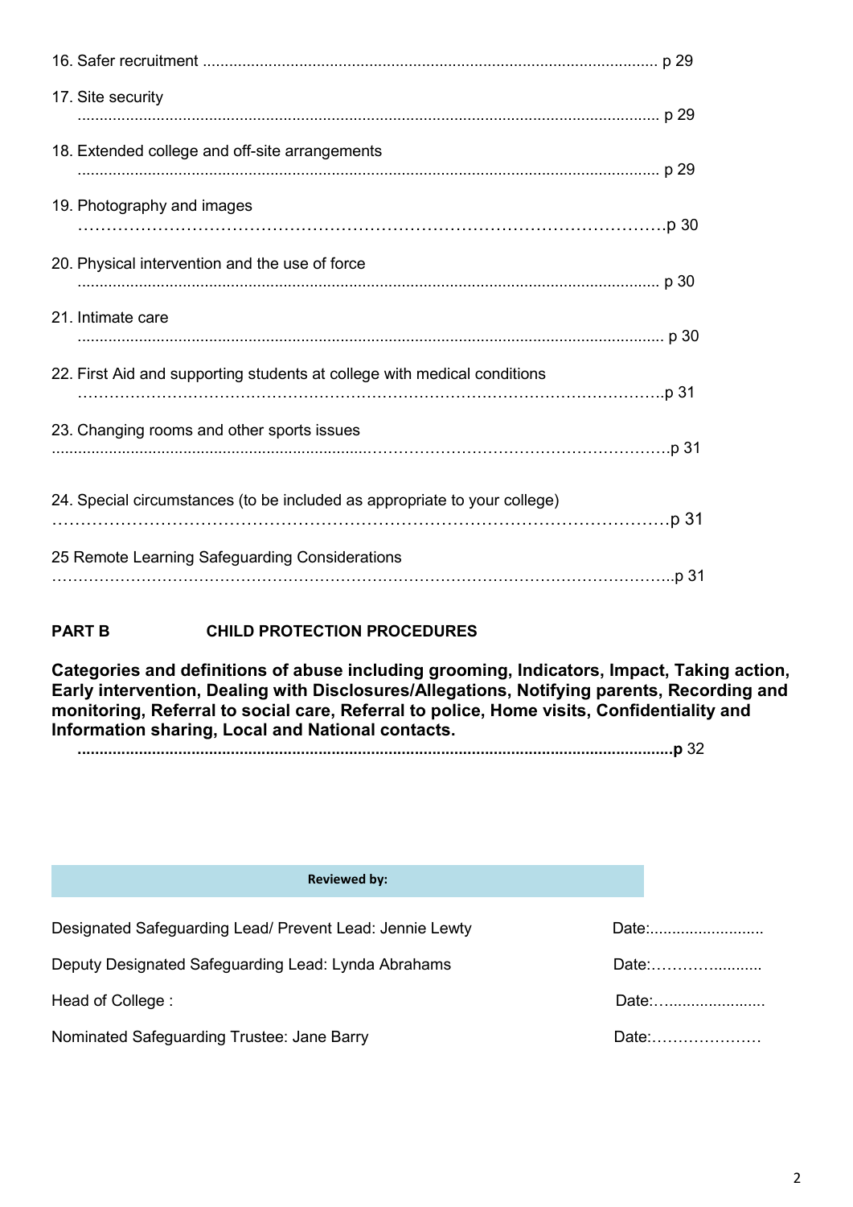16. Safer recruitment ........................................................................................................ p 29

17. Site security
..................................................................................................................................... p 29

18. Extended college and off-site arrangements
..................................................................................................................................... p 29

19. Photography and images
………………………………………………………………………………………….p 30

20. Physical intervention and the use of force
..................................................................................................................................... p 30

21. Intimate care
...................................................................................................................................... p 30

22. First Aid and supporting students at college with medical conditions
…………………………………………………………………………………………….p 31

23. Changing rooms and other sports issues
.......................................................................……………………………………………….p 31

24. Special circumstances (to be included as appropriate to your college)
…………………………………………………………………………………………….p 31

25 Remote Learning Safeguarding Considerations
………………………………………………………………………………………………..p 31

**PART B CHILD PROTECTION PROCEDURES**

**Categories and definitions of abuse including grooming, Indicators, Impact, Taking action, Early intervention, Dealing with Disclosures/Allegations, Notifying parents, Recording and monitoring, Referral to social care, Referral to police, Home visits, Confidentiality and Information sharing, Local and National contacts.**
**.......................................................................................................................................p** 32

| Reviewed by: | |
|---|---|
| Designated Safeguarding Lead/ Prevent Lead: Jennie Lewty | Date:......................... |
| Deputy Designated Safeguarding Lead: Lynda Abrahams | Date:……….......... |
| Head of College : | Date:…...................... |
| Nominated Safeguarding Trustee: Jane Barry | Date:………………… |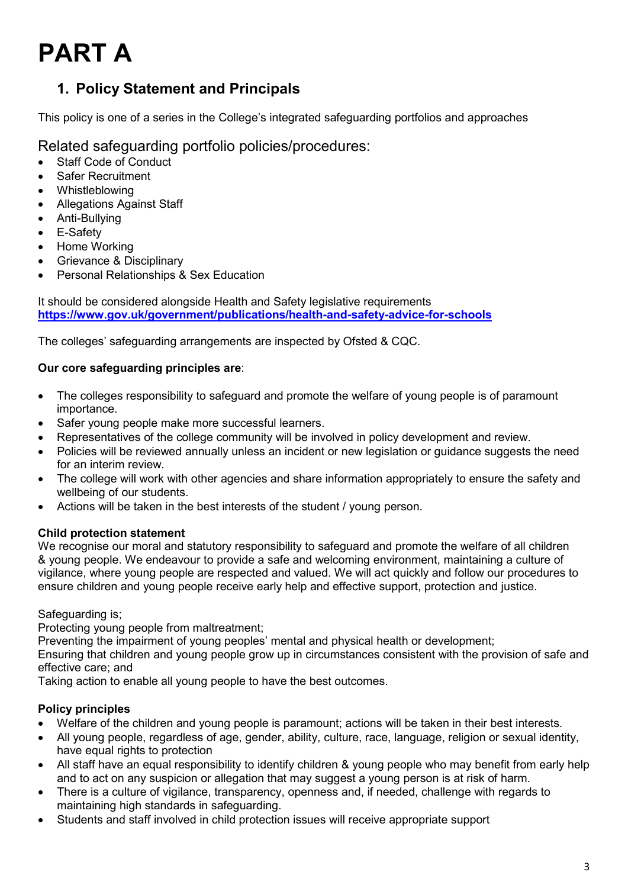# PART A

## 1. Policy Statement and Principals

This policy is one of a series in the College's integrated safeguarding portfolios and approaches

### Related safeguarding portfolio policies/procedures:

- Staff Code of Conduct
- Safer Recruitment
- Whistleblowing
- Allegations Against Staff
- Anti-Bullying
- E-Safety
- Home Working
- Grievance & Disciplinary
- Personal Relationships & Sex Education

It should be considered alongside Health and Safety legislative requirements
**https://www.gov.uk/government/publications/health-and-safety-advice-for-schools**

The colleges' safeguarding arrangements are inspected by Ofsted & CQC.

**Our core safeguarding principles are**:

- The colleges responsibility to safeguard and promote the welfare of young people is of paramount importance.
- Safer young people make more successful learners.
- Representatives of the college community will be involved in policy development and review.
- Policies will be reviewed annually unless an incident or new legislation or guidance suggests the need for an interim review.
- The college will work with other agencies and share information appropriately to ensure the safety and wellbeing of our students.
- Actions will be taken in the best interests of the student / young person.

**Child protection statement**
We recognise our moral and statutory responsibility to safeguard and promote the welfare of all children & young people. We endeavour to provide a safe and welcoming environment, maintaining a culture of vigilance, where young people are respected and valued. We will act quickly and follow our procedures to ensure children and young people receive early help and effective support, protection and justice.

Safeguarding is;
Protecting young people from maltreatment;
Preventing the impairment of young peoples' mental and physical health or development;
Ensuring that children and young people grow up in circumstances consistent with the provision of safe and effective care; and
Taking action to enable all young people to have the best outcomes.

**Policy principles**

- Welfare of the children and young people is paramount; actions will be taken in their best interests.
- All young people, regardless of age, gender, ability, culture, race, language, religion or sexual identity, have equal rights to protection
- All staff have an equal responsibility to identify children & young people who may benefit from early help and to act on any suspicion or allegation that may suggest a young person is at risk of harm.
- There is a culture of vigilance, transparency, openness and, if needed, challenge with regards to maintaining high standards in safeguarding.
- Students and staff involved in child protection issues will receive appropriate support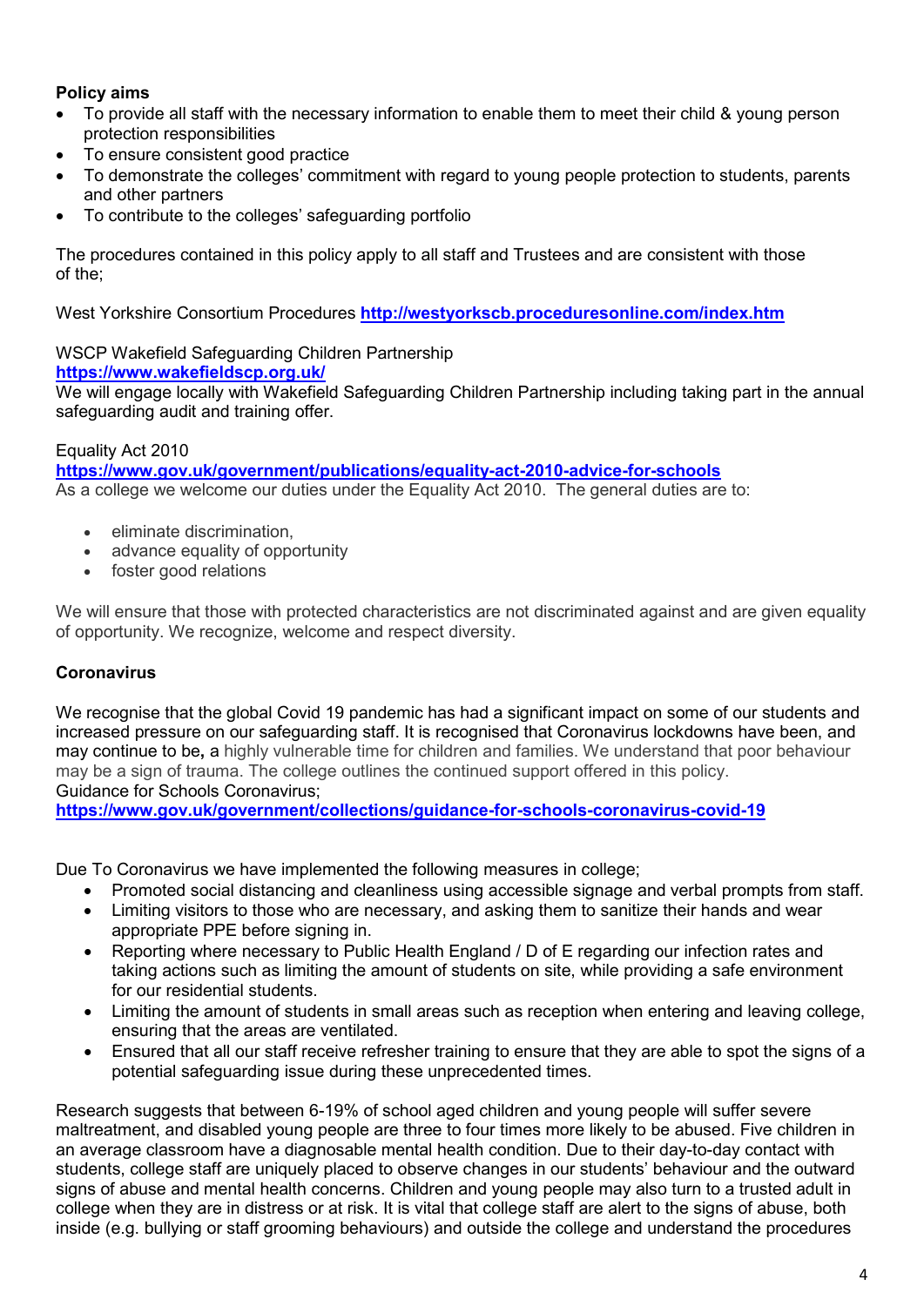**Policy aims**

- To provide all staff with the necessary information to enable them to meet their child & young person protection responsibilities
- To ensure consistent good practice
- To demonstrate the colleges' commitment with regard to young people protection to students, parents and other partners
- To contribute to the colleges' safeguarding portfolio

The procedures contained in this policy apply to all staff and Trustees and are consistent with those of the;

West Yorkshire Consortium Procedures **http://westyorkscb.proceduresonline.com/index.htm**

WSCP Wakefield Safeguarding Children Partnership
**https://www.wakefieldscp.org.uk/**
We will engage locally with Wakefield Safeguarding Children Partnership including taking part in the annual safeguarding audit and training offer.

Equality Act 2010
**https://www.gov.uk/government/publications/equality-act-2010-advice-for-schools**
As a college we welcome our duties under the Equality Act 2010. The general duties are to:

- eliminate discrimination,
- advance equality of opportunity
- foster good relations

We will ensure that those with protected characteristics are not discriminated against and are given equality of opportunity. We recognize, welcome and respect diversity.

**Coronavirus**

We recognise that the global Covid 19 pandemic has had a significant impact on some of our students and increased pressure on our safeguarding staff. It is recognised that Coronavirus lockdowns have been, and may continue to be**,** a highly vulnerable time for children and families. We understand that poor behaviour may be a sign of trauma. The college outlines the continued support offered in this policy.
Guidance for Schools Coronavirus;
**https://www.gov.uk/government/collections/guidance-for-schools-coronavirus-covid-19**

Due To Coronavirus we have implemented the following measures in college;

- Promoted social distancing and cleanliness using accessible signage and verbal prompts from staff.
- Limiting visitors to those who are necessary, and asking them to sanitize their hands and wear appropriate PPE before signing in.
- Reporting where necessary to Public Health England / D of E regarding our infection rates and taking actions such as limiting the amount of students on site, while providing a safe environment for our residential students.
- Limiting the amount of students in small areas such as reception when entering and leaving college, ensuring that the areas are ventilated.
- Ensured that all our staff receive refresher training to ensure that they are able to spot the signs of a potential safeguarding issue during these unprecedented times.

Research suggests that between 6-19% of school aged children and young people will suffer severe maltreatment, and disabled young people are three to four times more likely to be abused. Five children in an average classroom have a diagnosable mental health condition. Due to their day-to-day contact with students, college staff are uniquely placed to observe changes in our students' behaviour and the outward signs of abuse and mental health concerns. Children and young people may also turn to a trusted adult in college when they are in distress or at risk. It is vital that college staff are alert to the signs of abuse, both inside (e.g. bullying or staff grooming behaviours) and outside the college and understand the procedures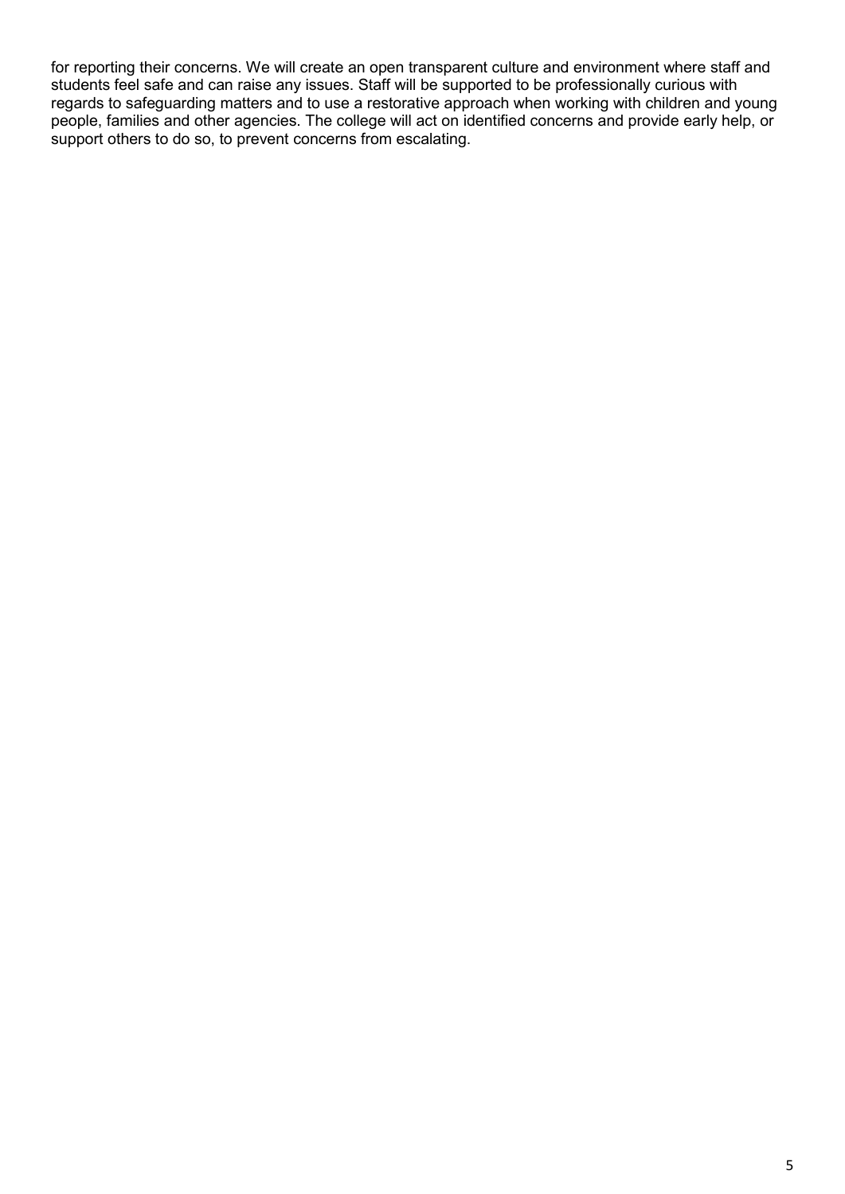for reporting their concerns. We will create an open transparent culture and environment where staff and students feel safe and can raise any issues. Staff will be supported to be professionally curious with regards to safeguarding matters and to use a restorative approach when working with children and young people, families and other agencies. The college will act on identified concerns and provide early help, or support others to do so, to prevent concerns from escalating.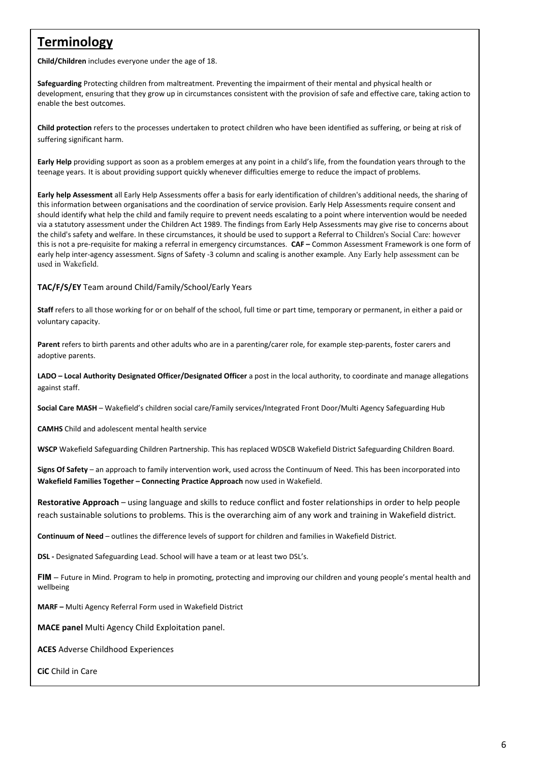## Terminology

**Child/Children** includes everyone under the age of 18.

**Safeguarding** Protecting children from maltreatment. Preventing the impairment of their mental and physical health or development, ensuring that they grow up in circumstances consistent with the provision of safe and effective care, taking action to enable the best outcomes.

**Child protection** refers to the processes undertaken to protect children who have been identified as suffering, or being at risk of suffering significant harm.

**Early Help** providing support as soon as a problem emerges at any point in a child's life, from the foundation years through to the teenage years. It is about providing support quickly whenever difficulties emerge to reduce the impact of problems.

**Early help Assessment** all Early Help Assessments offer a basis for early identification of children's additional needs, the sharing of this information between organisations and the coordination of service provision. Early Help Assessments require consent and should identify what help the child and family require to prevent needs escalating to a point where intervention would be needed via a statutory assessment under the Children Act 1989. The findings from Early Help Assessments may give rise to concerns about the child's safety and welfare. In these circumstances, it should be used to support a Referral to Children's Social Care: however this is not a pre-requisite for making a referral in emergency circumstances. **CAF –** Common Assessment Framework is one form of early help inter-agency assessment. Signs of Safety -3 column and scaling is another example. Any Early help assessment can be used in Wakefield.

**TAC/F/S/EY** Team around Child/Family/School/Early Years

**Staff** refers to all those working for or on behalf of the school, full time or part time, temporary or permanent, in either a paid or voluntary capacity.

**Parent** refers to birth parents and other adults who are in a parenting/carer role, for example step-parents, foster carers and adoptive parents.

**LADO – Local Authority Designated Officer/Designated Officer** a post in the local authority, to coordinate and manage allegations against staff.

**Social Care MASH** – Wakefield's children social care/Family services/Integrated Front Door/Multi Agency Safeguarding Hub

**CAMHS** Child and adolescent mental health service

**WSCP** Wakefield Safeguarding Children Partnership. This has replaced WDSCB Wakefield District Safeguarding Children Board.

**Signs Of Safety** – an approach to family intervention work, used across the Continuum of Need. This has been incorporated into **Wakefield Families Together – Connecting Practice Approach** now used in Wakefield.

**Restorative Approach** – using language and skills to reduce conflict and foster relationships in order to help people reach sustainable solutions to problems. This is the overarching aim of any work and training in Wakefield district.

**Continuum of Need** – outlines the difference levels of support for children and families in Wakefield District.

**DSL -** Designated Safeguarding Lead. School will have a team or at least two DSL's.

**FIM** – Future in Mind. Program to help in promoting, protecting and improving our children and young people's mental health and wellbeing

**MARF –** Multi Agency Referral Form used in Wakefield District

**MACE panel** Multi Agency Child Exploitation panel.

**ACES** Adverse Childhood Experiences

**CiC** Child in Care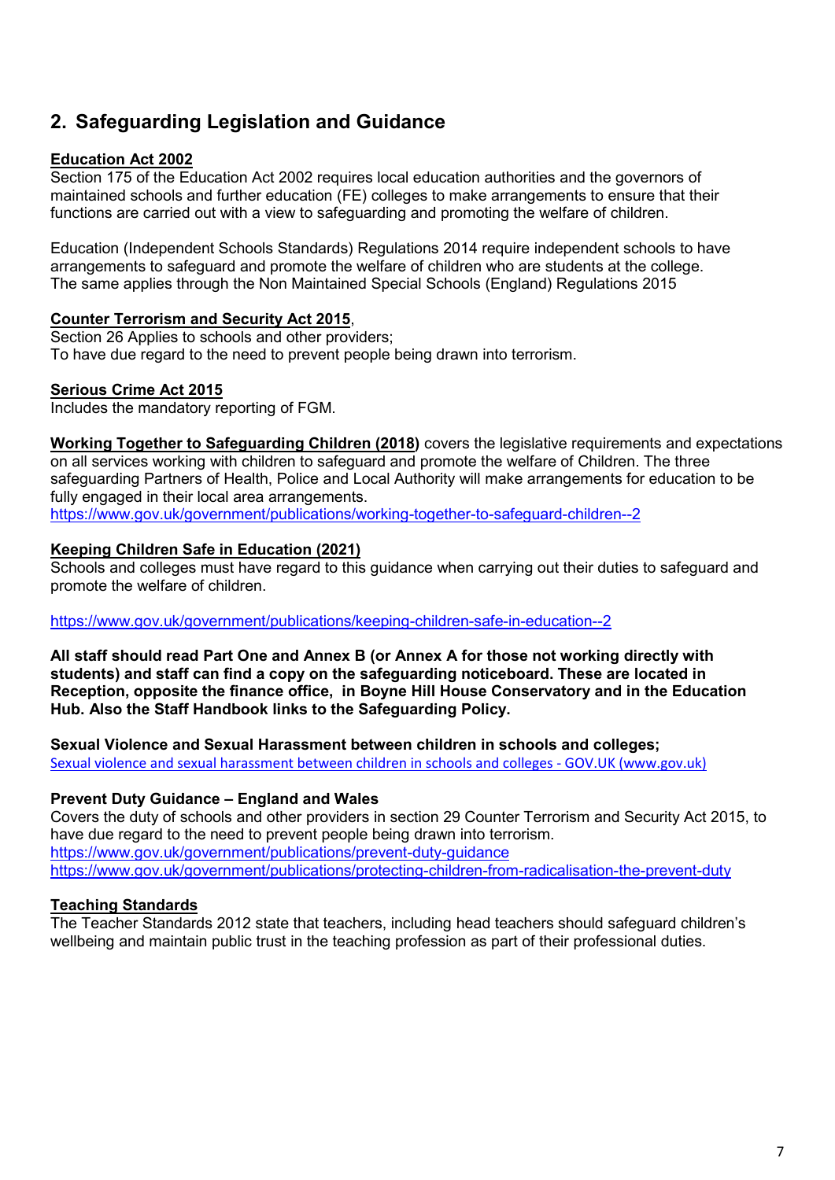## 2. Safeguarding Legislation and Guidance

**Education Act 2002**
Section 175 of the Education Act 2002 requires local education authorities and the governors of maintained schools and further education (FE) colleges to make arrangements to ensure that their functions are carried out with a view to safeguarding and promoting the welfare of children.

Education (Independent Schools Standards) Regulations 2014 require independent schools to have arrangements to safeguard and promote the welfare of children who are students at the college. The same applies through the Non Maintained Special Schools (England) Regulations 2015

**Counter Terrorism and Security Act 2015**,
Section 26 Applies to schools and other providers;
To have due regard to the need to prevent people being drawn into terrorism.

**Serious Crime Act 2015**
Includes the mandatory reporting of FGM.

**Working Together to Safeguarding Children (2018)** covers the legislative requirements and expectations on all services working with children to safeguard and promote the welfare of Children. The three safeguarding Partners of Health, Police and Local Authority will make arrangements for education to be fully engaged in their local area arrangements.
https://www.gov.uk/government/publications/working-together-to-safeguard-children--2

**Keeping Children Safe in Education (2021)**
Schools and colleges must have regard to this guidance when carrying out their duties to safeguard and promote the welfare of children.

https://www.gov.uk/government/publications/keeping-children-safe-in-education--2

**All staff should read Part One and Annex B (or Annex A for those not working directly with students) and staff can find a copy on the safeguarding noticeboard. These are located in Reception, opposite the finance office, in Boyne Hill House Conservatory and in the Education Hub. Also the Staff Handbook links to the Safeguarding Policy.**

**Sexual Violence and Sexual Harassment between children in schools and colleges;**
Sexual violence and sexual harassment between children in schools and colleges - GOV.UK (www.gov.uk)

**Prevent Duty Guidance – England and Wales**
Covers the duty of schools and other providers in section 29 Counter Terrorism and Security Act 2015, to have due regard to the need to prevent people being drawn into terrorism.
https://www.gov.uk/government/publications/prevent-duty-guidance
https://www.gov.uk/government/publications/protecting-children-from-radicalisation-the-prevent-duty

**Teaching Standards**
The Teacher Standards 2012 state that teachers, including head teachers should safeguard children's wellbeing and maintain public trust in the teaching profession as part of their professional duties.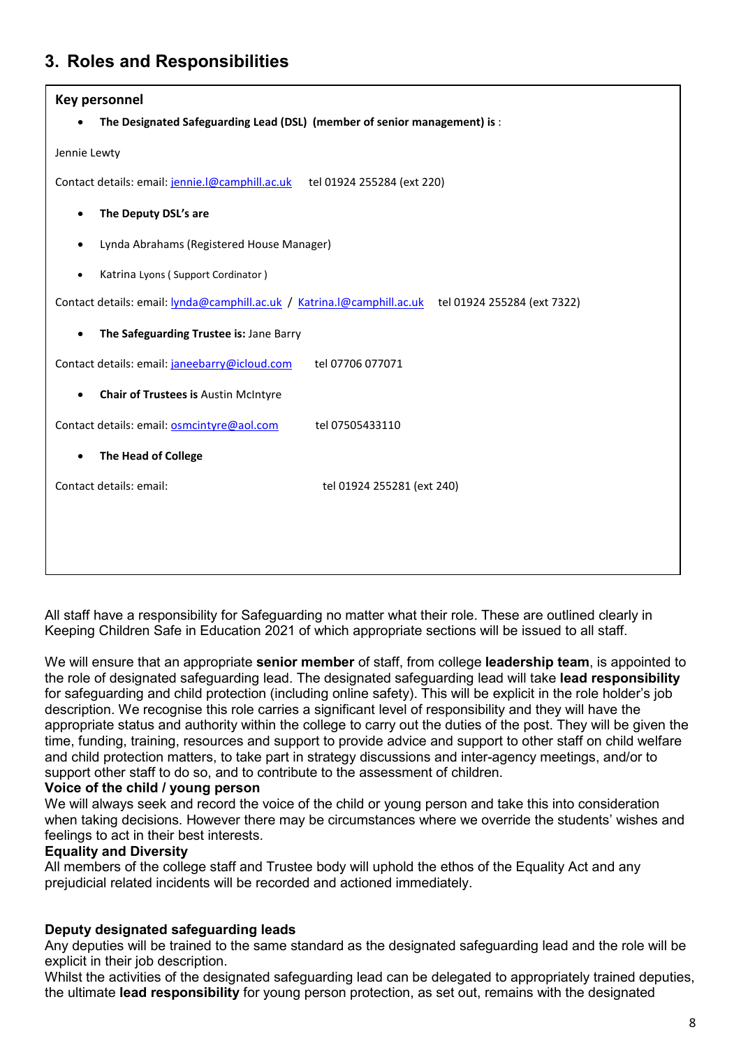## 3. Roles and Responsibilities

**Key personnel**

- **The Designated Safeguarding Lead (DSL) (member of senior management) is** :

Jennie Lewty

Contact details: email: jennie.l@camphill.ac.uk tel 01924 255284 (ext 220)

- **The Deputy DSL's are**
- Lynda Abrahams (Registered House Manager)
- Katrina Lyons ( Support Cordinator )

Contact details: email: lynda@camphill.ac.uk / Katrina.l@camphill.ac.uk tel 01924 255284 (ext 7322)

- **The Safeguarding Trustee is:** Jane Barry

Contact details: email: janeebarry@icloud.com tel 07706 077071

- **Chair of Trustees is** Austin McIntyre

Contact details: email: osmcintyre@aol.com tel 07505433110

- **The Head of College**

Contact details: email: tel 01924 255281 (ext 240)

All staff have a responsibility for Safeguarding no matter what their role. These are outlined clearly in Keeping Children Safe in Education 2021 of which appropriate sections will be issued to all staff.

We will ensure that an appropriate **senior member** of staff, from college **leadership team**, is appointed to the role of designated safeguarding lead. The designated safeguarding lead will take **lead responsibility** for safeguarding and child protection (including online safety). This will be explicit in the role holder's job description. We recognise this role carries a significant level of responsibility and they will have the appropriate status and authority within the college to carry out the duties of the post. They will be given the time, funding, training, resources and support to provide advice and support to other staff on child welfare and child protection matters, to take part in strategy discussions and inter-agency meetings, and/or to support other staff to do so, and to contribute to the assessment of children.

**Voice of the child / young person**

We will always seek and record the voice of the child or young person and take this into consideration when taking decisions. However there may be circumstances where we override the students' wishes and feelings to act in their best interests.

**Equality and Diversity**

All members of the college staff and Trustee body will uphold the ethos of the Equality Act and any prejudicial related incidents will be recorded and actioned immediately.

**Deputy designated safeguarding leads**

Any deputies will be trained to the same standard as the designated safeguarding lead and the role will be explicit in their job description.

Whilst the activities of the designated safeguarding lead can be delegated to appropriately trained deputies, the ultimate **lead responsibility** for young person protection, as set out, remains with the designated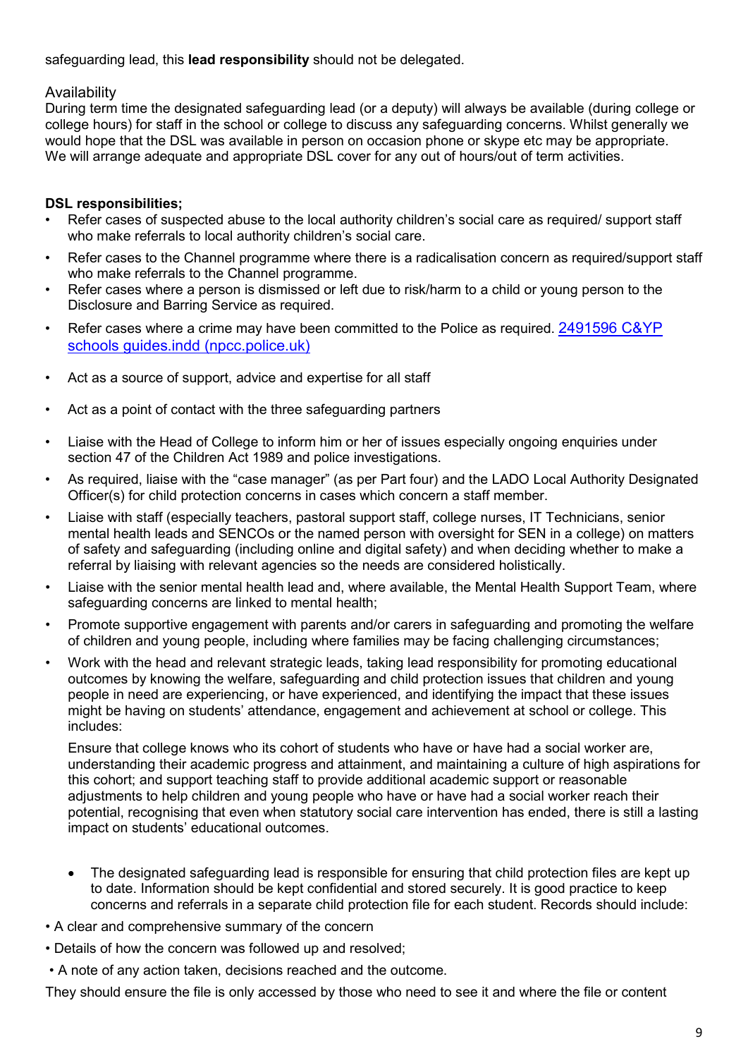safeguarding lead, this **lead responsibility** should not be delegated.

Availability
During term time the designated safeguarding lead (or a deputy) will always be available (during college or college hours) for staff in the school or college to discuss any safeguarding concerns. Whilst generally we would hope that the DSL was available in person on occasion phone or skype etc may be appropriate. We will arrange adequate and appropriate DSL cover for any out of hours/out of term activities.

**DSL responsibilities;**

- Refer cases of suspected abuse to the local authority children's social care as required/ support staff who make referrals to local authority children's social care.
- Refer cases to the Channel programme where there is a radicalisation concern as required/support staff who make referrals to the Channel programme.
- Refer cases where a person is dismissed or left due to risk/harm to a child or young person to the Disclosure and Barring Service as required.
- Refer cases where a crime may have been committed to the Police as required. [2491596 C&YP schools guides.indd (npcc.police.uk)]()
- Act as a source of support, advice and expertise for all staff
- Act as a point of contact with the three safeguarding partners
- Liaise with the Head of College to inform him or her of issues especially ongoing enquiries under section 47 of the Children Act 1989 and police investigations.
- As required, liaise with the "case manager" (as per Part four) and the LADO Local Authority Designated Officer(s) for child protection concerns in cases which concern a staff member.
- Liaise with staff (especially teachers, pastoral support staff, college nurses, IT Technicians, senior mental health leads and SENCOs or the named person with oversight for SEN in a college) on matters of safety and safeguarding (including online and digital safety) and when deciding whether to make a referral by liaising with relevant agencies so the needs are considered holistically.
- Liaise with the senior mental health lead and, where available, the Mental Health Support Team, where safeguarding concerns are linked to mental health;
- Promote supportive engagement with parents and/or carers in safeguarding and promoting the welfare of children and young people, including where families may be facing challenging circumstances;
- Work with the head and relevant strategic leads, taking lead responsibility for promoting educational outcomes by knowing the welfare, safeguarding and child protection issues that children and young people in need are experiencing, or have experienced, and identifying the impact that these issues might be having on students' attendance, engagement and achievement at school or college. This includes:

  Ensure that college knows who its cohort of students who have or have had a social worker are, understanding their academic progress and attainment, and maintaining a culture of high aspirations for this cohort; and support teaching staff to provide additional academic support or reasonable adjustments to help children and young people who have or have had a social worker reach their potential, recognising that even when statutory social care intervention has ended, there is still a lasting impact on students' educational outcomes.

  - The designated safeguarding lead is responsible for ensuring that child protection files are kept up to date. Information should be kept confidential and stored securely. It is good practice to keep concerns and referrals in a separate child protection file for each student. Records should include:

- A clear and comprehensive summary of the concern
- Details of how the concern was followed up and resolved;
- A note of any action taken, decisions reached and the outcome.

They should ensure the file is only accessed by those who need to see it and where the file or content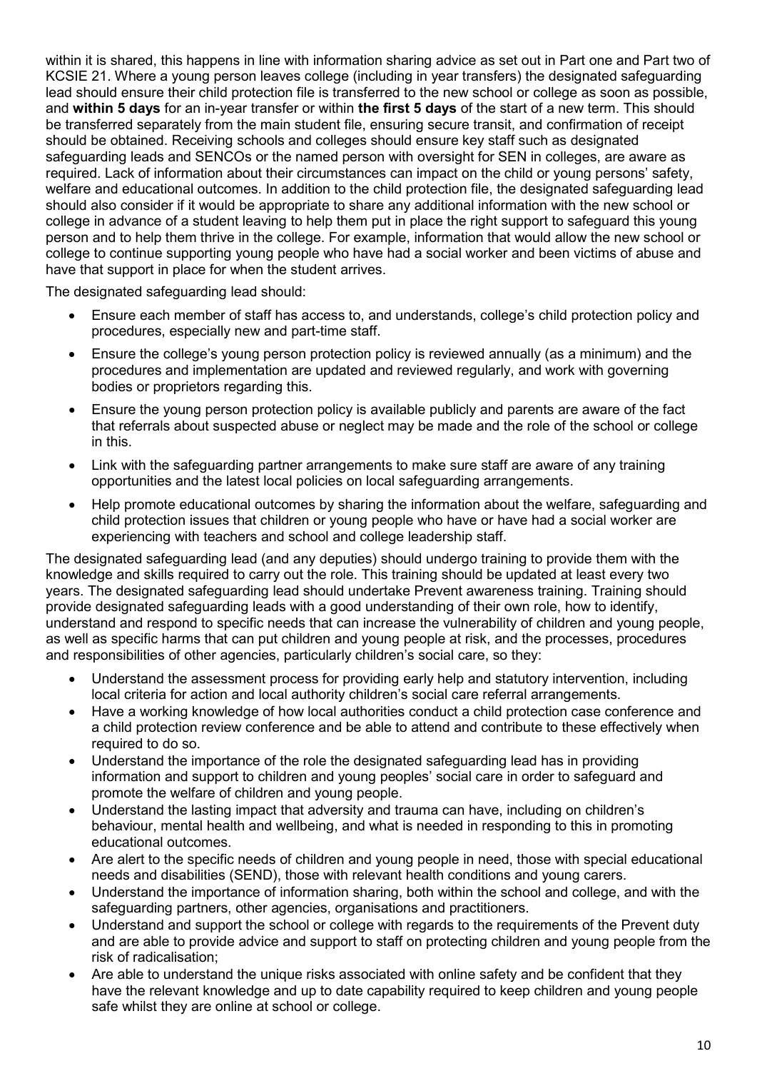within it is shared, this happens in line with information sharing advice as set out in Part one and Part two of KCSIE 21. Where a young person leaves college (including in year transfers) the designated safeguarding lead should ensure their child protection file is transferred to the new school or college as soon as possible, and **within 5 days** for an in-year transfer or within **the first 5 days** of the start of a new term. This should be transferred separately from the main student file, ensuring secure transit, and confirmation of receipt should be obtained. Receiving schools and colleges should ensure key staff such as designated safeguarding leads and SENCOs or the named person with oversight for SEN in colleges, are aware as required. Lack of information about their circumstances can impact on the child or young persons' safety, welfare and educational outcomes. In addition to the child protection file, the designated safeguarding lead should also consider if it would be appropriate to share any additional information with the new school or college in advance of a student leaving to help them put in place the right support to safeguard this young person and to help them thrive in the college. For example, information that would allow the new school or college to continue supporting young people who have had a social worker and been victims of abuse and have that support in place for when the student arrives.

The designated safeguarding lead should:

- Ensure each member of staff has access to, and understands, college's child protection policy and procedures, especially new and part-time staff.
- Ensure the college's young person protection policy is reviewed annually (as a minimum) and the procedures and implementation are updated and reviewed regularly, and work with governing bodies or proprietors regarding this.
- Ensure the young person protection policy is available publicly and parents are aware of the fact that referrals about suspected abuse or neglect may be made and the role of the school or college in this.
- Link with the safeguarding partner arrangements to make sure staff are aware of any training opportunities and the latest local policies on local safeguarding arrangements.
- Help promote educational outcomes by sharing the information about the welfare, safeguarding and child protection issues that children or young people who have or have had a social worker are experiencing with teachers and school and college leadership staff.

The designated safeguarding lead (and any deputies) should undergo training to provide them with the knowledge and skills required to carry out the role. This training should be updated at least every two years. The designated safeguarding lead should undertake Prevent awareness training. Training should provide designated safeguarding leads with a good understanding of their own role, how to identify, understand and respond to specific needs that can increase the vulnerability of children and young people, as well as specific harms that can put children and young people at risk, and the processes, procedures and responsibilities of other agencies, particularly children's social care, so they:

- Understand the assessment process for providing early help and statutory intervention, including local criteria for action and local authority children's social care referral arrangements.
- Have a working knowledge of how local authorities conduct a child protection case conference and a child protection review conference and be able to attend and contribute to these effectively when required to do so.
- Understand the importance of the role the designated safeguarding lead has in providing information and support to children and young peoples' social care in order to safeguard and promote the welfare of children and young people.
- Understand the lasting impact that adversity and trauma can have, including on children's behaviour, mental health and wellbeing, and what is needed in responding to this in promoting educational outcomes.
- Are alert to the specific needs of children and young people in need, those with special educational needs and disabilities (SEND), those with relevant health conditions and young carers.
- Understand the importance of information sharing, both within the school and college, and with the safeguarding partners, other agencies, organisations and practitioners.
- Understand and support the school or college with regards to the requirements of the Prevent duty and are able to provide advice and support to staff on protecting children and young people from the risk of radicalisation;
- Are able to understand the unique risks associated with online safety and be confident that they have the relevant knowledge and up to date capability required to keep children and young people safe whilst they are online at school or college.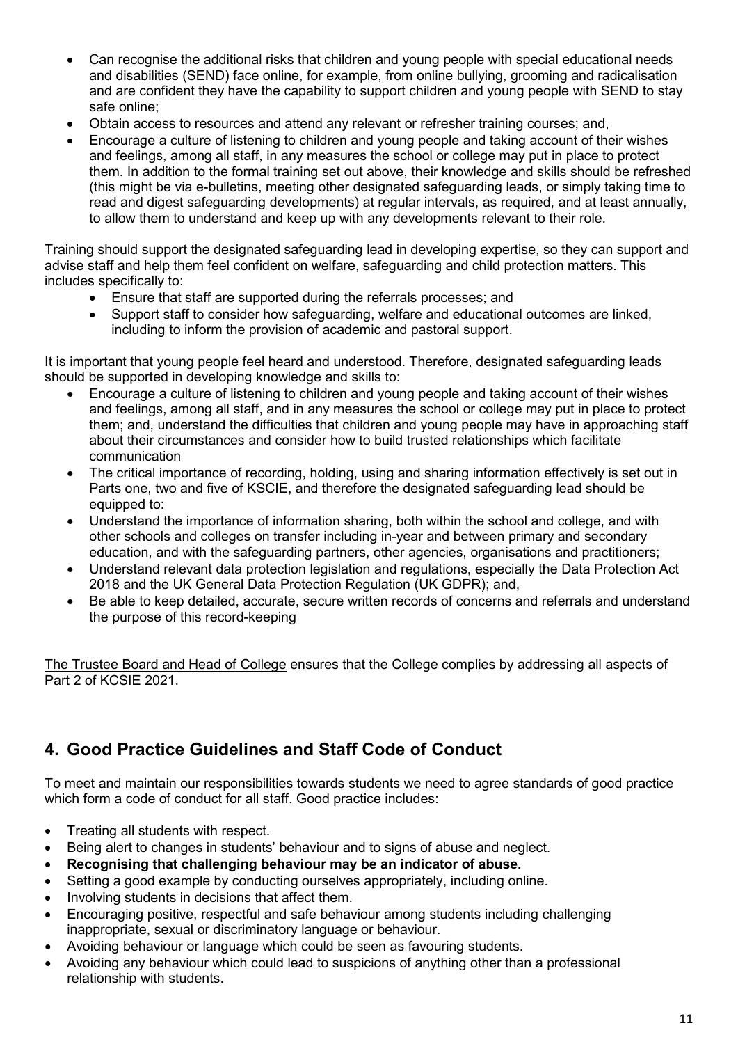- Can recognise the additional risks that children and young people with special educational needs and disabilities (SEND) face online, for example, from online bullying, grooming and radicalisation and are confident they have the capability to support children and young people with SEND to stay safe online;
- Obtain access to resources and attend any relevant or refresher training courses; and,
- Encourage a culture of listening to children and young people and taking account of their wishes and feelings, among all staff, in any measures the school or college may put in place to protect them. In addition to the formal training set out above, their knowledge and skills should be refreshed (this might be via e-bulletins, meeting other designated safeguarding leads, or simply taking time to read and digest safeguarding developments) at regular intervals, as required, and at least annually, to allow them to understand and keep up with any developments relevant to their role.

Training should support the designated safeguarding lead in developing expertise, so they can support and advise staff and help them feel confident on welfare, safeguarding and child protection matters. This includes specifically to:

- Ensure that staff are supported during the referrals processes; and
- Support staff to consider how safeguarding, welfare and educational outcomes are linked, including to inform the provision of academic and pastoral support.

It is important that young people feel heard and understood. Therefore, designated safeguarding leads should be supported in developing knowledge and skills to:

- Encourage a culture of listening to children and young people and taking account of their wishes and feelings, among all staff, and in any measures the school or college may put in place to protect them; and, understand the difficulties that children and young people may have in approaching staff about their circumstances and consider how to build trusted relationships which facilitate communication
- The critical importance of recording, holding, using and sharing information effectively is set out in Parts one, two and five of KSCIE, and therefore the designated safeguarding lead should be equipped to:
- Understand the importance of information sharing, both within the school and college, and with other schools and colleges on transfer including in-year and between primary and secondary education, and with the safeguarding partners, other agencies, organisations and practitioners;
- Understand relevant data protection legislation and regulations, especially the Data Protection Act 2018 and the UK General Data Protection Regulation (UK GDPR); and,
- Be able to keep detailed, accurate, secure written records of concerns and referrals and understand the purpose of this record-keeping

The Trustee Board and Head of College ensures that the College complies by addressing all aspects of Part 2 of KCSIE 2021.

## 4. Good Practice Guidelines and Staff Code of Conduct

To meet and maintain our responsibilities towards students we need to agree standards of good practice which form a code of conduct for all staff. Good practice includes:

- Treating all students with respect.
- Being alert to changes in students' behaviour and to signs of abuse and neglect.
- **Recognising that challenging behaviour may be an indicator of abuse.**
- Setting a good example by conducting ourselves appropriately, including online.
- Involving students in decisions that affect them.
- Encouraging positive, respectful and safe behaviour among students including challenging inappropriate, sexual or discriminatory language or behaviour.
- Avoiding behaviour or language which could be seen as favouring students.
- Avoiding any behaviour which could lead to suspicions of anything other than a professional relationship with students.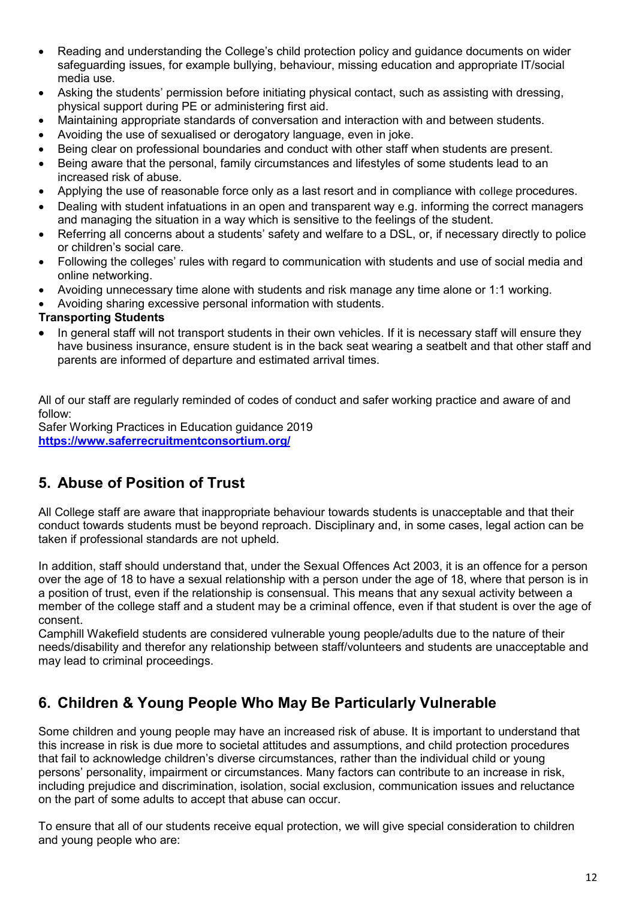- Reading and understanding the College's child protection policy and guidance documents on wider safeguarding issues, for example bullying, behaviour, missing education and appropriate IT/social media use.
- Asking the students' permission before initiating physical contact, such as assisting with dressing, physical support during PE or administering first aid.
- Maintaining appropriate standards of conversation and interaction with and between students.
- Avoiding the use of sexualised or derogatory language, even in joke.
- Being clear on professional boundaries and conduct with other staff when students are present.
- Being aware that the personal, family circumstances and lifestyles of some students lead to an increased risk of abuse.
- Applying the use of reasonable force only as a last resort and in compliance with college procedures.
- Dealing with student infatuations in an open and transparent way e.g. informing the correct managers and managing the situation in a way which is sensitive to the feelings of the student.
- Referring all concerns about a students' safety and welfare to a DSL, or, if necessary directly to police or children's social care.
- Following the colleges' rules with regard to communication with students and use of social media and online networking.
- Avoiding unnecessary time alone with students and risk manage any time alone or 1:1 working.
- Avoiding sharing excessive personal information with students.

**Transporting Students**

- In general staff will not transport students in their own vehicles. If it is necessary staff will ensure they have business insurance, ensure student is in the back seat wearing a seatbelt and that other staff and parents are informed of departure and estimated arrival times.

All of our staff are regularly reminded of codes of conduct and safer working practice and aware of and follow:
Safer Working Practices in Education guidance 2019
**https://www.saferrecruitmentconsortium.org/**

## 5. Abuse of Position of Trust

All College staff are aware that inappropriate behaviour towards students is unacceptable and that their conduct towards students must be beyond reproach. Disciplinary and, in some cases, legal action can be taken if professional standards are not upheld.

In addition, staff should understand that, under the Sexual Offences Act 2003, it is an offence for a person over the age of 18 to have a sexual relationship with a person under the age of 18, where that person is in a position of trust, even if the relationship is consensual. This means that any sexual activity between a member of the college staff and a student may be a criminal offence, even if that student is over the age of consent.
Camphill Wakefield students are considered vulnerable young people/adults due to the nature of their needs/disability and therefor any relationship between staff/volunteers and students are unacceptable and may lead to criminal proceedings.

## 6. Children & Young People Who May Be Particularly Vulnerable

Some children and young people may have an increased risk of abuse. It is important to understand that this increase in risk is due more to societal attitudes and assumptions, and child protection procedures that fail to acknowledge children's diverse circumstances, rather than the individual child or young persons' personality, impairment or circumstances. Many factors can contribute to an increase in risk, including prejudice and discrimination, isolation, social exclusion, communication issues and reluctance on the part of some adults to accept that abuse can occur.

To ensure that all of our students receive equal protection, we will give special consideration to children and young people who are: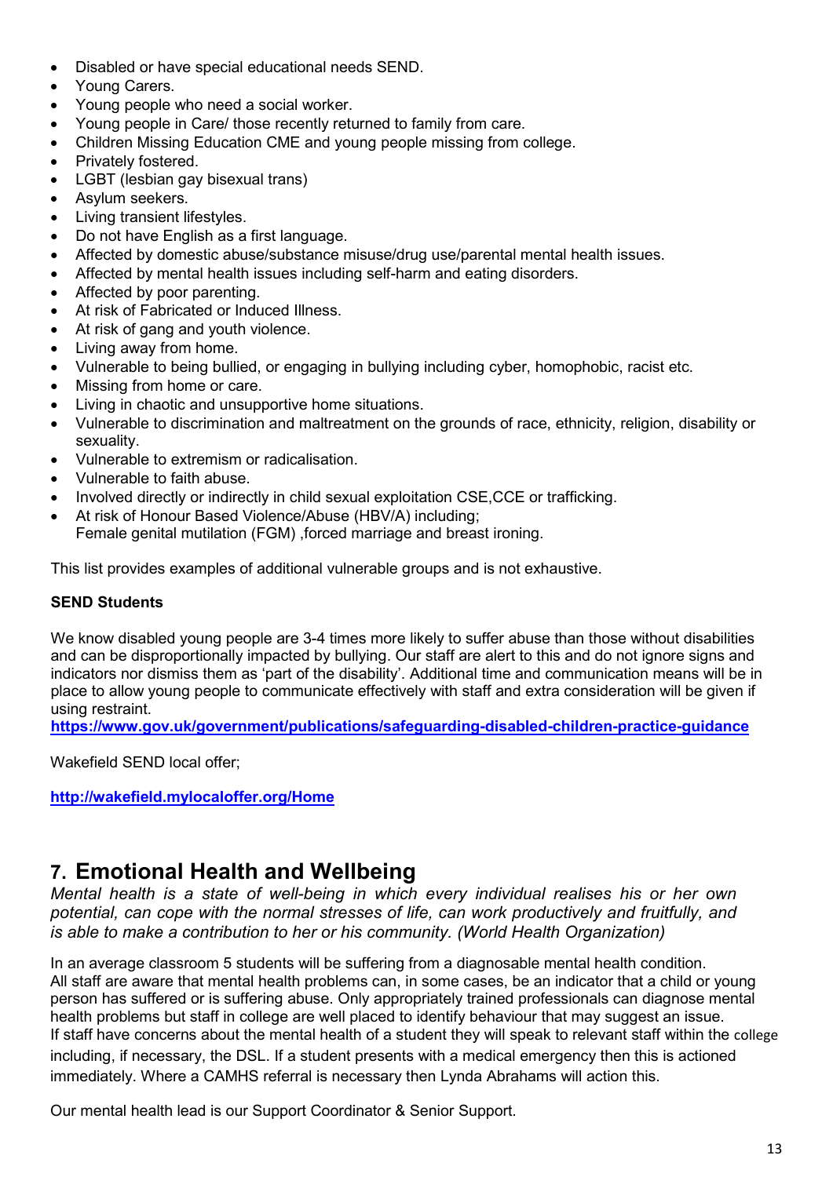- Disabled or have special educational needs SEND.
- Young Carers.
- Young people who need a social worker.
- Young people in Care/ those recently returned to family from care.
- Children Missing Education CME and young people missing from college.
- Privately fostered.
- LGBT (lesbian gay bisexual trans)
- Asylum seekers.
- Living transient lifestyles.
- Do not have English as a first language.
- Affected by domestic abuse/substance misuse/drug use/parental mental health issues.
- Affected by mental health issues including self-harm and eating disorders.
- Affected by poor parenting.
- At risk of Fabricated or Induced Illness.
- At risk of gang and youth violence.
- Living away from home.
- Vulnerable to being bullied, or engaging in bullying including cyber, homophobic, racist etc.
- Missing from home or care.
- Living in chaotic and unsupportive home situations.
- Vulnerable to discrimination and maltreatment on the grounds of race, ethnicity, religion, disability or sexuality.
- Vulnerable to extremism or radicalisation.
- Vulnerable to faith abuse.
- Involved directly or indirectly in child sexual exploitation CSE,CCE or trafficking.
- At risk of Honour Based Violence/Abuse (HBV/A) including;
  Female genital mutilation (FGM) ,forced marriage and breast ironing.

This list provides examples of additional vulnerable groups and is not exhaustive.

**SEND Students**

We know disabled young people are 3-4 times more likely to suffer abuse than those without disabilities and can be disproportionally impacted by bullying. Our staff are alert to this and do not ignore signs and indicators nor dismiss them as 'part of the disability'. Additional time and communication means will be in place to allow young people to communicate effectively with staff and extra consideration will be given if using restraint.
**https://www.gov.uk/government/publications/safeguarding-disabled-children-practice-guidance**

Wakefield SEND local offer;

**http://wakefield.mylocaloffer.org/Home**

## 7. Emotional Health and Wellbeing

*Mental health is a state of well-being in which every individual realises his or her own potential, can cope with the normal stresses of life, can work productively and fruitfully, and is able to make a contribution to her or his community. (World Health Organization)*

In an average classroom 5 students will be suffering from a diagnosable mental health condition. All staff are aware that mental health problems can, in some cases, be an indicator that a child or young person has suffered or is suffering abuse. Only appropriately trained professionals can diagnose mental health problems but staff in college are well placed to identify behaviour that may suggest an issue. If staff have concerns about the mental health of a student they will speak to relevant staff within the college including, if necessary, the DSL. If a student presents with a medical emergency then this is actioned immediately. Where a CAMHS referral is necessary then Lynda Abrahams will action this.

Our mental health lead is our Support Coordinator & Senior Support.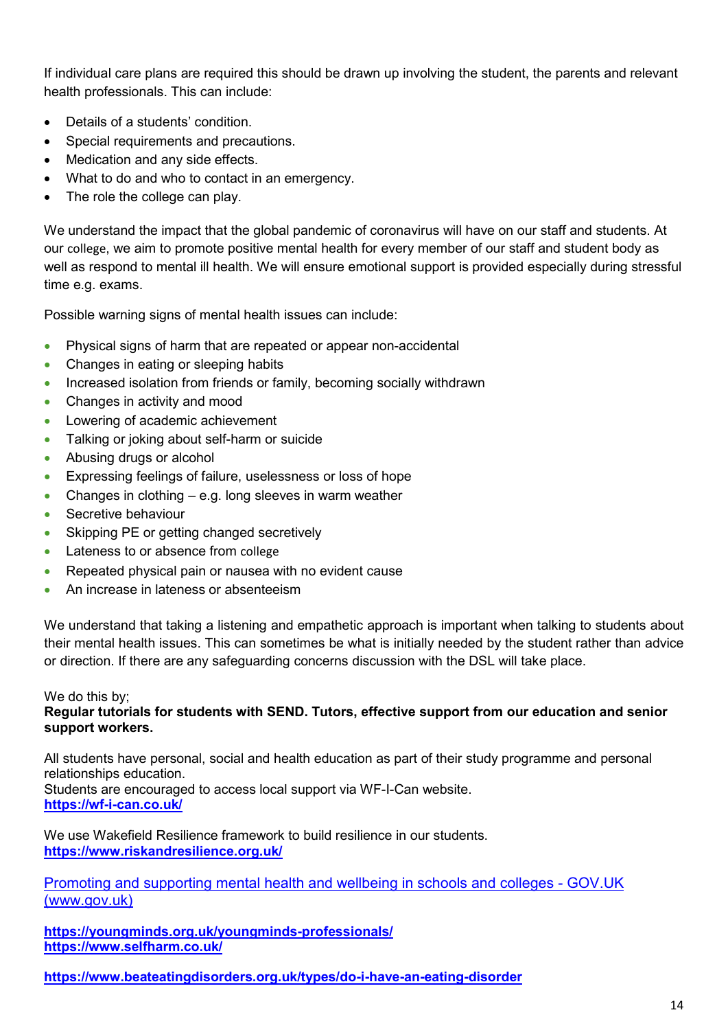If individual care plans are required this should be drawn up involving the student, the parents and relevant health professionals. This can include:

- Details of a students' condition.
- Special requirements and precautions.
- Medication and any side effects.
- What to do and who to contact in an emergency.
- The role the college can play.

We understand the impact that the global pandemic of coronavirus will have on our staff and students. At our college, we aim to promote positive mental health for every member of our staff and student body as well as respond to mental ill health. We will ensure emotional support is provided especially during stressful time e.g. exams.

Possible warning signs of mental health issues can include:

- Physical signs of harm that are repeated or appear non-accidental
- Changes in eating or sleeping habits
- Increased isolation from friends or family, becoming socially withdrawn
- Changes in activity and mood
- Lowering of academic achievement
- Talking or joking about self-harm or suicide
- Abusing drugs or alcohol
- Expressing feelings of failure, uselessness or loss of hope
- Changes in clothing – e.g. long sleeves in warm weather
- Secretive behaviour
- Skipping PE or getting changed secretively
- Lateness to or absence from college
- Repeated physical pain or nausea with no evident cause
- An increase in lateness or absenteeism

We understand that taking a listening and empathetic approach is important when talking to students about their mental health issues. This can sometimes be what is initially needed by the student rather than advice or direction. If there are any safeguarding concerns discussion with the DSL will take place.

We do this by;
**Regular tutorials for students with SEND. Tutors, effective support from our education and senior support workers.**

All students have personal, social and health education as part of their study programme and personal relationships education.
Students are encouraged to access local support via WF-I-Can website.
**https://wf-i-can.co.uk/**

We use Wakefield Resilience framework to build resilience in our students.
**https://www.riskandresilience.org.uk/**

Promoting and supporting mental health and wellbeing in schools and colleges - GOV.UK (www.gov.uk)

**https://youngminds.org.uk/youngminds-professionals/**
**https://www.selfharm.co.uk/**

**https://www.beateatingdisorders.org.uk/types/do-i-have-an-eating-disorder**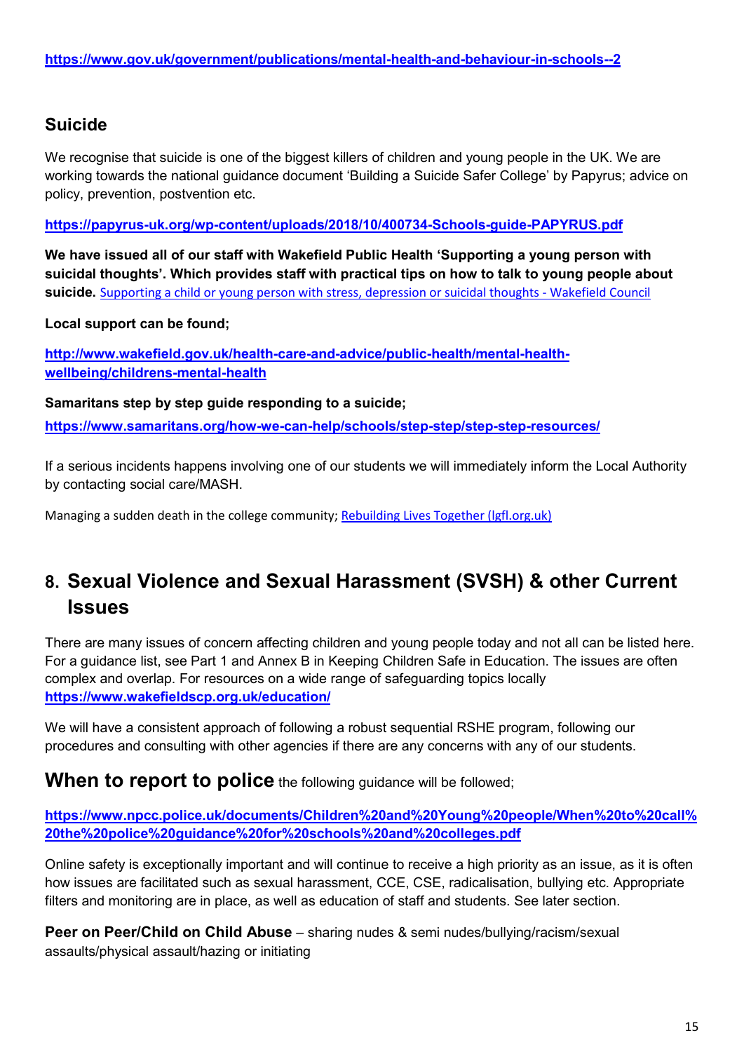**https://www.gov.uk/government/publications/mental-health-and-behaviour-in-schools--2**

## Suicide

We recognise that suicide is one of the biggest killers of children and young people in the UK. We are working towards the national guidance document 'Building a Suicide Safer College' by Papyrus; advice on policy, prevention, postvention etc.

**https://papyrus-uk.org/wp-content/uploads/2018/10/400734-Schools-guide-PAPYRUS.pdf**

**We have issued all of our staff with Wakefield Public Health 'Supporting a young person with suicidal thoughts'. Which provides staff with practical tips on how to talk to young people about suicide.** Supporting a child or young person with stress, depression or suicidal thoughts - Wakefield Council

**Local support can be found;**

**http://www.wakefield.gov.uk/health-care-and-advice/public-health/mental-health-wellbeing/childrens-mental-health**

**Samaritans step by step guide responding to a suicide;**

**https://www.samaritans.org/how-we-can-help/schools/step-step/step-step-resources/**

If a serious incidents happens involving one of our students we will immediately inform the Local Authority by contacting social care/MASH.

Managing a sudden death in the college community; Rebuilding Lives Together (lgfl.org.uk)

# 8. Sexual Violence and Sexual Harassment (SVSH) & other Current Issues

There are many issues of concern affecting children and young people today and not all can be listed here. For a guidance list, see Part 1 and Annex B in Keeping Children Safe in Education. The issues are often complex and overlap. For resources on a wide range of safeguarding topics locally **https://www.wakefieldscp.org.uk/education/**

We will have a consistent approach of following a robust sequential RSHE program, following our procedures and consulting with other agencies if there are any concerns with any of our students.

## When to report to police the following guidance will be followed;

**https://www.npcc.police.uk/documents/Children%20and%20Young%20people/When%20to%20call%20the%20police%20guidance%20for%20schools%20and%20colleges.pdf**

Online safety is exceptionally important and will continue to receive a high priority as an issue, as it is often how issues are facilitated such as sexual harassment, CCE, CSE, radicalisation, bullying etc. Appropriate filters and monitoring are in place, as well as education of staff and students. See later section.

**Peer on Peer/Child on Child Abuse** – sharing nudes & semi nudes/bullying/racism/sexual assaults/physical assault/hazing or initiating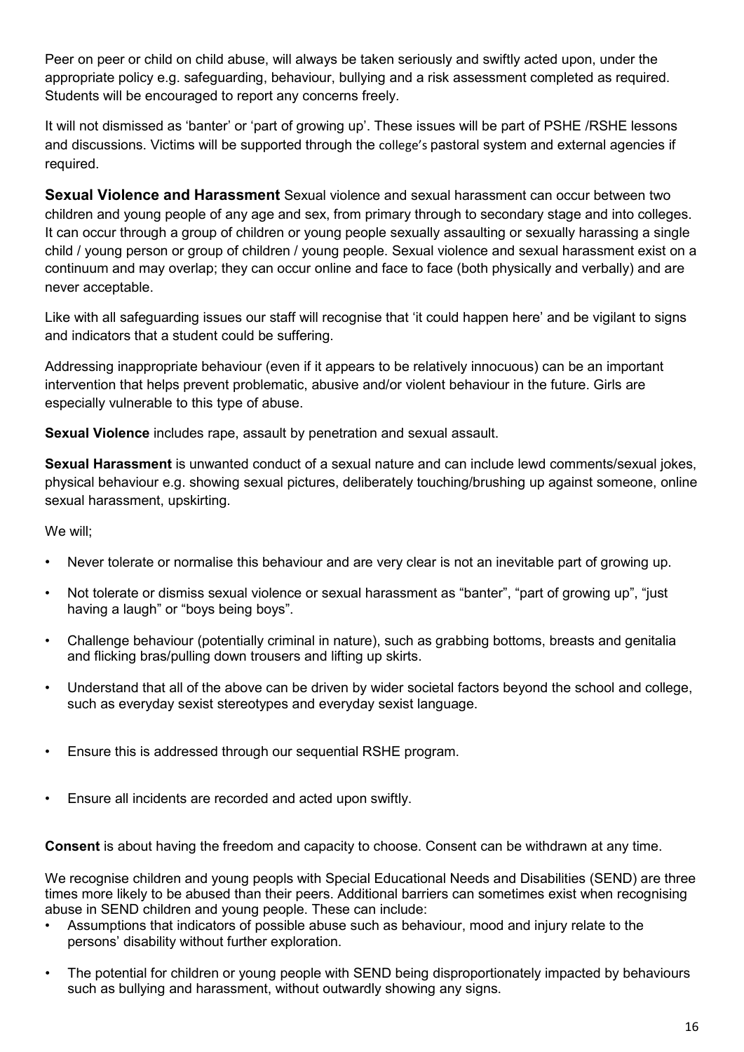Peer on peer or child on child abuse, will always be taken seriously and swiftly acted upon, under the appropriate policy e.g. safeguarding, behaviour, bullying and a risk assessment completed as required. Students will be encouraged to report any concerns freely.

It will not dismissed as 'banter' or 'part of growing up'. These issues will be part of PSHE /RSHE lessons and discussions. Victims will be supported through the college's pastoral system and external agencies if required.

**Sexual Violence and Harassment** Sexual violence and sexual harassment can occur between two children and young people of any age and sex, from primary through to secondary stage and into colleges. It can occur through a group of children or young people sexually assaulting or sexually harassing a single child / young person or group of children / young people. Sexual violence and sexual harassment exist on a continuum and may overlap; they can occur online and face to face (both physically and verbally) and are never acceptable.

Like with all safeguarding issues our staff will recognise that 'it could happen here' and be vigilant to signs and indicators that a student could be suffering.

Addressing inappropriate behaviour (even if it appears to be relatively innocuous) can be an important intervention that helps prevent problematic, abusive and/or violent behaviour in the future. Girls are especially vulnerable to this type of abuse.

**Sexual Violence** includes rape, assault by penetration and sexual assault.

**Sexual Harassment** is unwanted conduct of a sexual nature and can include lewd comments/sexual jokes, physical behaviour e.g. showing sexual pictures, deliberately touching/brushing up against someone, online sexual harassment, upskirting.

We will;

- Never tolerate or normalise this behaviour and are very clear is not an inevitable part of growing up.
- Not tolerate or dismiss sexual violence or sexual harassment as "banter", "part of growing up", "just having a laugh" or "boys being boys".
- Challenge behaviour (potentially criminal in nature), such as grabbing bottoms, breasts and genitalia and flicking bras/pulling down trousers and lifting up skirts.
- Understand that all of the above can be driven by wider societal factors beyond the school and college, such as everyday sexist stereotypes and everyday sexist language.
- Ensure this is addressed through our sequential RSHE program.
- Ensure all incidents are recorded and acted upon swiftly.

**Consent** is about having the freedom and capacity to choose. Consent can be withdrawn at any time.

We recognise children and young peopls with Special Educational Needs and Disabilities (SEND) are three times more likely to be abused than their peers. Additional barriers can sometimes exist when recognising abuse in SEND children and young people. These can include:

- Assumptions that indicators of possible abuse such as behaviour, mood and injury relate to the persons' disability without further exploration.
- The potential for children or young people with SEND being disproportionately impacted by behaviours such as bullying and harassment, without outwardly showing any signs.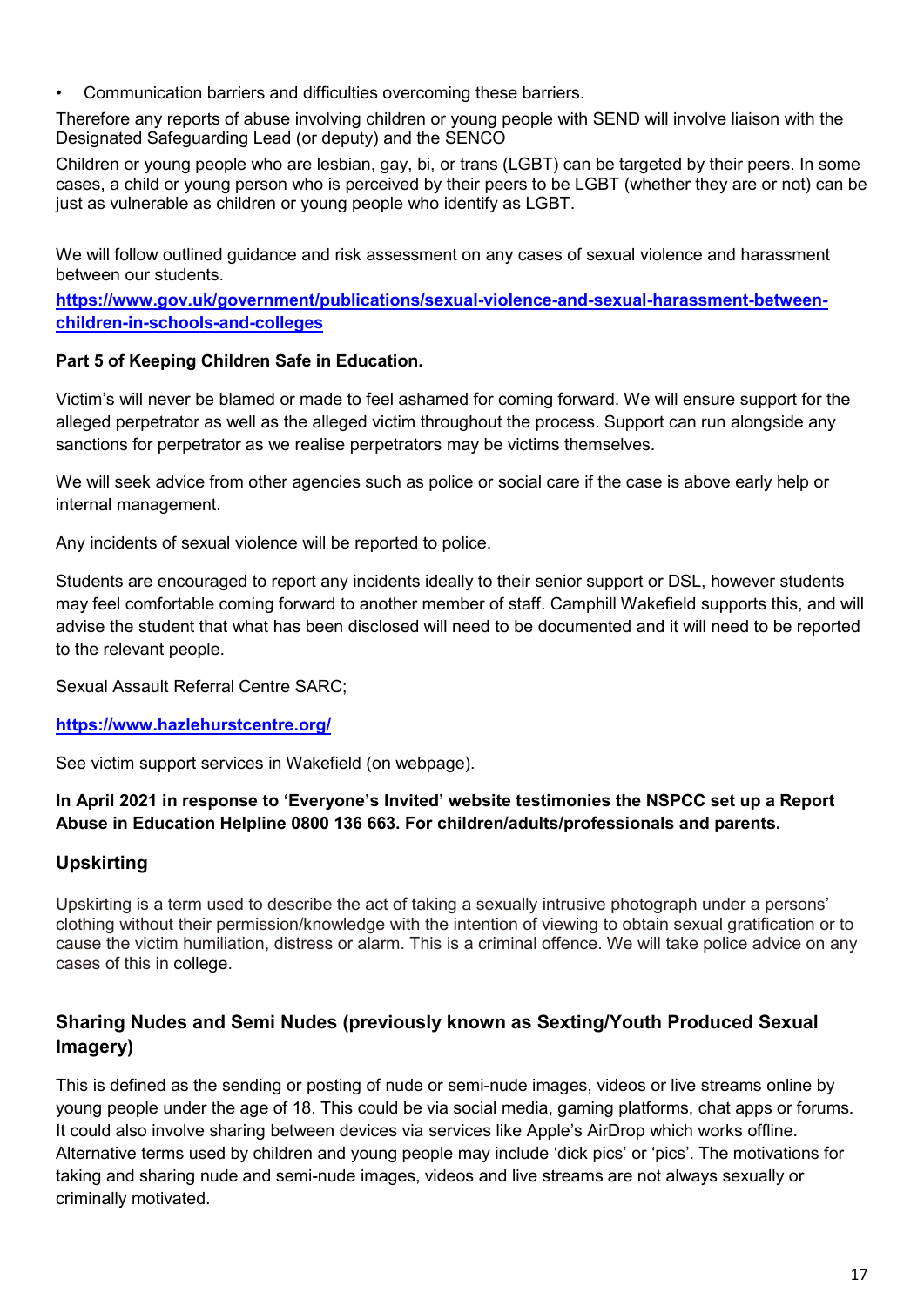- Communication barriers and difficulties overcoming these barriers.

Therefore any reports of abuse involving children or young people with SEND will involve liaison with the Designated Safeguarding Lead (or deputy) and the SENCO

Children or young people who are lesbian, gay, bi, or trans (LGBT) can be targeted by their peers. In some cases, a child or young person who is perceived by their peers to be LGBT (whether they are or not) can be just as vulnerable as children or young people who identify as LGBT.

We will follow outlined guidance and risk assessment on any cases of sexual violence and harassment between our students.

**[https://www.gov.uk/government/publications/sexual-violence-and-sexual-harassment-between-children-in-schools-and-colleges](https://www.gov.uk/government/publications/sexual-violence-and-sexual-harassment-between-children-in-schools-and-colleges)**

**Part 5 of Keeping Children Safe in Education.**

Victim's will never be blamed or made to feel ashamed for coming forward. We will ensure support for the alleged perpetrator as well as the alleged victim throughout the process. Support can run alongside any sanctions for perpetrator as we realise perpetrators may be victims themselves.

We will seek advice from other agencies such as police or social care if the case is above early help or internal management.

Any incidents of sexual violence will be reported to police.

Students are encouraged to report any incidents ideally to their senior support or DSL, however students may feel comfortable coming forward to another member of staff. Camphill Wakefield supports this, and will advise the student that what has been disclosed will need to be documented and it will need to be reported to the relevant people.

Sexual Assault Referral Centre SARC;

**[https://www.hazlehurstcentre.org/](https://www.hazlehurstcentre.org/)**

See victim support services in Wakefield (on webpage).

**In April 2021 in response to 'Everyone's Invited' website testimonies the NSPCC set up a Report Abuse in Education Helpline 0800 136 663. For children/adults/professionals and parents.**

## Upskirting

Upskirting is a term used to describe the act of taking a sexually intrusive photograph under a persons' clothing without their permission/knowledge with the intention of viewing to obtain sexual gratification or to cause the victim humiliation, distress or alarm. This is a criminal offence. We will take police advice on any cases of this in college.

## Sharing Nudes and Semi Nudes (previously known as Sexting/Youth Produced Sexual Imagery)

This is defined as the sending or posting of nude or semi-nude images, videos or live streams online by young people under the age of 18. This could be via social media, gaming platforms, chat apps or forums. It could also involve sharing between devices via services like Apple's AirDrop which works offline. Alternative terms used by children and young people may include 'dick pics' or 'pics'. The motivations for taking and sharing nude and semi-nude images, videos and live streams are not always sexually or criminally motivated.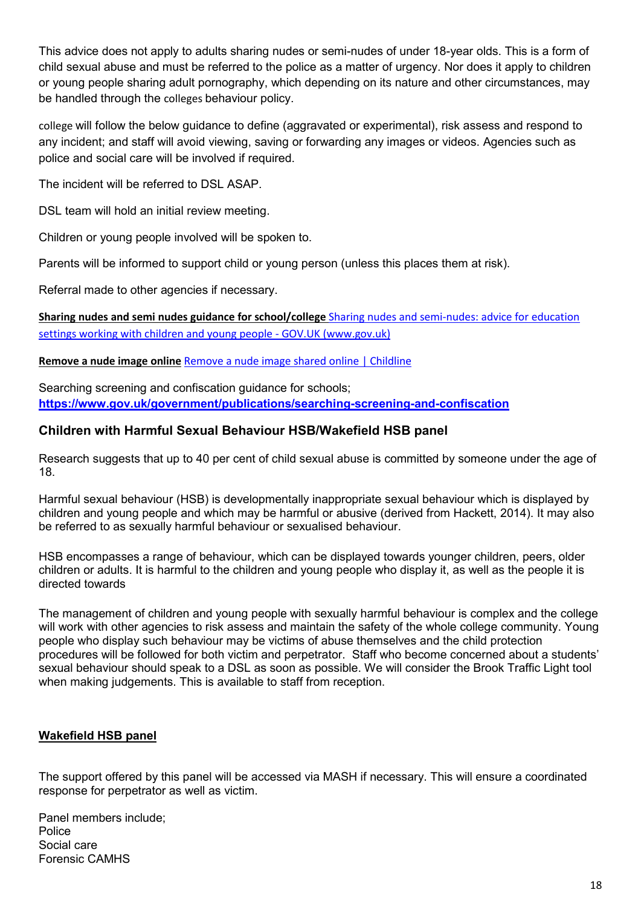This advice does not apply to adults sharing nudes or semi-nudes of under 18-year olds. This is a form of child sexual abuse and must be referred to the police as a matter of urgency. Nor does it apply to children or young people sharing adult pornography, which depending on its nature and other circumstances, may be handled through the colleges behaviour policy.

college will follow the below guidance to define (aggravated or experimental), risk assess and respond to any incident; and staff will avoid viewing, saving or forwarding any images or videos. Agencies such as police and social care will be involved if required.

The incident will be referred to DSL ASAP.

DSL team will hold an initial review meeting.

Children or young people involved will be spoken to.

Parents will be informed to support child or young person (unless this places them at risk).

Referral made to other agencies if necessary.

**Sharing nudes and semi nudes guidance for school/college** [Sharing nudes and semi-nudes: advice for education settings working with children and young people - GOV.UK (www.gov.uk)]()

**Remove a nude image online** [Remove a nude image shared online | Childline]()

Searching screening and confiscation guidance for schools;
**https://www.gov.uk/government/publications/searching-screening-and-confiscation**

## Children with Harmful Sexual Behaviour HSB/Wakefield HSB panel

Research suggests that up to 40 per cent of child sexual abuse is committed by someone under the age of 18.

Harmful sexual behaviour (HSB) is developmentally inappropriate sexual behaviour which is displayed by children and young people and which may be harmful or abusive (derived from Hackett, 2014). It may also be referred to as sexually harmful behaviour or sexualised behaviour.

HSB encompasses a range of behaviour, which can be displayed towards younger children, peers, older children or adults. It is harmful to the children and young people who display it, as well as the people it is directed towards

The management of children and young people with sexually harmful behaviour is complex and the college will work with other agencies to risk assess and maintain the safety of the whole college community. Young people who display such behaviour may be victims of abuse themselves and the child protection procedures will be followed for both victim and perpetrator. Staff who become concerned about a students' sexual behaviour should speak to a DSL as soon as possible. We will consider the Brook Traffic Light tool when making judgements. This is available to staff from reception.

**Wakefield HSB panel**

The support offered by this panel will be accessed via MASH if necessary. This will ensure a coordinated response for perpetrator as well as victim.

Panel members include;
Police
Social care
Forensic CAMHS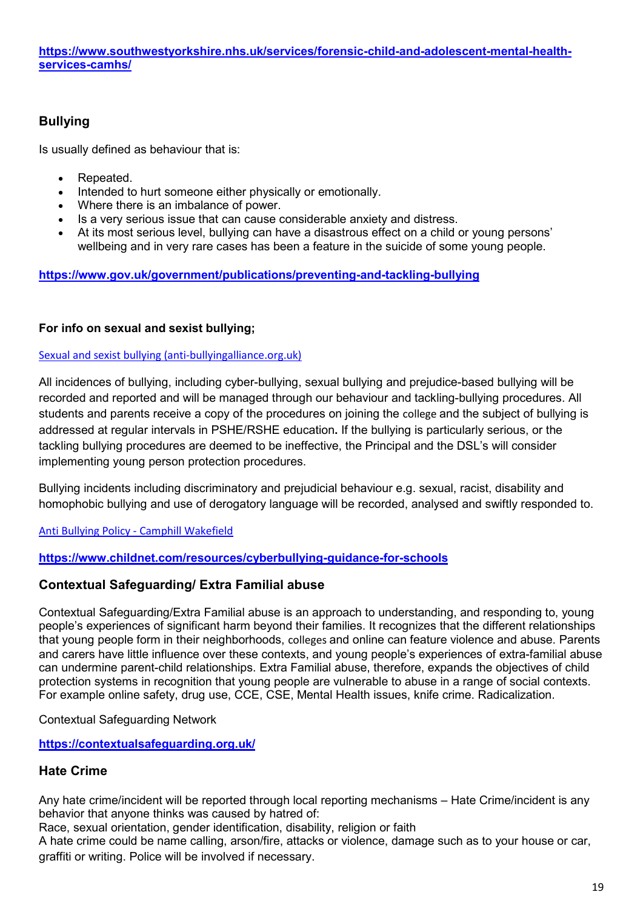**https://www.southwestyorkshire.nhs.uk/services/forensic-child-and-adolescent-mental-health-services-camhs/**

## Bullying

Is usually defined as behaviour that is:

- Repeated.
- Intended to hurt someone either physically or emotionally.
- Where there is an imbalance of power.
- Is a very serious issue that can cause considerable anxiety and distress.
- At its most serious level, bullying can have a disastrous effect on a child or young persons' wellbeing and in very rare cases has been a feature in the suicide of some young people.

**https://www.gov.uk/government/publications/preventing-and-tackling-bullying**

**For info on sexual and sexist bullying;**

Sexual and sexist bullying (anti-bullyingalliance.org.uk)

All incidences of bullying, including cyber-bullying, sexual bullying and prejudice-based bullying will be recorded and reported and will be managed through our behaviour and tackling-bullying procedures. All students and parents receive a copy of the procedures on joining the college and the subject of bullying is addressed at regular intervals in PSHE/RSHE education. If the bullying is particularly serious, or the tackling bullying procedures are deemed to be ineffective, the Principal and the DSL's will consider implementing young person protection procedures.

Bullying incidents including discriminatory and prejudicial behaviour e.g. sexual, racist, disability and homophobic bullying and use of derogatory language will be recorded, analysed and swiftly responded to.

Anti Bullying Policy - Camphill Wakefield

**https://www.childnet.com/resources/cyberbullying-guidance-for-schools**

## Contextual Safeguarding/ Extra Familial abuse

Contextual Safeguarding/Extra Familial abuse is an approach to understanding, and responding to, young people's experiences of significant harm beyond their families. It recognizes that the different relationships that young people form in their neighborhoods, colleges and online can feature violence and abuse. Parents and carers have little influence over these contexts, and young people's experiences of extra-familial abuse can undermine parent-child relationships. Extra Familial abuse, therefore, expands the objectives of child protection systems in recognition that young people are vulnerable to abuse in a range of social contexts. For example online safety, drug use, CCE, CSE, Mental Health issues, knife crime. Radicalization.

Contextual Safeguarding Network

**https://contextualsafeguarding.org.uk/**

## Hate Crime

Any hate crime/incident will be reported through local reporting mechanisms – Hate Crime/incident is any behavior that anyone thinks was caused by hatred of:
Race, sexual orientation, gender identification, disability, religion or faith
A hate crime could be name calling, arson/fire, attacks or violence, damage such as to your house or car, graffiti or writing. Police will be involved if necessary.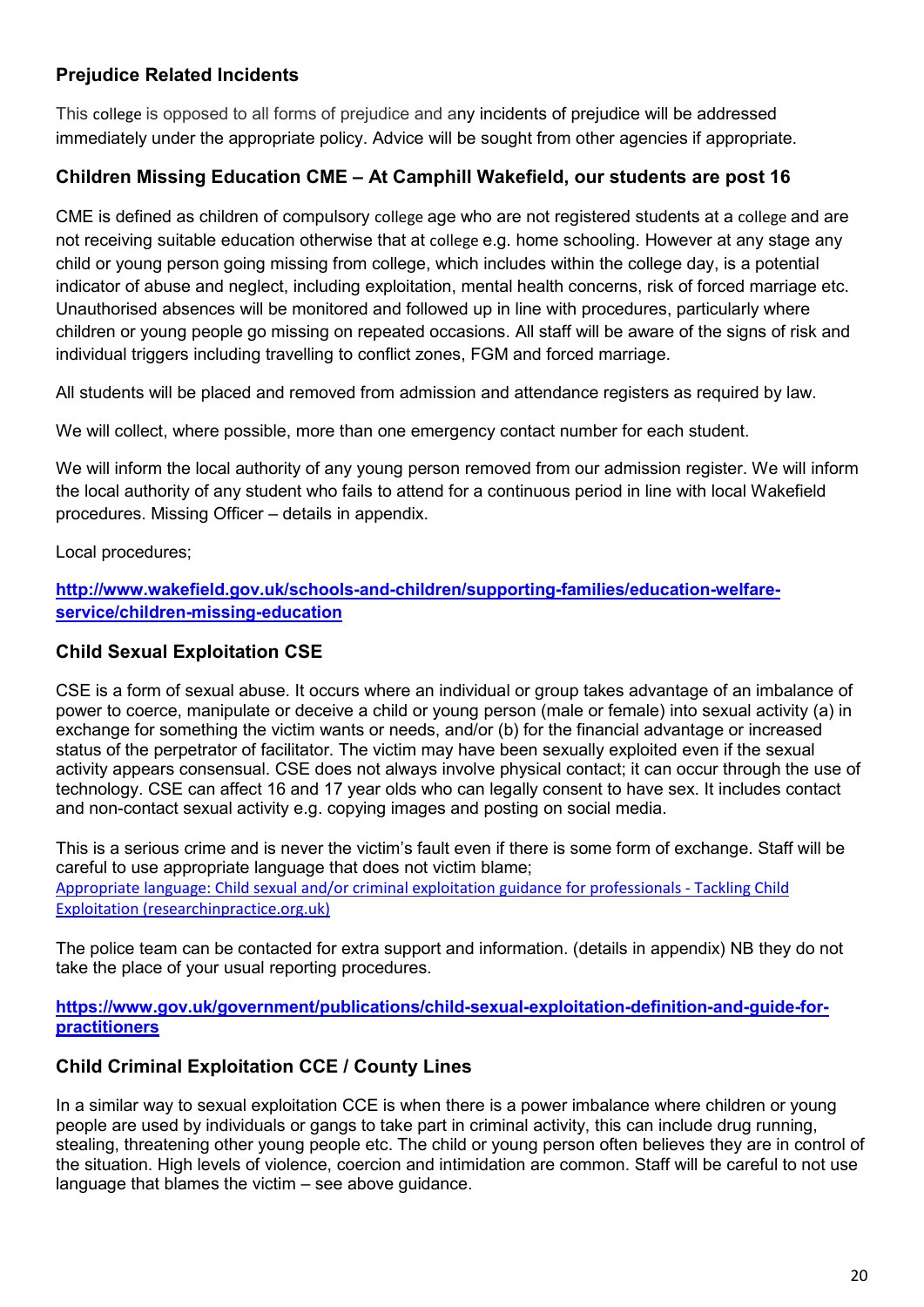### Prejudice Related Incidents

This college is opposed to all forms of prejudice and any incidents of prejudice will be addressed immediately under the appropriate policy. Advice will be sought from other agencies if appropriate.

### Children Missing Education CME – At Camphill Wakefield, our students are post 16

CME is defined as children of compulsory college age who are not registered students at a college and are not receiving suitable education otherwise that at college e.g. home schooling. However at any stage any child or young person going missing from college, which includes within the college day, is a potential indicator of abuse and neglect, including exploitation, mental health concerns, risk of forced marriage etc. Unauthorised absences will be monitored and followed up in line with procedures, particularly where children or young people go missing on repeated occasions. All staff will be aware of the signs of risk and individual triggers including travelling to conflict zones, FGM and forced marriage.

All students will be placed and removed from admission and attendance registers as required by law.

We will collect, where possible, more than one emergency contact number for each student.

We will inform the local authority of any young person removed from our admission register. We will inform the local authority of any student who fails to attend for a continuous period in line with local Wakefield procedures. Missing Officer – details in appendix.

Local procedures;

**http://www.wakefield.gov.uk/schools-and-children/supporting-families/education-welfare-service/children-missing-education**

### Child Sexual Exploitation CSE

CSE is a form of sexual abuse. It occurs where an individual or group takes advantage of an imbalance of power to coerce, manipulate or deceive a child or young person (male or female) into sexual activity (a) in exchange for something the victim wants or needs, and/or (b) for the financial advantage or increased status of the perpetrator of facilitator. The victim may have been sexually exploited even if the sexual activity appears consensual. CSE does not always involve physical contact; it can occur through the use of technology. CSE can affect 16 and 17 year olds who can legally consent to have sex. It includes contact and non-contact sexual activity e.g. copying images and posting on social media.

This is a serious crime and is never the victim's fault even if there is some form of exchange. Staff will be careful to use appropriate language that does not victim blame;
Appropriate language: Child sexual and/or criminal exploitation guidance for professionals - Tackling Child Exploitation (researchinpractice.org.uk)

The police team can be contacted for extra support and information. (details in appendix) NB they do not take the place of your usual reporting procedures.

**https://www.gov.uk/government/publications/child-sexual-exploitation-definition-and-guide-for-practitioners**

### Child Criminal Exploitation CCE / County Lines

In a similar way to sexual exploitation CCE is when there is a power imbalance where children or young people are used by individuals or gangs to take part in criminal activity, this can include drug running, stealing, threatening other young people etc. The child or young person often believes they are in control of the situation. High levels of violence, coercion and intimidation are common. Staff will be careful to not use language that blames the victim – see above guidance.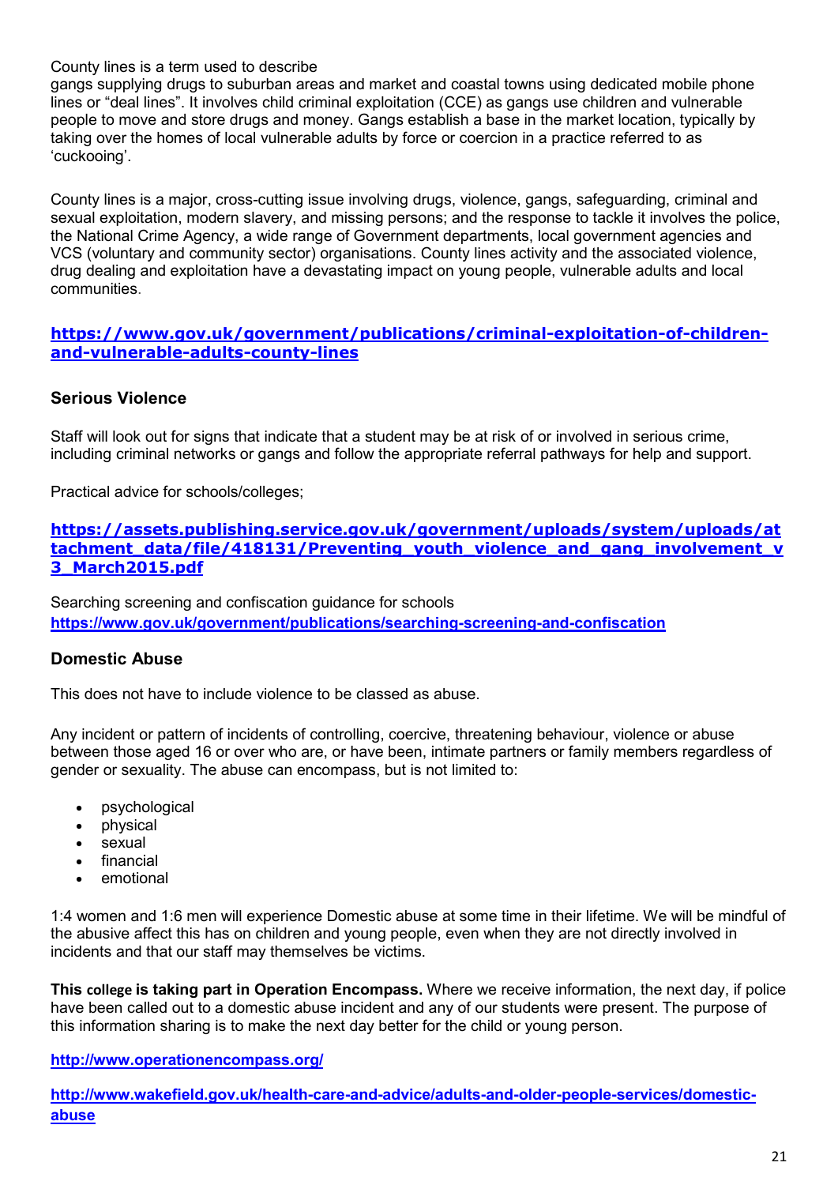County lines is a term used to describe
gangs supplying drugs to suburban areas and market and coastal towns using dedicated mobile phone lines or "deal lines". It involves child criminal exploitation (CCE) as gangs use children and vulnerable people to move and store drugs and money. Gangs establish a base in the market location, typically by taking over the homes of local vulnerable adults by force or coercion in a practice referred to as 'cuckooing'.

County lines is a major, cross-cutting issue involving drugs, violence, gangs, safeguarding, criminal and sexual exploitation, modern slavery, and missing persons; and the response to tackle it involves the police, the National Crime Agency, a wide range of Government departments, local government agencies and VCS (voluntary and community sector) organisations. County lines activity and the associated violence, drug dealing and exploitation have a devastating impact on young people, vulnerable adults and local communities.

**https://www.gov.uk/government/publications/criminal-exploitation-of-children-and-vulnerable-adults-county-lines**

### Serious Violence

Staff will look out for signs that indicate that a student may be at risk of or involved in serious crime, including criminal networks or gangs and follow the appropriate referral pathways for help and support.

Practical advice for schools/colleges;

**https://assets.publishing.service.gov.uk/government/uploads/system/uploads/attachment_data/file/418131/Preventing_youth_violence_and_gang_involvement_v3_March2015.pdf**

Searching screening and confiscation guidance for schools
**https://www.gov.uk/government/publications/searching-screening-and-confiscation**

### Domestic Abuse

This does not have to include violence to be classed as abuse.

Any incident or pattern of incidents of controlling, coercive, threatening behaviour, violence or abuse between those aged 16 or over who are, or have been, intimate partners or family members regardless of gender or sexuality. The abuse can encompass, but is not limited to:

- psychological
- physical
- sexual
- financial
- emotional

1:4 women and 1:6 men will experience Domestic abuse at some time in their lifetime. We will be mindful of the abusive affect this has on children and young people, even when they are not directly involved in incidents and that our staff may themselves be victims.

**This college is taking part in Operation Encompass.** Where we receive information, the next day, if police have been called out to a domestic abuse incident and any of our students were present. The purpose of this information sharing is to make the next day better for the child or young person.

**http://www.operationencompass.org/**

**http://www.wakefield.gov.uk/health-care-and-advice/adults-and-older-people-services/domestic-abuse**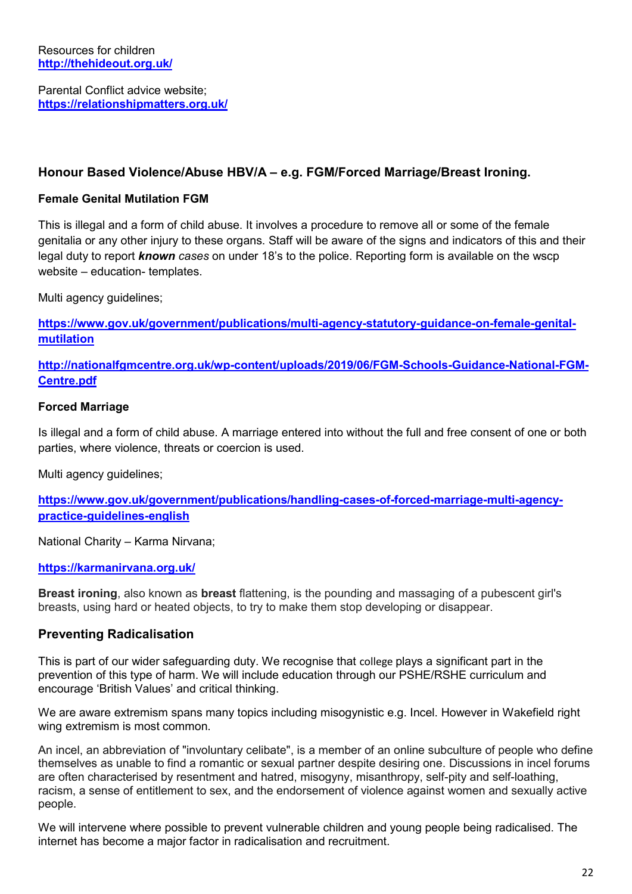Resources for children
**http://thehideout.org.uk/**

Parental Conflict advice website;
**https://relationshipmatters.org.uk/**

### Honour Based Violence/Abuse HBV/A – e.g. FGM/Forced Marriage/Breast Ironing.

**Female Genital Mutilation FGM**

This is illegal and a form of child abuse. It involves a procedure to remove all or some of the female genitalia or any other injury to these organs. Staff will be aware of the signs and indicators of this and their legal duty to report ***known*** *cases* on under 18's to the police. Reporting form is available on the wscp website – education- templates.

Multi agency guidelines;

**https://www.gov.uk/government/publications/multi-agency-statutory-guidance-on-female-genital-mutilation**

**http://nationalfgmcentre.org.uk/wp-content/uploads/2019/06/FGM-Schools-Guidance-National-FGM-Centre.pdf**

**Forced Marriage**

Is illegal and a form of child abuse. A marriage entered into without the full and free consent of one or both parties, where violence, threats or coercion is used.

Multi agency guidelines;

**https://www.gov.uk/government/publications/handling-cases-of-forced-marriage-multi-agency-practice-guidelines-english**

National Charity – Karma Nirvana;

**https://karmanirvana.org.uk/**

**Breast ironing**, also known as **breast** flattening, is the pounding and massaging of a pubescent girl's breasts, using hard or heated objects, to try to make them stop developing or disappear.

### Preventing Radicalisation

This is part of our wider safeguarding duty. We recognise that college plays a significant part in the prevention of this type of harm. We will include education through our PSHE/RSHE curriculum and encourage 'British Values' and critical thinking.

We are aware extremism spans many topics including misogynistic e.g. Incel. However in Wakefield right wing extremism is most common.

An incel, an abbreviation of "involuntary celibate", is a member of an online subculture of people who define themselves as unable to find a romantic or sexual partner despite desiring one. Discussions in incel forums are often characterised by resentment and hatred, misogyny, misanthropy, self-pity and self-loathing, racism, a sense of entitlement to sex, and the endorsement of violence against women and sexually active people.

We will intervene where possible to prevent vulnerable children and young people being radicalised. The internet has become a major factor in radicalisation and recruitment.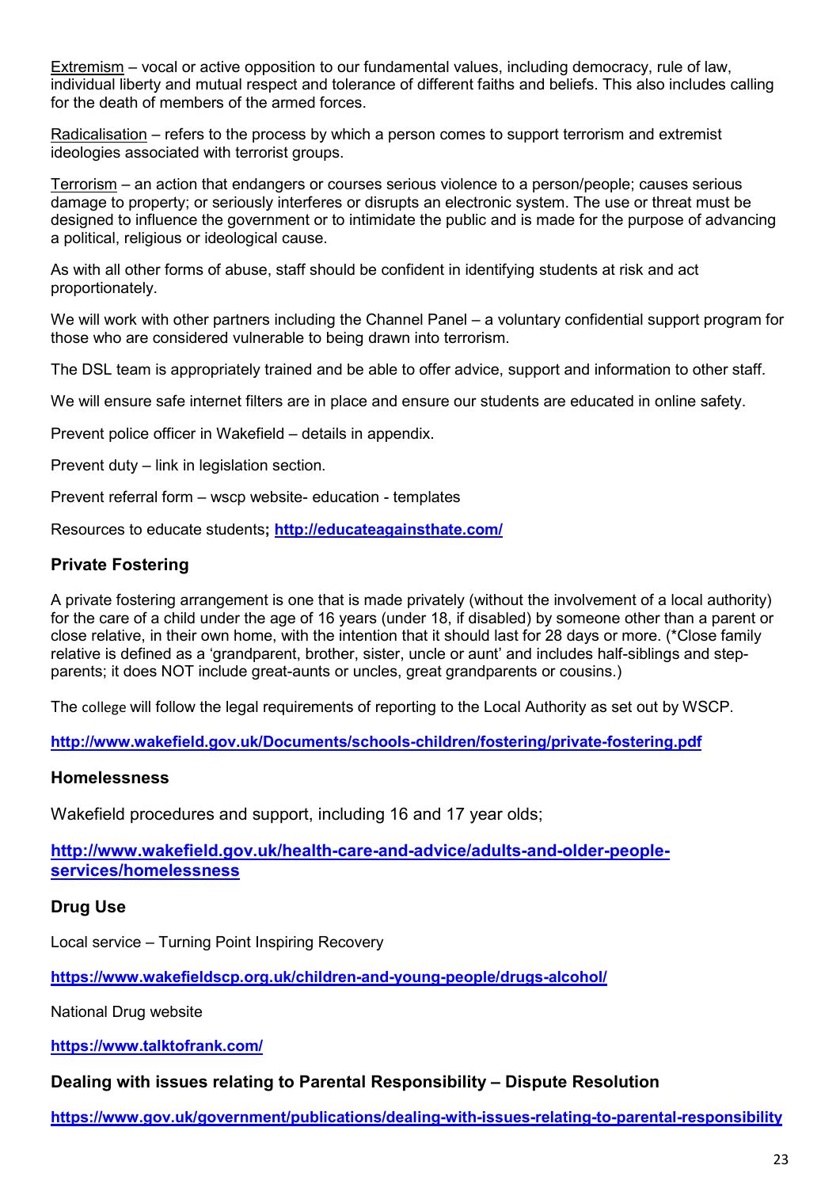Extremism – vocal or active opposition to our fundamental values, including democracy, rule of law, individual liberty and mutual respect and tolerance of different faiths and beliefs. This also includes calling for the death of members of the armed forces.

Radicalisation – refers to the process by which a person comes to support terrorism and extremist ideologies associated with terrorist groups.

Terrorism – an action that endangers or courses serious violence to a person/people; causes serious damage to property; or seriously interferes or disrupts an electronic system. The use or threat must be designed to influence the government or to intimidate the public and is made for the purpose of advancing a political, religious or ideological cause.

As with all other forms of abuse, staff should be confident in identifying students at risk and act proportionately.

We will work with other partners including the Channel Panel – a voluntary confidential support program for those who are considered vulnerable to being drawn into terrorism.

The DSL team is appropriately trained and be able to offer advice, support and information to other staff.

We will ensure safe internet filters are in place and ensure our students are educated in online safety.

Prevent police officer in Wakefield – details in appendix.

Prevent duty – link in legislation section.

Prevent referral form – wscp website- education - templates

Resources to educate students**;** **http://educateagainsthate.com/**

### Private Fostering

A private fostering arrangement is one that is made privately (without the involvement of a local authority) for the care of a child under the age of 16 years (under 18, if disabled) by someone other than a parent or close relative, in their own home, with the intention that it should last for 28 days or more. (*Close family relative is defined as a 'grandparent, brother, sister, uncle or aunt' and includes half-siblings and step-parents; it does NOT include great-aunts or uncles, great grandparents or cousins.)

The college will follow the legal requirements of reporting to the Local Authority as set out by WSCP.

**http://www.wakefield.gov.uk/Documents/schools-children/fostering/private-fostering.pdf**

### Homelessness

Wakefield procedures and support, including 16 and 17 year olds;

**http://www.wakefield.gov.uk/health-care-and-advice/adults-and-older-people-services/homelessness**

### Drug Use

Local service – Turning Point Inspiring Recovery

**https://www.wakefieldscp.org.uk/children-and-young-people/drugs-alcohol/**

National Drug website

**https://www.talktofrank.com/**

### Dealing with issues relating to Parental Responsibility – Dispute Resolution

**https://www.gov.uk/government/publications/dealing-with-issues-relating-to-parental-responsibility**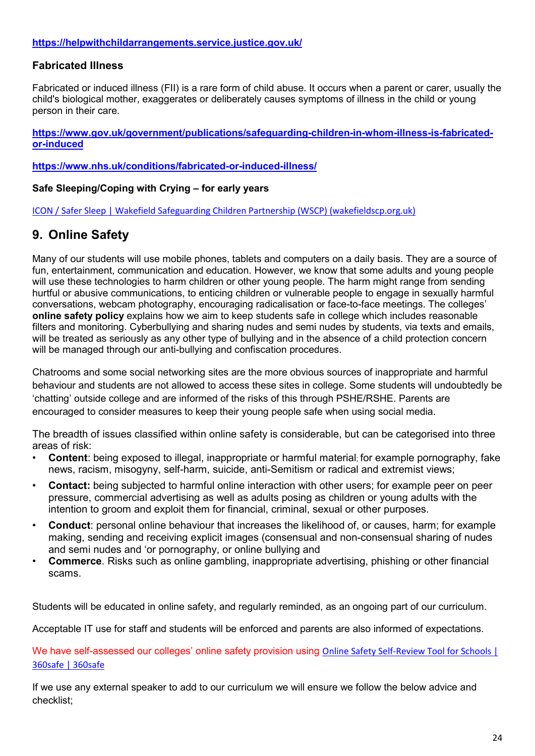https://helpwithchildarrangements.service.justice.gov.uk/

### Fabricated Illness

Fabricated or induced illness (FII) is a rare form of child abuse. It occurs when a parent or carer, usually the child's biological mother, exaggerates or deliberately causes symptoms of illness in the child or young person in their care.

https://www.gov.uk/government/publications/safeguarding-children-in-whom-illness-is-fabricated-or-induced

https://www.nhs.uk/conditions/fabricated-or-induced-illness/

### Safe Sleeping/Coping with Crying – for early years

ICON / Safer Sleep | Wakefield Safeguarding Children Partnership (WSCP) (wakefieldscp.org.uk)

## 9. Online Safety

Many of our students will use mobile phones, tablets and computers on a daily basis. They are a source of fun, entertainment, communication and education. However, we know that some adults and young people will use these technologies to harm children or other young people. The harm might range from sending hurtful or abusive communications, to enticing children or vulnerable people to engage in sexually harmful conversations, webcam photography, encouraging radicalisation or face-to-face meetings. The colleges' **online safety policy** explains how we aim to keep students safe in college which includes reasonable filters and monitoring. Cyberbullying and sharing nudes and semi nudes by students, via texts and emails, will be treated as seriously as any other type of bullying and in the absence of a child protection concern will be managed through our anti-bullying and confiscation procedures.

Chatrooms and some social networking sites are the more obvious sources of inappropriate and harmful behaviour and students are not allowed to access these sites in college. Some students will undoubtedly be 'chatting' outside college and are informed of the risks of this through PSHE/RSHE. Parents are encouraged to consider measures to keep their young people safe when using social media.

The breadth of issues classified within online safety is considerable, but can be categorised into three areas of risk:

- **Content**: being exposed to illegal, inappropriate or harmful material; for example pornography, fake news, racism, misogyny, self-harm, suicide, anti-Semitism or radical and extremist views;
- **Contact:** being subjected to harmful online interaction with other users; for example peer on peer pressure, commercial advertising as well as adults posing as children or young adults with the intention to groom and exploit them for financial, criminal, sexual or other purposes.
- **Conduct**: personal online behaviour that increases the likelihood of, or causes, harm; for example making, sending and receiving explicit images (consensual and non-consensual sharing of nudes and semi nudes and 'or pornography, or online bullying and
- **Commerce**. Risks such as online gambling, inappropriate advertising, phishing or other financial scams.

Students will be educated in online safety, and regularly reminded, as an ongoing part of our curriculum.

Acceptable IT use for staff and students will be enforced and parents are also informed of expectations.

We have self-assessed our colleges' online safety provision using Online Safety Self-Review Tool for Schools | 360safe | 360safe

If we use any external speaker to add to our curriculum we will ensure we follow the below advice and checklist;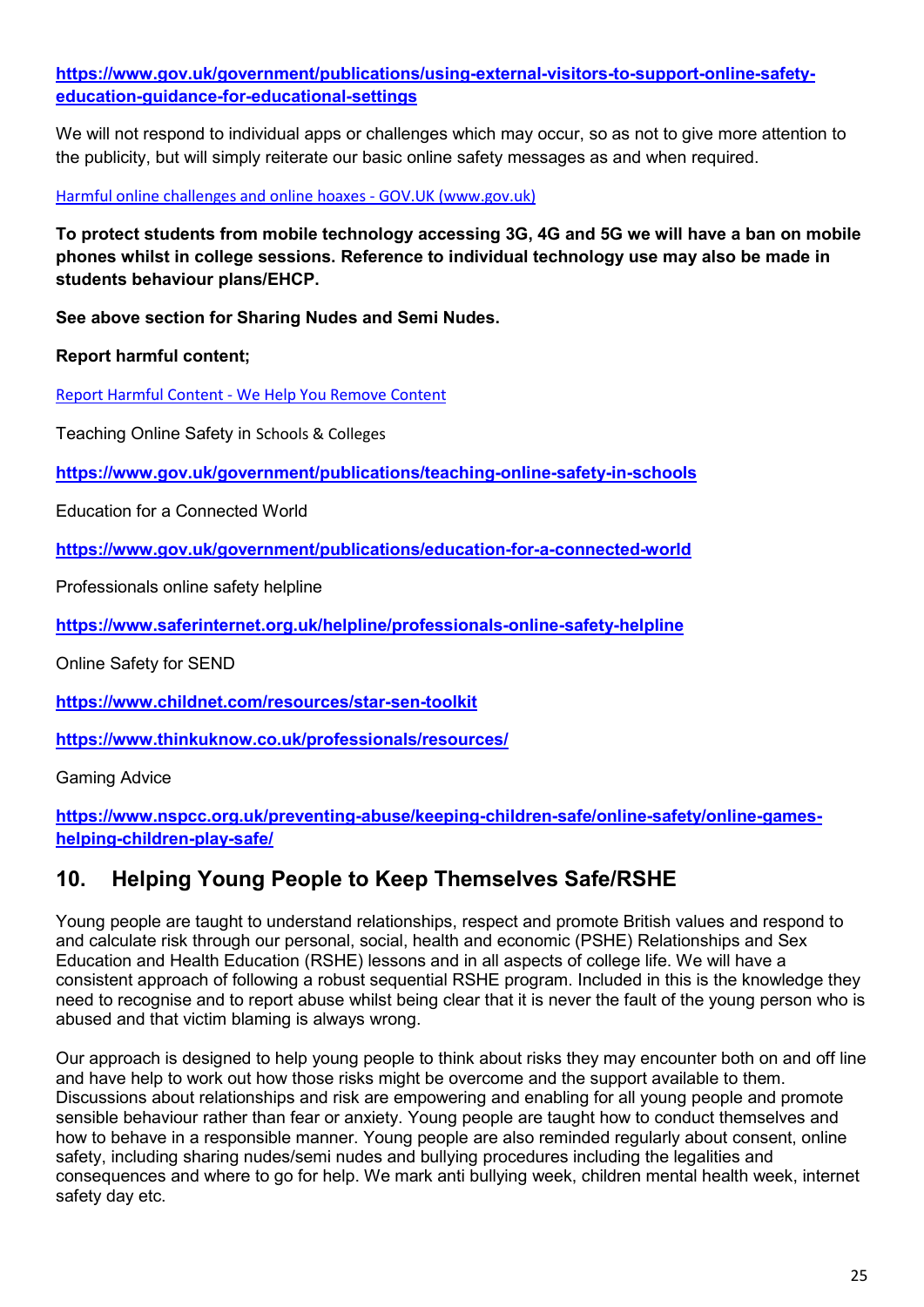**https://www.gov.uk/government/publications/using-external-visitors-to-support-online-safety-education-guidance-for-educational-settings**

We will not respond to individual apps or challenges which may occur, so as not to give more attention to the publicity, but will simply reiterate our basic online safety messages as and when required.

Harmful online challenges and online hoaxes - GOV.UK (www.gov.uk)

**To protect students from mobile technology accessing 3G, 4G and 5G we will have a ban on mobile phones whilst in college sessions. Reference to individual technology use may also be made in students behaviour plans/EHCP.**

**See above section for Sharing Nudes and Semi Nudes.**

**Report harmful content;**

Report Harmful Content - We Help You Remove Content

Teaching Online Safety in Schools & Colleges

**https://www.gov.uk/government/publications/teaching-online-safety-in-schools**

Education for a Connected World

**https://www.gov.uk/government/publications/education-for-a-connected-world**

Professionals online safety helpline

**https://www.saferinternet.org.uk/helpline/professionals-online-safety-helpline**

Online Safety for SEND

**https://www.childnet.com/resources/star-sen-toolkit**

**https://www.thinkuknow.co.uk/professionals/resources/**

Gaming Advice

**https://www.nspcc.org.uk/preventing-abuse/keeping-children-safe/online-safety/online-games-helping-children-play-safe/**

## 10. Helping Young People to Keep Themselves Safe/RSHE

Young people are taught to understand relationships, respect and promote British values and respond to and calculate risk through our personal, social, health and economic (PSHE) Relationships and Sex Education and Health Education (RSHE) lessons and in all aspects of college life. We will have a consistent approach of following a robust sequential RSHE program. Included in this is the knowledge they need to recognise and to report abuse whilst being clear that it is never the fault of the young person who is abused and that victim blaming is always wrong.

Our approach is designed to help young people to think about risks they may encounter both on and off line and have help to work out how those risks might be overcome and the support available to them. Discussions about relationships and risk are empowering and enabling for all young people and promote sensible behaviour rather than fear or anxiety. Young people are taught how to conduct themselves and how to behave in a responsible manner. Young people are also reminded regularly about consent, online safety, including sharing nudes/semi nudes and bullying procedures including the legalities and consequences and where to go for help. We mark anti bullying week, children mental health week, internet safety day etc.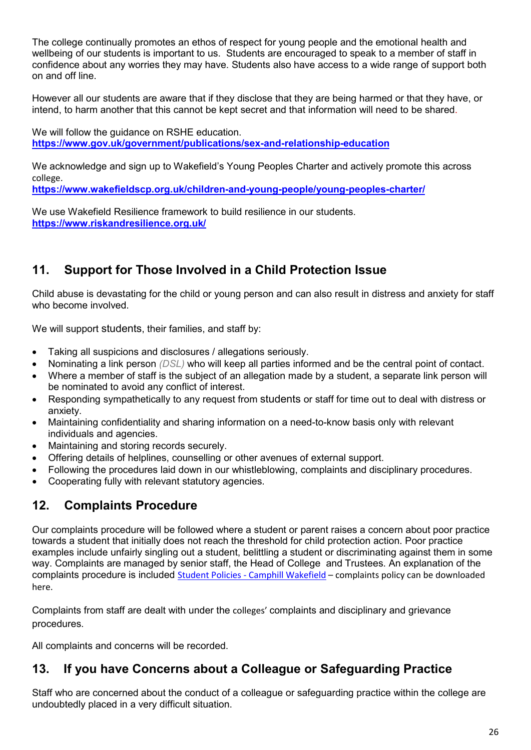The college continually promotes an ethos of respect for young people and the emotional health and wellbeing of our students is important to us. Students are encouraged to speak to a member of staff in confidence about any worries they may have. Students also have access to a wide range of support both on and off line.

However all our students are aware that if they disclose that they are being harmed or that they have, or intend, to harm another that this cannot be kept secret and that information will need to be shared.

We will follow the guidance on RSHE education.
**https://www.gov.uk/government/publications/sex-and-relationship-education**

We acknowledge and sign up to Wakefield's Young Peoples Charter and actively promote this across college.
**https://www.wakefieldscp.org.uk/children-and-young-people/young-peoples-charter/**

We use Wakefield Resilience framework to build resilience in our students.
**https://www.riskandresilience.org.uk/**

## 11. Support for Those Involved in a Child Protection Issue

Child abuse is devastating for the child or young person and can also result in distress and anxiety for staff who become involved.

We will support students, their families, and staff by:

- Taking all suspicions and disclosures / allegations seriously.
- Nominating a link person *(DSL)* who will keep all parties informed and be the central point of contact.
- Where a member of staff is the subject of an allegation made by a student, a separate link person will be nominated to avoid any conflict of interest.
- Responding sympathetically to any request from students or staff for time out to deal with distress or anxiety.
- Maintaining confidentiality and sharing information on a need-to-know basis only with relevant individuals and agencies.
- Maintaining and storing records securely.
- Offering details of helplines, counselling or other avenues of external support.
- Following the procedures laid down in our whistleblowing, complaints and disciplinary procedures.
- Cooperating fully with relevant statutory agencies.

## 12. Complaints Procedure

Our complaints procedure will be followed where a student or parent raises a concern about poor practice towards a student that initially does not reach the threshold for child protection action. Poor practice examples include unfairly singling out a student, belittling a student or discriminating against them in some way. Complaints are managed by senior staff, the Head of College and Trustees. An explanation of the complaints procedure is included Student Policies - Camphill Wakefield – complaints policy can be downloaded here.

Complaints from staff are dealt with under the colleges' complaints and disciplinary and grievance procedures.

All complaints and concerns will be recorded.

## 13. If you have Concerns about a Colleague or Safeguarding Practice

Staff who are concerned about the conduct of a colleague or safeguarding practice within the college are undoubtedly placed in a very difficult situation.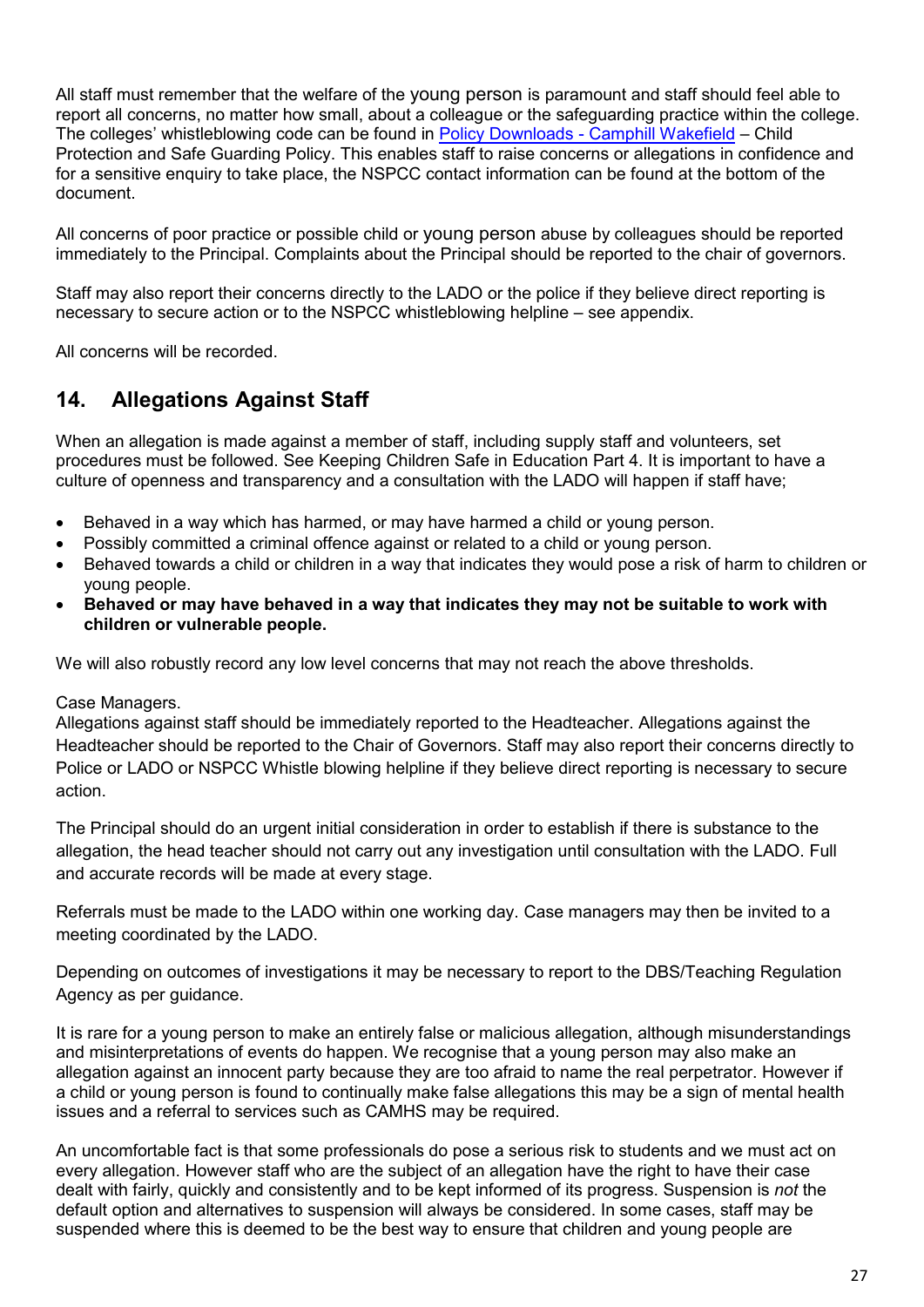All staff must remember that the welfare of the young person is paramount and staff should feel able to report all concerns, no matter how small, about a colleague or the safeguarding practice within the college. The colleges' whistleblowing code can be found in [Policy Downloads - Camphill Wakefield] – Child Protection and Safe Guarding Policy. This enables staff to raise concerns or allegations in confidence and for a sensitive enquiry to take place, the NSPCC contact information can be found at the bottom of the document.

All concerns of poor practice or possible child or young person abuse by colleagues should be reported immediately to the Principal. Complaints about the Principal should be reported to the chair of governors.

Staff may also report their concerns directly to the LADO or the police if they believe direct reporting is necessary to secure action or to the NSPCC whistleblowing helpline – see appendix.

All concerns will be recorded.

## 14. Allegations Against Staff

When an allegation is made against a member of staff, including supply staff and volunteers, set procedures must be followed. See Keeping Children Safe in Education Part 4. It is important to have a culture of openness and transparency and a consultation with the LADO will happen if staff have;

- Behaved in a way which has harmed, or may have harmed a child or young person.
- Possibly committed a criminal offence against or related to a child or young person.
- Behaved towards a child or children in a way that indicates they would pose a risk of harm to children or young people.
- **Behaved or may have behaved in a way that indicates they may not be suitable to work with children or vulnerable people.**

We will also robustly record any low level concerns that may not reach the above thresholds.

Case Managers.
Allegations against staff should be immediately reported to the Headteacher. Allegations against the Headteacher should be reported to the Chair of Governors. Staff may also report their concerns directly to Police or LADO or NSPCC Whistle blowing helpline if they believe direct reporting is necessary to secure action.

The Principal should do an urgent initial consideration in order to establish if there is substance to the allegation, the head teacher should not carry out any investigation until consultation with the LADO. Full and accurate records will be made at every stage.

Referrals must be made to the LADO within one working day. Case managers may then be invited to a meeting coordinated by the LADO.

Depending on outcomes of investigations it may be necessary to report to the DBS/Teaching Regulation Agency as per guidance.

It is rare for a young person to make an entirely false or malicious allegation, although misunderstandings and misinterpretations of events do happen. We recognise that a young person may also make an allegation against an innocent party because they are too afraid to name the real perpetrator. However if a child or young person is found to continually make false allegations this may be a sign of mental health issues and a referral to services such as CAMHS may be required.

An uncomfortable fact is that some professionals do pose a serious risk to students and we must act on every allegation. However staff who are the subject of an allegation have the right to have their case dealt with fairly, quickly and consistently and to be kept informed of its progress. Suspension is *not* the default option and alternatives to suspension will always be considered. In some cases, staff may be suspended where this is deemed to be the best way to ensure that children and young people are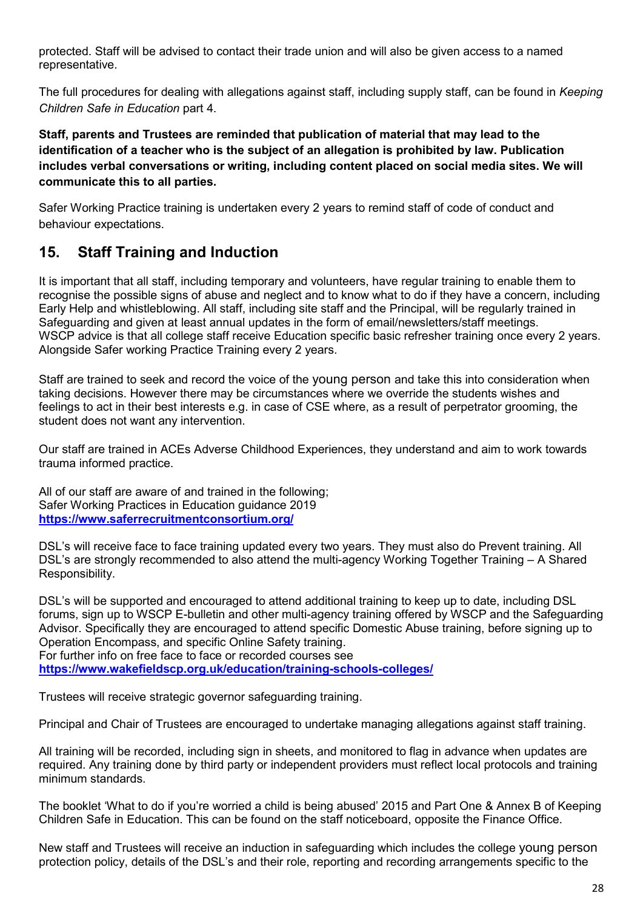protected. Staff will be advised to contact their trade union and will also be given access to a named representative.

The full procedures for dealing with allegations against staff, including supply staff, can be found in *Keeping Children Safe in Education* part 4.

**Staff, parents and Trustees are reminded that publication of material that may lead to the identification of a teacher who is the subject of an allegation is prohibited by law. Publication includes verbal conversations or writing, including content placed on social media sites. We will communicate this to all parties.**

Safer Working Practice training is undertaken every 2 years to remind staff of code of conduct and behaviour expectations.

## 15. Staff Training and Induction

It is important that all staff, including temporary and volunteers, have regular training to enable them to recognise the possible signs of abuse and neglect and to know what to do if they have a concern, including Early Help and whistleblowing. All staff, including site staff and the Principal, will be regularly trained in Safeguarding and given at least annual updates in the form of email/newsletters/staff meetings. WSCP advice is that all college staff receive Education specific basic refresher training once every 2 years. Alongside Safer working Practice Training every 2 years.

Staff are trained to seek and record the voice of the young person and take this into consideration when taking decisions. However there may be circumstances where we override the students wishes and feelings to act in their best interests e.g. in case of CSE where, as a result of perpetrator grooming, the student does not want any intervention.

Our staff are trained in ACEs Adverse Childhood Experiences, they understand and aim to work towards trauma informed practice.

All of our staff are aware of and trained in the following;
Safer Working Practices in Education guidance 2019
**https://www.saferrecruitmentconsortium.org/**

DSL's will receive face to face training updated every two years. They must also do Prevent training. All DSL's are strongly recommended to also attend the multi-agency Working Together Training – A Shared Responsibility.

DSL's will be supported and encouraged to attend additional training to keep up to date, including DSL forums, sign up to WSCP E-bulletin and other multi-agency training offered by WSCP and the Safeguarding Advisor. Specifically they are encouraged to attend specific Domestic Abuse training, before signing up to Operation Encompass, and specific Online Safety training.
For further info on free face to face or recorded courses see
**https://www.wakefieldscp.org.uk/education/training-schools-colleges/**

Trustees will receive strategic governor safeguarding training.

Principal and Chair of Trustees are encouraged to undertake managing allegations against staff training.

All training will be recorded, including sign in sheets, and monitored to flag in advance when updates are required. Any training done by third party or independent providers must reflect local protocols and training minimum standards.

The booklet 'What to do if you're worried a child is being abused' 2015 and Part One & Annex B of Keeping Children Safe in Education. This can be found on the staff noticeboard, opposite the Finance Office.

New staff and Trustees will receive an induction in safeguarding which includes the college young person protection policy, details of the DSL's and their role, reporting and recording arrangements specific to the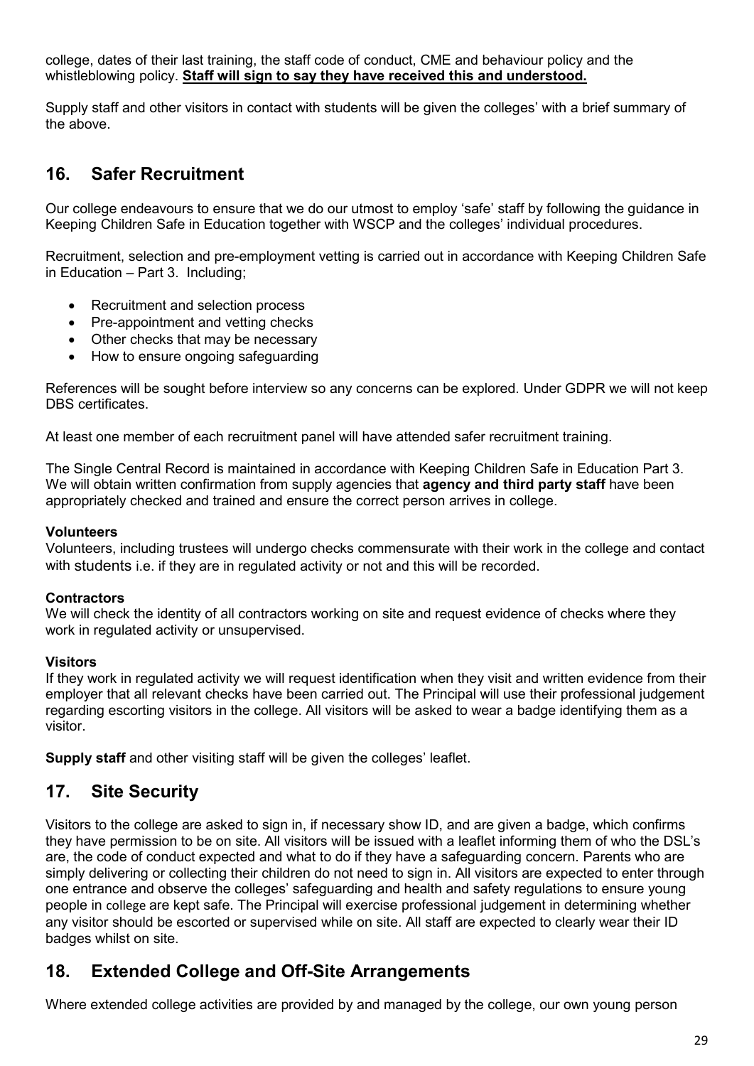college, dates of their last training, the staff code of conduct, CME and behaviour policy and the whistleblowing policy. **Staff will sign to say they have received this and understood.**

Supply staff and other visitors in contact with students will be given the colleges' with a brief summary of the above.

## 16. Safer Recruitment

Our college endeavours to ensure that we do our utmost to employ 'safe' staff by following the guidance in Keeping Children Safe in Education together with WSCP and the colleges' individual procedures.

Recruitment, selection and pre-employment vetting is carried out in accordance with Keeping Children Safe in Education – Part 3. Including;

- Recruitment and selection process
- Pre-appointment and vetting checks
- Other checks that may be necessary
- How to ensure ongoing safeguarding

References will be sought before interview so any concerns can be explored. Under GDPR we will not keep DBS certificates.

At least one member of each recruitment panel will have attended safer recruitment training.

The Single Central Record is maintained in accordance with Keeping Children Safe in Education Part 3. We will obtain written confirmation from supply agencies that **agency and third party staff** have been appropriately checked and trained and ensure the correct person arrives in college.

**Volunteers**
Volunteers, including trustees will undergo checks commensurate with their work in the college and contact with students i.e. if they are in regulated activity or not and this will be recorded.

**Contractors**
We will check the identity of all contractors working on site and request evidence of checks where they work in regulated activity or unsupervised.

**Visitors**
If they work in regulated activity we will request identification when they visit and written evidence from their employer that all relevant checks have been carried out. The Principal will use their professional judgement regarding escorting visitors in the college. All visitors will be asked to wear a badge identifying them as a visitor.

**Supply staff** and other visiting staff will be given the colleges' leaflet.

## 17. Site Security

Visitors to the college are asked to sign in, if necessary show ID, and are given a badge, which confirms they have permission to be on site. All visitors will be issued with a leaflet informing them of who the DSL's are, the code of conduct expected and what to do if they have a safeguarding concern. Parents who are simply delivering or collecting their children do not need to sign in. All visitors are expected to enter through one entrance and observe the colleges' safeguarding and health and safety regulations to ensure young people in college are kept safe. The Principal will exercise professional judgement in determining whether any visitor should be escorted or supervised while on site. All staff are expected to clearly wear their ID badges whilst on site.

## 18. Extended College and Off-Site Arrangements

Where extended college activities are provided by and managed by the college, our own young person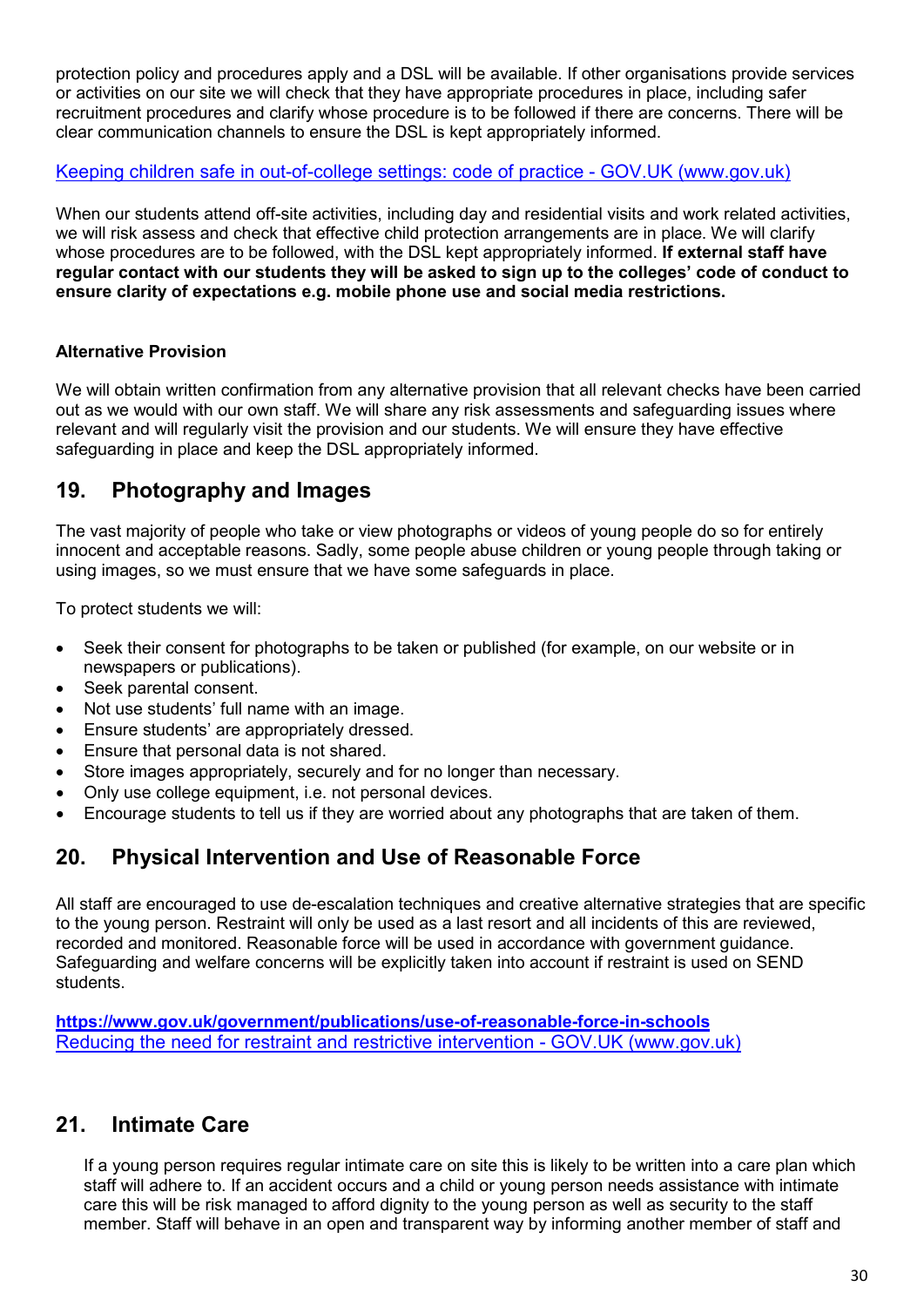protection policy and procedures apply and a DSL will be available. If other organisations provide services or activities on our site we will check that they have appropriate procedures in place, including safer recruitment procedures and clarify whose procedure is to be followed if there are concerns. There will be clear communication channels to ensure the DSL is kept appropriately informed.

[Keeping children safe in out-of-college settings: code of practice - GOV.UK (www.gov.uk)]

When our students attend off-site activities, including day and residential visits and work related activities, we will risk assess and check that effective child protection arrangements are in place. We will clarify whose procedures are to be followed, with the DSL kept appropriately informed. **If external staff have regular contact with our students they will be asked to sign up to the colleges' code of conduct to ensure clarity of expectations e.g. mobile phone use and social media restrictions.**

**Alternative Provision**

We will obtain written confirmation from any alternative provision that all relevant checks have been carried out as we would with our own staff. We will share any risk assessments and safeguarding issues where relevant and will regularly visit the provision and our students. We will ensure they have effective safeguarding in place and keep the DSL appropriately informed.

## 19. Photography and Images

The vast majority of people who take or view photographs or videos of young people do so for entirely innocent and acceptable reasons. Sadly, some people abuse children or young people through taking or using images, so we must ensure that we have some safeguards in place.

To protect students we will:

- Seek their consent for photographs to be taken or published (for example, on our website or in newspapers or publications).
- Seek parental consent.
- Not use students' full name with an image.
- Ensure students' are appropriately dressed.
- Ensure that personal data is not shared.
- Store images appropriately, securely and for no longer than necessary.
- Only use college equipment, i.e. not personal devices.
- Encourage students to tell us if they are worried about any photographs that are taken of them.

## 20. Physical Intervention and Use of Reasonable Force

All staff are encouraged to use de-escalation techniques and creative alternative strategies that are specific to the young person. Restraint will only be used as a last resort and all incidents of this are reviewed, recorded and monitored. Reasonable force will be used in accordance with government guidance. Safeguarding and welfare concerns will be explicitly taken into account if restraint is used on SEND students.

**https://www.gov.uk/government/publications/use-of-reasonable-force-in-schools**
[Reducing the need for restraint and restrictive intervention - GOV.UK (www.gov.uk)]

## 21. Intimate Care

If a young person requires regular intimate care on site this is likely to be written into a care plan which staff will adhere to. If an accident occurs and a child or young person needs assistance with intimate care this will be risk managed to afford dignity to the young person as well as security to the staff member. Staff will behave in an open and transparent way by informing another member of staff and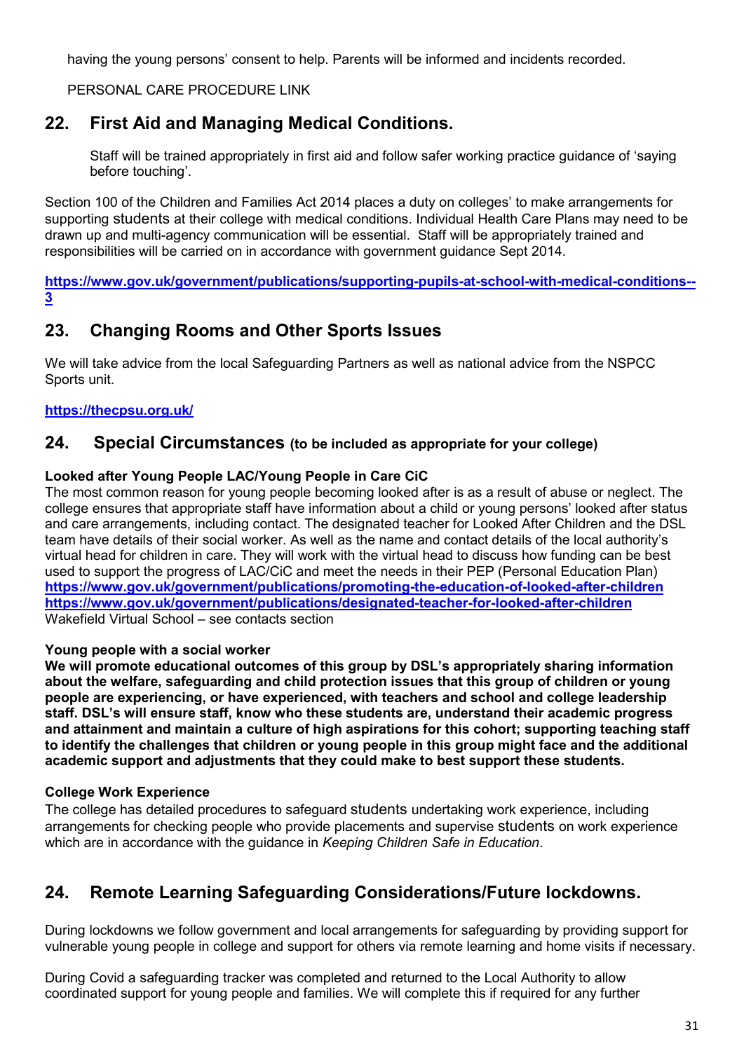having the young persons' consent to help. Parents will be informed and incidents recorded.

PERSONAL CARE PROCEDURE LINK

## 22. First Aid and Managing Medical Conditions.

Staff will be trained appropriately in first aid and follow safer working practice guidance of 'saying before touching'.

Section 100 of the Children and Families Act 2014 places a duty on colleges' to make arrangements for supporting students at their college with medical conditions. Individual Health Care Plans may need to be drawn up and multi-agency communication will be essential. Staff will be appropriately trained and responsibilities will be carried on in accordance with government guidance Sept 2014.

**https://www.gov.uk/government/publications/supporting-pupils-at-school-with-medical-conditions--3**

## 23. Changing Rooms and Other Sports Issues

We will take advice from the local Safeguarding Partners as well as national advice from the NSPCC Sports unit.

**https://thecpsu.org.uk/**

## 24. Special Circumstances (to be included as appropriate for your college)

**Looked after Young People LAC/Young People in Care CiC**
The most common reason for young people becoming looked after is as a result of abuse or neglect. The college ensures that appropriate staff have information about a child or young persons' looked after status and care arrangements, including contact. The designated teacher for Looked After Children and the DSL team have details of their social worker. As well as the name and contact details of the local authority's virtual head for children in care. They will work with the virtual head to discuss how funding can be best used to support the progress of LAC/CiC and meet the needs in their PEP (Personal Education Plan)
**https://www.gov.uk/government/publications/promoting-the-education-of-looked-after-children**
**https://www.gov.uk/government/publications/designated-teacher-for-looked-after-children**
Wakefield Virtual School – see contacts section

**Young people with a social worker**
**We will promote educational outcomes of this group by DSL's appropriately sharing information about the welfare, safeguarding and child protection issues that this group of children or young people are experiencing, or have experienced, with teachers and school and college leadership staff. DSL's will ensure staff, know who these students are, understand their academic progress and attainment and maintain a culture of high aspirations for this cohort; supporting teaching staff to identify the challenges that children or young people in this group might face and the additional academic support and adjustments that they could make to best support these students.**

**College Work Experience**
The college has detailed procedures to safeguard students undertaking work experience, including arrangements for checking people who provide placements and supervise students on work experience which are in accordance with the guidance in *Keeping Children Safe in Education*.

## 24. Remote Learning Safeguarding Considerations/Future lockdowns.

During lockdowns we follow government and local arrangements for safeguarding by providing support for vulnerable young people in college and support for others via remote learning and home visits if necessary.

During Covid a safeguarding tracker was completed and returned to the Local Authority to allow coordinated support for young people and families. We will complete this if required for any further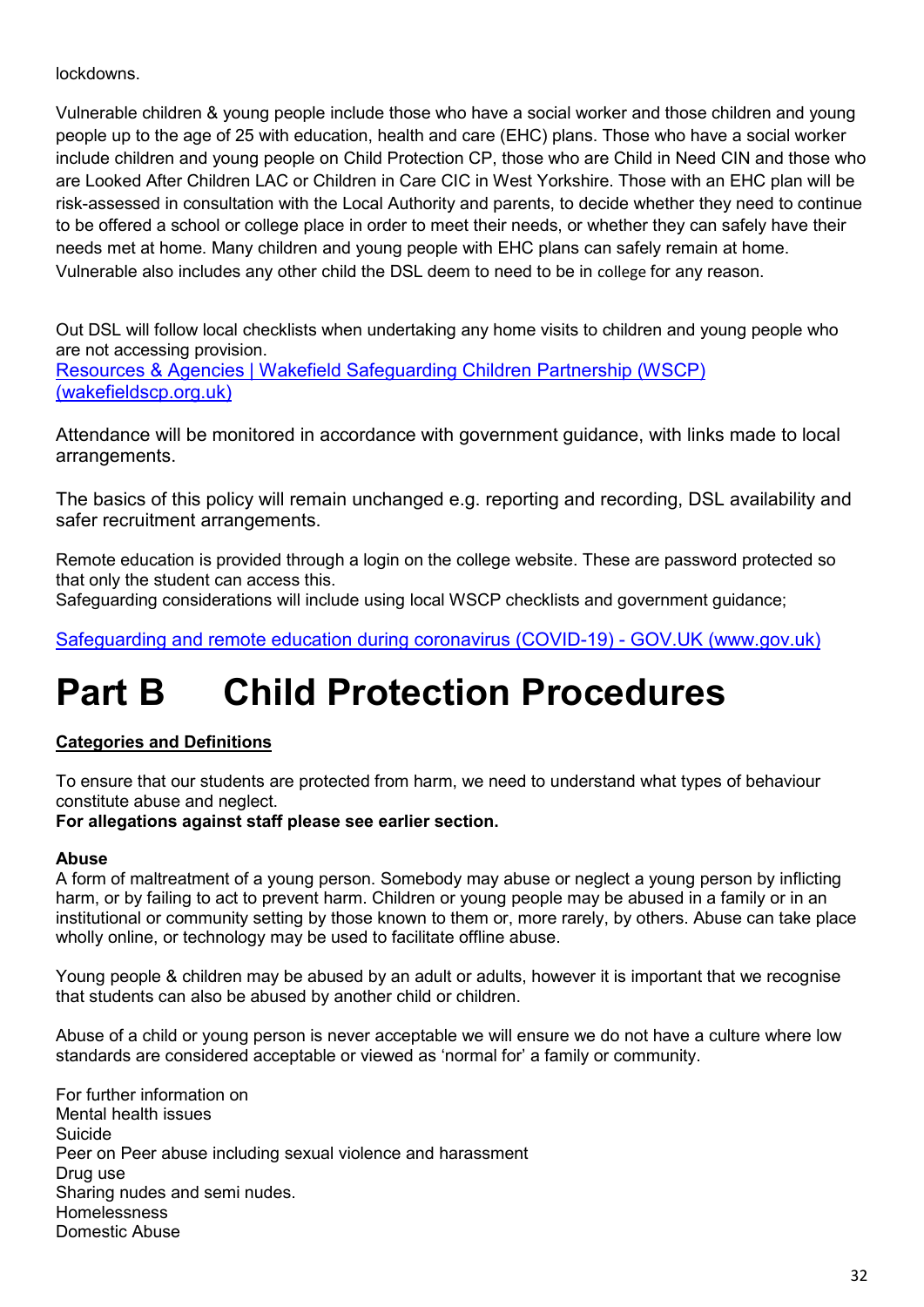lockdowns.

Vulnerable children & young people include those who have a social worker and those children and young people up to the age of 25 with education, health and care (EHC) plans. Those who have a social worker include children and young people on Child Protection CP, those who are Child in Need CIN and those who are Looked After Children LAC or Children in Care CIC in West Yorkshire. Those with an EHC plan will be risk-assessed in consultation with the Local Authority and parents, to decide whether they need to continue to be offered a school or college place in order to meet their needs, or whether they can safely have their needs met at home. Many children and young people with EHC plans can safely remain at home. Vulnerable also includes any other child the DSL deem to need to be in college for any reason.

Out DSL will follow local checklists when undertaking any home visits to children and young people who are not accessing provision.
[Resources & Agencies | Wakefield Safeguarding Children Partnership (WSCP) (wakefieldscp.org.uk)]()

Attendance will be monitored in accordance with government guidance, with links made to local arrangements.

The basics of this policy will remain unchanged e.g. reporting and recording, DSL availability and safer recruitment arrangements.

Remote education is provided through a login on the college website. These are password protected so that only the student can access this.
Safeguarding considerations will include using local WSCP checklists and government guidance;

[Safeguarding and remote education during coronavirus (COVID-19) - GOV.UK (www.gov.uk)]()

# Part B Child Protection Procedures

**Categories and Definitions**

To ensure that our students are protected from harm, we need to understand what types of behaviour constitute abuse and neglect.
**For allegations against staff please see earlier section.**

**Abuse**
A form of maltreatment of a young person. Somebody may abuse or neglect a young person by inflicting harm, or by failing to act to prevent harm. Children or young people may be abused in a family or in an institutional or community setting by those known to them or, more rarely, by others. Abuse can take place wholly online, or technology may be used to facilitate offline abuse.

Young people & children may be abused by an adult or adults, however it is important that we recognise that students can also be abused by another child or children.

Abuse of a child or young person is never acceptable we will ensure we do not have a culture where low standards are considered acceptable or viewed as 'normal for' a family or community.

For further information on
Mental health issues
Suicide
Peer on Peer abuse including sexual violence and harassment
Drug use
Sharing nudes and semi nudes.
Homelessness
Domestic Abuse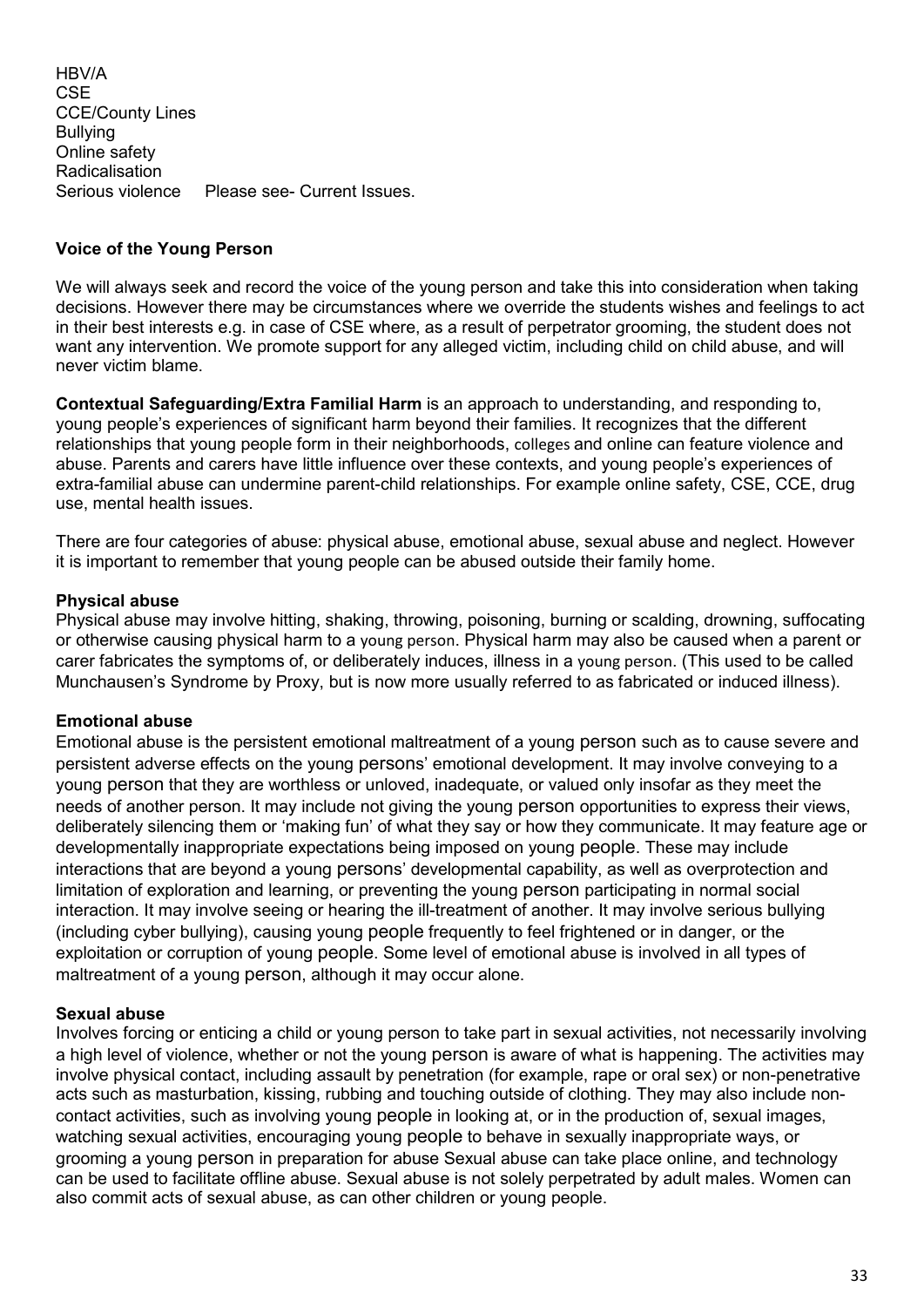HBV/A
CSE
CCE/County Lines
Bullying
Online safety
Radicalisation
Serious violence     Please see- Current Issues.

**Voice of the Young Person**

We will always seek and record the voice of the young person and take this into consideration when taking decisions. However there may be circumstances where we override the students wishes and feelings to act in their best interests e.g. in case of CSE where, as a result of perpetrator grooming, the student does not want any intervention. We promote support for any alleged victim, including child on child abuse, and will never victim blame.

**Contextual Safeguarding/Extra Familial Harm** is an approach to understanding, and responding to, young people's experiences of significant harm beyond their families. It recognizes that the different relationships that young people form in their neighborhoods, colleges and online can feature violence and abuse. Parents and carers have little influence over these contexts, and young people's experiences of extra-familial abuse can undermine parent-child relationships. For example online safety, CSE, CCE, drug use, mental health issues.

There are four categories of abuse: physical abuse, emotional abuse, sexual abuse and neglect. However it is important to remember that young people can be abused outside their family home.

**Physical abuse**
Physical abuse may involve hitting, shaking, throwing, poisoning, burning or scalding, drowning, suffocating or otherwise causing physical harm to a young person. Physical harm may also be caused when a parent or carer fabricates the symptoms of, or deliberately induces, illness in a young person. (This used to be called Munchausen's Syndrome by Proxy, but is now more usually referred to as fabricated or induced illness).

**Emotional abuse**
Emotional abuse is the persistent emotional maltreatment of a young person such as to cause severe and persistent adverse effects on the young persons' emotional development. It may involve conveying to a young person that they are worthless or unloved, inadequate, or valued only insofar as they meet the needs of another person. It may include not giving the young person opportunities to express their views, deliberately silencing them or 'making fun' of what they say or how they communicate. It may feature age or developmentally inappropriate expectations being imposed on young people. These may include interactions that are beyond a young persons' developmental capability, as well as overprotection and limitation of exploration and learning, or preventing the young person participating in normal social interaction. It may involve seeing or hearing the ill-treatment of another. It may involve serious bullying (including cyber bullying), causing young people frequently to feel frightened or in danger, or the exploitation or corruption of young people. Some level of emotional abuse is involved in all types of maltreatment of a young person, although it may occur alone.

**Sexual abuse**
Involves forcing or enticing a child or young person to take part in sexual activities, not necessarily involving a high level of violence, whether or not the young person is aware of what is happening. The activities may involve physical contact, including assault by penetration (for example, rape or oral sex) or non-penetrative acts such as masturbation, kissing, rubbing and touching outside of clothing. They may also include non-contact activities, such as involving young people in looking at, or in the production of, sexual images, watching sexual activities, encouraging young people to behave in sexually inappropriate ways, or grooming a young person in preparation for abuse Sexual abuse can take place online, and technology can be used to facilitate offline abuse. Sexual abuse is not solely perpetrated by adult males. Women can also commit acts of sexual abuse, as can other children or young people.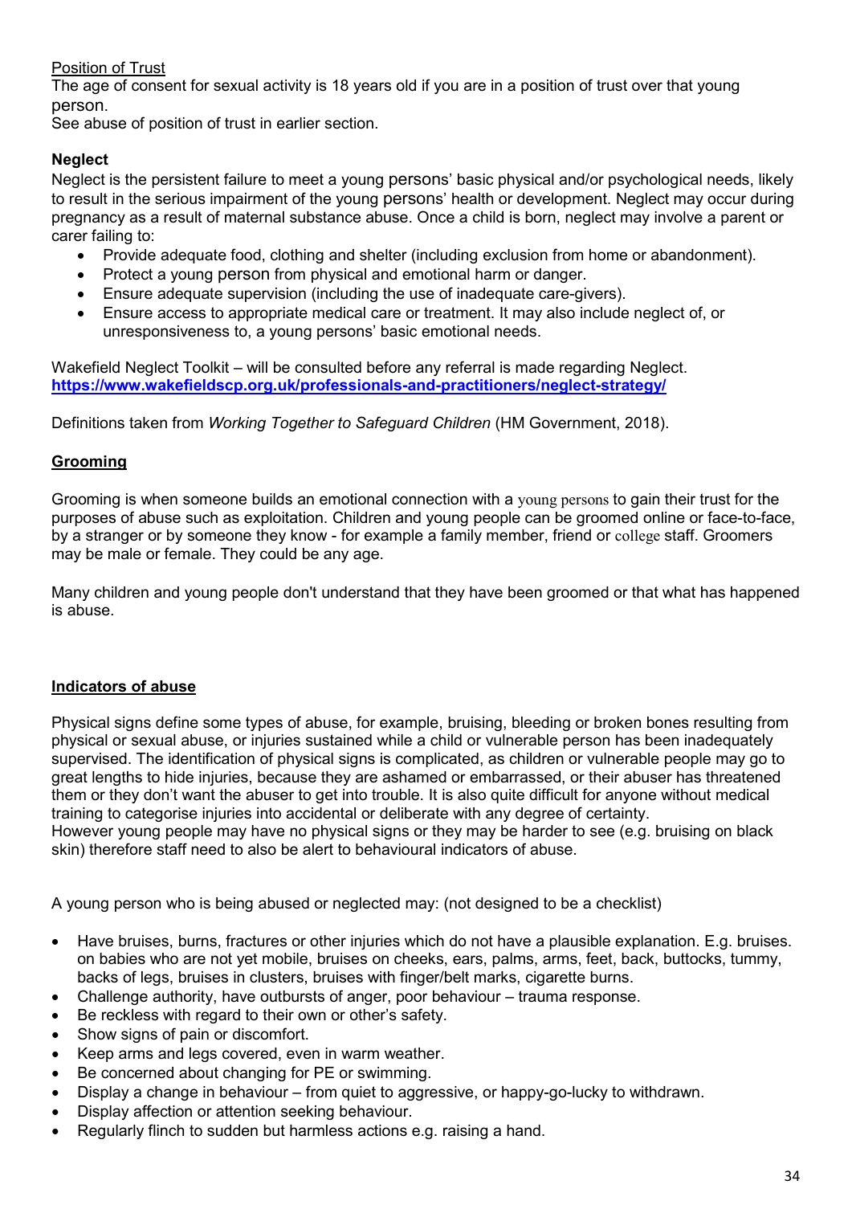Position of Trust

The age of consent for sexual activity is 18 years old if you are in a position of trust over that young person.

See abuse of position of trust in earlier section.

**Neglect**

Neglect is the persistent failure to meet a young persons' basic physical and/or psychological needs, likely to result in the serious impairment of the young persons' health or development. Neglect may occur during pregnancy as a result of maternal substance abuse. Once a child is born, neglect may involve a parent or carer failing to:

- Provide adequate food, clothing and shelter (including exclusion from home or abandonment).
- Protect a young person from physical and emotional harm or danger.
- Ensure adequate supervision (including the use of inadequate care-givers).
- Ensure access to appropriate medical care or treatment. It may also include neglect of, or unresponsiveness to, a young persons' basic emotional needs.

Wakefield Neglect Toolkit – will be consulted before any referral is made regarding Neglect.
**https://www.wakefieldscp.org.uk/professionals-and-practitioners/neglect-strategy/**

Definitions taken from *Working Together to Safeguard Children* (HM Government, 2018).

**Grooming**

Grooming is when someone builds an emotional connection with a young persons to gain their trust for the purposes of abuse such as exploitation. Children and young people can be groomed online or face-to-face, by a stranger or by someone they know - for example a family member, friend or college staff. Groomers may be male or female. They could be any age.

Many children and young people don't understand that they have been groomed or that what has happened is abuse.

**Indicators of abuse**

Physical signs define some types of abuse, for example, bruising, bleeding or broken bones resulting from physical or sexual abuse, or injuries sustained while a child or vulnerable person has been inadequately supervised. The identification of physical signs is complicated, as children or vulnerable people may go to great lengths to hide injuries, because they are ashamed or embarrassed, or their abuser has threatened them or they don't want the abuser to get into trouble. It is also quite difficult for anyone without medical training to categorise injuries into accidental or deliberate with any degree of certainty.
However young people may have no physical signs or they may be harder to see (e.g. bruising on black skin) therefore staff need to also be alert to behavioural indicators of abuse.

A young person who is being abused or neglected may: (not designed to be a checklist)

- Have bruises, burns, fractures or other injuries which do not have a plausible explanation. E.g. bruises. on babies who are not yet mobile, bruises on cheeks, ears, palms, arms, feet, back, buttocks, tummy, backs of legs, bruises in clusters, bruises with finger/belt marks, cigarette burns.
- Challenge authority, have outbursts of anger, poor behaviour – trauma response.
- Be reckless with regard to their own or other's safety.
- Show signs of pain or discomfort.
- Keep arms and legs covered, even in warm weather.
- Be concerned about changing for PE or swimming.
- Display a change in behaviour – from quiet to aggressive, or happy-go-lucky to withdrawn.
- Display affection or attention seeking behaviour.
- Regularly flinch to sudden but harmless actions e.g. raising a hand.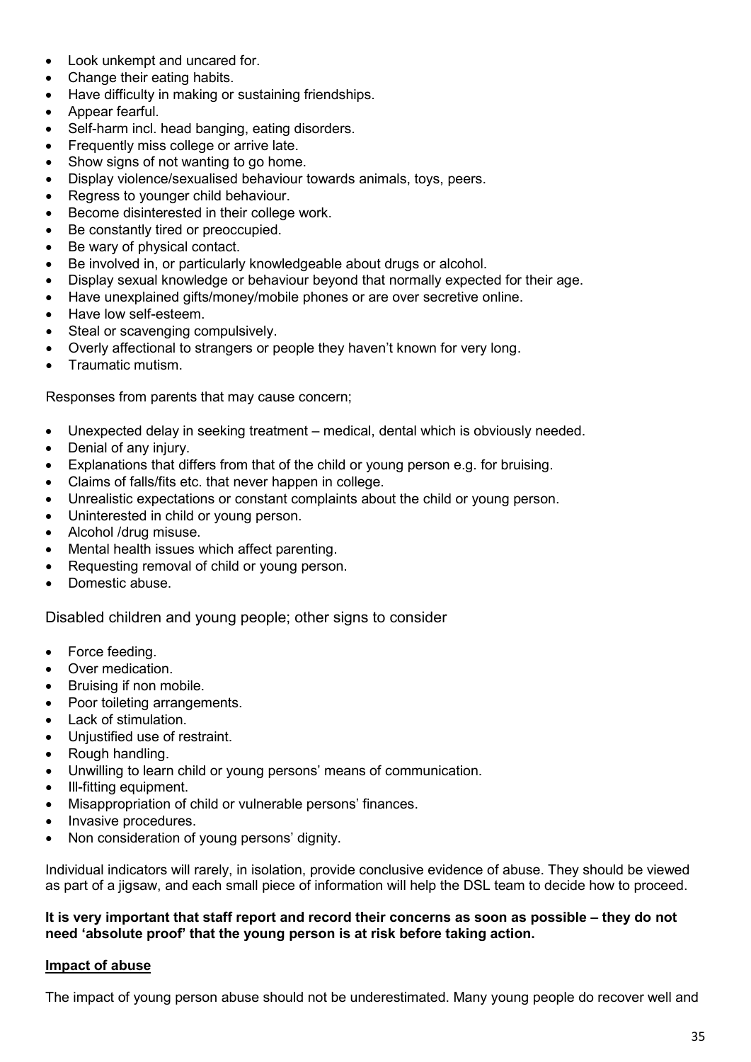- Look unkempt and uncared for.
- Change their eating habits.
- Have difficulty in making or sustaining friendships.
- Appear fearful.
- Self-harm incl. head banging, eating disorders.
- Frequently miss college or arrive late.
- Show signs of not wanting to go home.
- Display violence/sexualised behaviour towards animals, toys, peers.
- Regress to younger child behaviour.
- Become disinterested in their college work.
- Be constantly tired or preoccupied.
- Be wary of physical contact.
- Be involved in, or particularly knowledgeable about drugs or alcohol.
- Display sexual knowledge or behaviour beyond that normally expected for their age.
- Have unexplained gifts/money/mobile phones or are over secretive online.
- Have low self-esteem.
- Steal or scavenging compulsively.
- Overly affectional to strangers or people they haven't known for very long.
- Traumatic mutism.

Responses from parents that may cause concern;

- Unexpected delay in seeking treatment – medical, dental which is obviously needed.
- Denial of any injury.
- Explanations that differs from that of the child or young person e.g. for bruising.
- Claims of falls/fits etc. that never happen in college.
- Unrealistic expectations or constant complaints about the child or young person.
- Uninterested in child or young person.
- Alcohol /drug misuse.
- Mental health issues which affect parenting.
- Requesting removal of child or young person.
- Domestic abuse.

Disabled children and young people; other signs to consider

- Force feeding.
- Over medication.
- Bruising if non mobile.
- Poor toileting arrangements.
- Lack of stimulation.
- Unjustified use of restraint.
- Rough handling.
- Unwilling to learn child or young persons' means of communication.
- Ill-fitting equipment.
- Misappropriation of child or vulnerable persons' finances.
- Invasive procedures.
- Non consideration of young persons' dignity.

Individual indicators will rarely, in isolation, provide conclusive evidence of abuse. They should be viewed as part of a jigsaw, and each small piece of information will help the DSL team to decide how to proceed.

**It is very important that staff report and record their concerns as soon as possible – they do not need 'absolute proof' that the young person is at risk before taking action.**

**Impact of abuse**

The impact of young person abuse should not be underestimated. Many young people do recover well and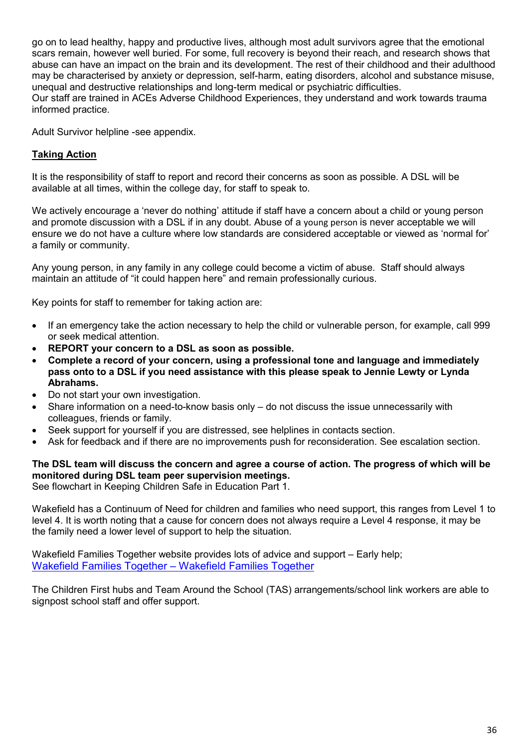go on to lead healthy, happy and productive lives, although most adult survivors agree that the emotional scars remain, however well buried. For some, full recovery is beyond their reach, and research shows that abuse can have an impact on the brain and its development. The rest of their childhood and their adulthood may be characterised by anxiety or depression, self-harm, eating disorders, alcohol and substance misuse, unequal and destructive relationships and long-term medical or psychiatric difficulties.
Our staff are trained in ACEs Adverse Childhood Experiences, they understand and work towards trauma informed practice.

Adult Survivor helpline -see appendix.

## Taking Action

It is the responsibility of staff to report and record their concerns as soon as possible. A DSL will be available at all times, within the college day, for staff to speak to.

We actively encourage a 'never do nothing' attitude if staff have a concern about a child or young person and promote discussion with a DSL if in any doubt. Abuse of a young person is never acceptable we will ensure we do not have a culture where low standards are considered acceptable or viewed as 'normal for' a family or community.

Any young person, in any family in any college could become a victim of abuse. Staff should always maintain an attitude of "it could happen here" and remain professionally curious.

Key points for staff to remember for taking action are:

- If an emergency take the action necessary to help the child or vulnerable person, for example, call 999 or seek medical attention.
- **REPORT your concern to a DSL as soon as possible.**
- **Complete a record of your concern, using a professional tone and language and immediately pass onto to a DSL if you need assistance with this please speak to Jennie Lewty or Lynda Abrahams.**
- Do not start your own investigation.
- Share information on a need-to-know basis only – do not discuss the issue unnecessarily with colleagues, friends or family.
- Seek support for yourself if you are distressed, see helplines in contacts section.
- Ask for feedback and if there are no improvements push for reconsideration. See escalation section.

**The DSL team will discuss the concern and agree a course of action. The progress of which will be monitored during DSL team peer supervision meetings.**
See flowchart in Keeping Children Safe in Education Part 1.

Wakefield has a Continuum of Need for children and families who need support, this ranges from Level 1 to level 4. It is worth noting that a cause for concern does not always require a Level 4 response, it may be the family need a lower level of support to help the situation.

Wakefield Families Together website provides lots of advice and support – Early help;
[Wakefield Families Together – Wakefield Families Together]

The Children First hubs and Team Around the School (TAS) arrangements/school link workers are able to signpost school staff and offer support.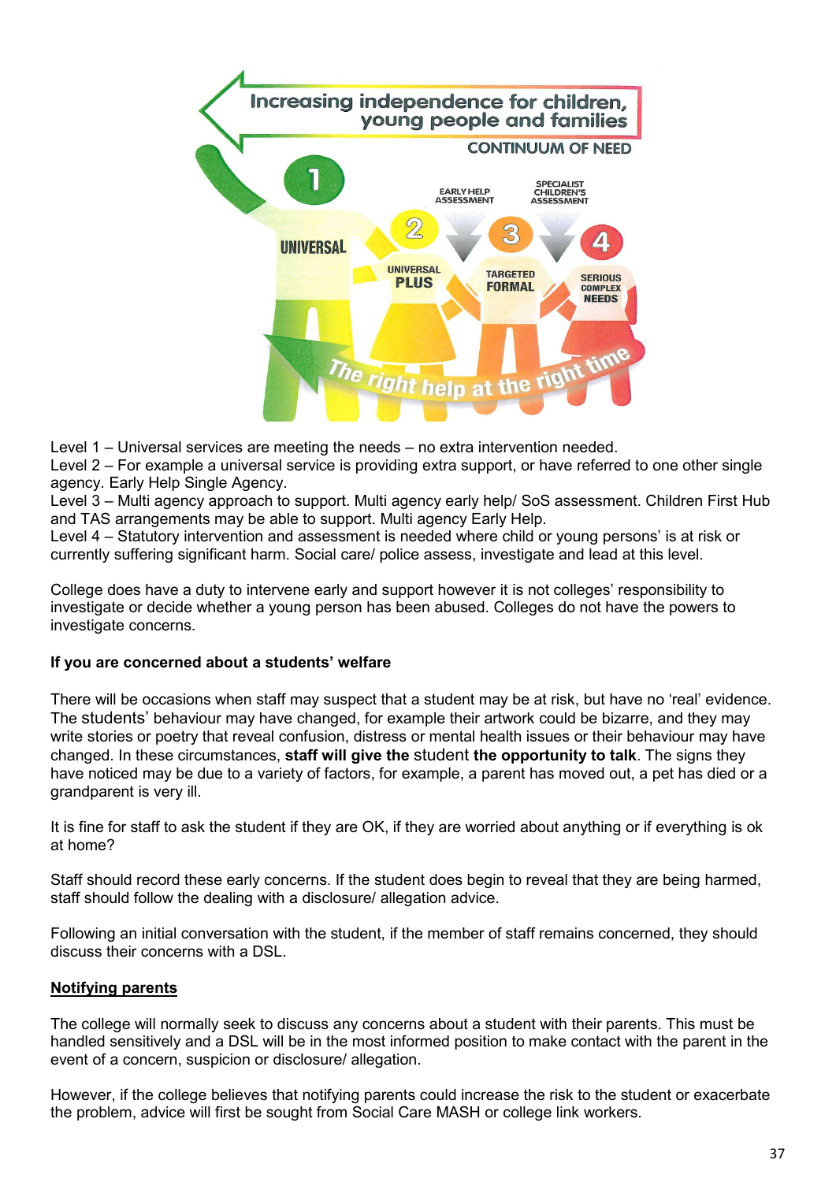Level 1 – Universal services are meeting the needs – no extra intervention needed.
Level 2 – For example a universal service is providing extra support, or have referred to one other single agency. Early Help Single Agency.
Level 3 – Multi agency approach to support. Multi agency early help/ SoS assessment. Children First Hub and TAS arrangements may be able to support. Multi agency Early Help.
Level 4 – Statutory intervention and assessment is needed where child or young persons' is at risk or currently suffering significant harm. Social care/ police assess, investigate and lead at this level.

College does have a duty to intervene early and support however it is not colleges' responsibility to investigate or decide whether a young person has been abused. Colleges do not have the powers to investigate concerns.

**If you are concerned about a students' welfare**

There will be occasions when staff may suspect that a student may be at risk, but have no 'real' evidence. The students' behaviour may have changed, for example their artwork could be bizarre, and they may write stories or poetry that reveal confusion, distress or mental health issues or their behaviour may have changed. In these circumstances, **staff will give the** student **the opportunity to talk**. The signs they have noticed may be due to a variety of factors, for example, a parent has moved out, a pet has died or a grandparent is very ill.

It is fine for staff to ask the student if they are OK, if they are worried about anything or if everything is ok at home?

Staff should record these early concerns. If the student does begin to reveal that they are being harmed, staff should follow the dealing with a disclosure/ allegation advice.

Following an initial conversation with the student, if the member of staff remains concerned, they should discuss their concerns with a DSL.

**Notifying parents**

The college will normally seek to discuss any concerns about a student with their parents. This must be handled sensitively and a DSL will be in the most informed position to make contact with the parent in the event of a concern, suspicion or disclosure/ allegation.

However, if the college believes that notifying parents could increase the risk to the student or exacerbate the problem, advice will first be sought from Social Care MASH or college link workers.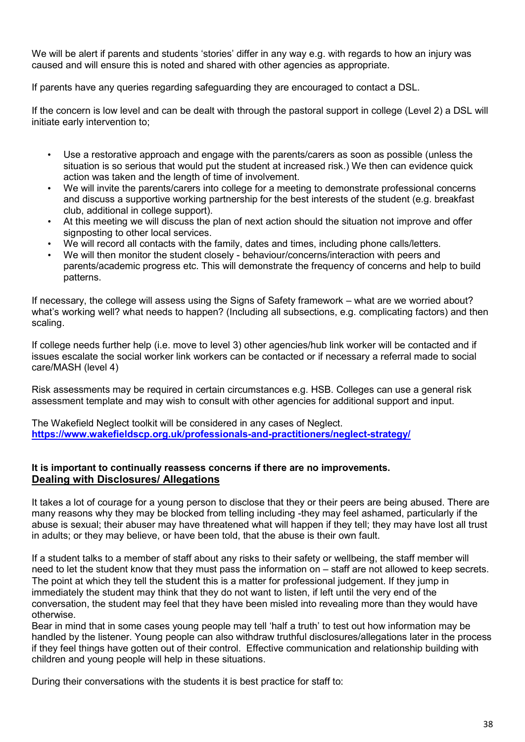We will be alert if parents and students 'stories' differ in any way e.g. with regards to how an injury was caused and will ensure this is noted and shared with other agencies as appropriate.

If parents have any queries regarding safeguarding they are encouraged to contact a DSL.

If the concern is low level and can be dealt with through the pastoral support in college (Level 2) a DSL will initiate early intervention to;

- Use a restorative approach and engage with the parents/carers as soon as possible (unless the situation is so serious that would put the student at increased risk.) We then can evidence quick action was taken and the length of time of involvement.
- We will invite the parents/carers into college for a meeting to demonstrate professional concerns and discuss a supportive working partnership for the best interests of the student (e.g. breakfast club, additional in college support).
- At this meeting we will discuss the plan of next action should the situation not improve and offer signposting to other local services.
- We will record all contacts with the family, dates and times, including phone calls/letters.
- We will then monitor the student closely - behaviour/concerns/interaction with peers and parents/academic progress etc. This will demonstrate the frequency of concerns and help to build patterns.

If necessary, the college will assess using the Signs of Safety framework – what are we worried about? what's working well? what needs to happen? (Including all subsections, e.g. complicating factors) and then scaling.

If college needs further help (i.e. move to level 3) other agencies/hub link worker will be contacted and if issues escalate the social worker link workers can be contacted or if necessary a referral made to social care/MASH (level 4)

Risk assessments may be required in certain circumstances e.g. HSB. Colleges can use a general risk assessment template and may wish to consult with other agencies for additional support and input.

The Wakefield Neglect toolkit will be considered in any cases of Neglect.
**https://www.wakefieldscp.org.uk/professionals-and-practitioners/neglect-strategy/**

**It is important to continually reassess concerns if there are no improvements.**

## Dealing with Disclosures/ Allegations

It takes a lot of courage for a young person to disclose that they or their peers are being abused. There are many reasons why they may be blocked from telling including -they may feel ashamed, particularly if the abuse is sexual; their abuser may have threatened what will happen if they tell; they may have lost all trust in adults; or they may believe, or have been told, that the abuse is their own fault.

If a student talks to a member of staff about any risks to their safety or wellbeing, the staff member will need to let the student know that they must pass the information on – staff are not allowed to keep secrets. The point at which they tell the student this is a matter for professional judgement. If they jump in immediately the student may think that they do not want to listen, if left until the very end of the conversation, the student may feel that they have been misled into revealing more than they would have otherwise.
Bear in mind that in some cases young people may tell 'half a truth' to test out how information may be handled by the listener. Young people can also withdraw truthful disclosures/allegations later in the process if they feel things have gotten out of their control. Effective communication and relationship building with children and young people will help in these situations.

During their conversations with the students it is best practice for staff to: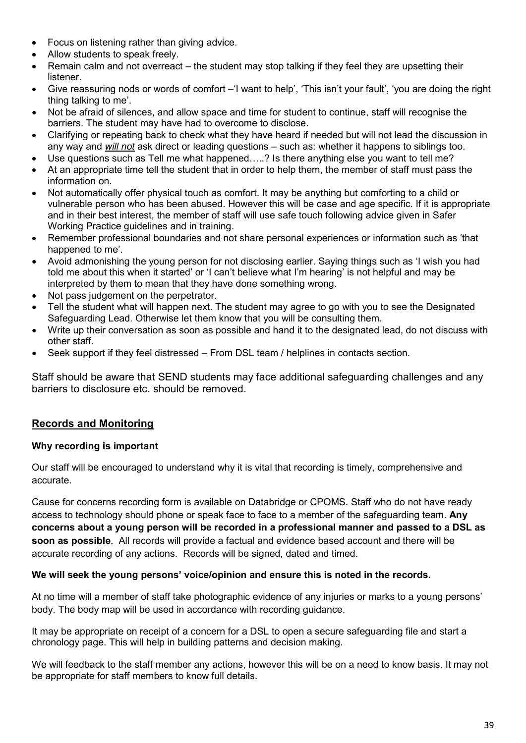- Focus on listening rather than giving advice.
- Allow students to speak freely.
- Remain calm and not overreact – the student may stop talking if they feel they are upsetting their listener.
- Give reassuring nods or words of comfort –'I want to help', 'This isn't your fault', 'you are doing the right thing talking to me'.
- Not be afraid of silences, and allow space and time for student to continue, staff will recognise the barriers. The student may have had to overcome to disclose.
- Clarifying or repeating back to check what they have heard if needed but will not lead the discussion in any way and ***will not*** ask direct or leading questions – such as: whether it happens to siblings too.
- Use questions such as Tell me what happened…..? Is there anything else you want to tell me?
- At an appropriate time tell the student that in order to help them, the member of staff must pass the information on.
- Not automatically offer physical touch as comfort. It may be anything but comforting to a child or vulnerable person who has been abused. However this will be case and age specific. If it is appropriate and in their best interest, the member of staff will use safe touch following advice given in Safer Working Practice guidelines and in training.
- Remember professional boundaries and not share personal experiences or information such as 'that happened to me'.
- Avoid admonishing the young person for not disclosing earlier. Saying things such as 'I wish you had told me about this when it started' or 'I can't believe what I'm hearing' is not helpful and may be interpreted by them to mean that they have done something wrong.
- Not pass judgement on the perpetrator.
- Tell the student what will happen next. The student may agree to go with you to see the Designated Safeguarding Lead. Otherwise let them know that you will be consulting them.
- Write up their conversation as soon as possible and hand it to the designated lead, do not discuss with other staff.
- Seek support if they feel distressed – From DSL team / helplines in contacts section.

Staff should be aware that SEND students may face additional safeguarding challenges and any barriers to disclosure etc. should be removed.

## Records and Monitoring

**Why recording is important**

Our staff will be encouraged to understand why it is vital that recording is timely, comprehensive and accurate.

Cause for concerns recording form is available on Databridge or CPOMS. Staff who do not have ready access to technology should phone or speak face to face to a member of the safeguarding team. **Any concerns about a young person will be recorded in a professional manner and passed to a DSL as soon as possible**. All records will provide a factual and evidence based account and there will be accurate recording of any actions. Records will be signed, dated and timed.

**We will seek the young persons' voice/opinion and ensure this is noted in the records.**

At no time will a member of staff take photographic evidence of any injuries or marks to a young persons' body. The body map will be used in accordance with recording guidance.

It may be appropriate on receipt of a concern for a DSL to open a secure safeguarding file and start a chronology page. This will help in building patterns and decision making.

We will feedback to the staff member any actions, however this will be on a need to know basis. It may not be appropriate for staff members to know full details.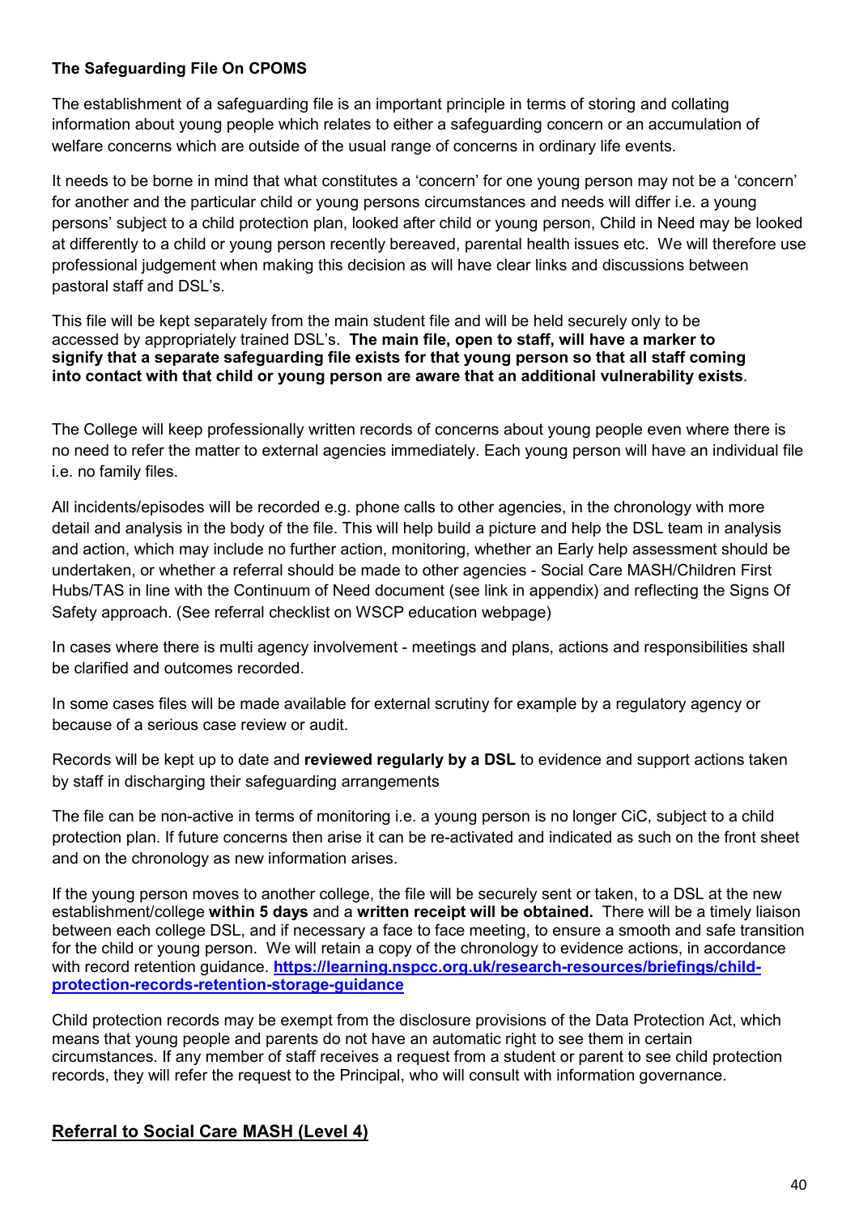**The Safeguarding File On CPOMS**

The establishment of a safeguarding file is an important principle in terms of storing and collating information about young people which relates to either a safeguarding concern or an accumulation of welfare concerns which are outside of the usual range of concerns in ordinary life events.

It needs to be borne in mind that what constitutes a 'concern' for one young person may not be a 'concern' for another and the particular child or young persons circumstances and needs will differ i.e. a young persons' subject to a child protection plan, looked after child or young person, Child in Need may be looked at differently to a child or young person recently bereaved, parental health issues etc. We will therefore use professional judgement when making this decision as will have clear links and discussions between pastoral staff and DSL's.

This file will be kept separately from the main student file and will be held securely only to be accessed by appropriately trained DSL's. **The main file, open to staff, will have a marker to signify that a separate safeguarding file exists for that young person so that all staff coming into contact with that child or young person are aware that an additional vulnerability exists**.

The College will keep professionally written records of concerns about young people even where there is no need to refer the matter to external agencies immediately. Each young person will have an individual file i.e. no family files.

All incidents/episodes will be recorded e.g. phone calls to other agencies, in the chronology with more detail and analysis in the body of the file. This will help build a picture and help the DSL team in analysis and action, which may include no further action, monitoring, whether an Early help assessment should be undertaken, or whether a referral should be made to other agencies - Social Care MASH/Children First Hubs/TAS in line with the Continuum of Need document (see link in appendix) and reflecting the Signs Of Safety approach. (See referral checklist on WSCP education webpage)

In cases where there is multi agency involvement - meetings and plans, actions and responsibilities shall be clarified and outcomes recorded.

In some cases files will be made available for external scrutiny for example by a regulatory agency or because of a serious case review or audit.

Records will be kept up to date and **reviewed regularly by a DSL** to evidence and support actions taken by staff in discharging their safeguarding arrangements

The file can be non-active in terms of monitoring i.e. a young person is no longer CiC, subject to a child protection plan. If future concerns then arise it can be re-activated and indicated as such on the front sheet and on the chronology as new information arises.

If the young person moves to another college, the file will be securely sent or taken, to a DSL at the new establishment/college **within 5 days** and a **written receipt will be obtained.** There will be a timely liaison between each college DSL, and if necessary a face to face meeting, to ensure a smooth and safe transition for the child or young person. We will retain a copy of the chronology to evidence actions, in accordance with record retention guidance. **[https://learning.nspcc.org.uk/research-resources/briefings/child-protection-records-retention-storage-guidance](https://learning.nspcc.org.uk/research-resources/briefings/child-protection-records-retention-storage-guidance)**

Child protection records may be exempt from the disclosure provisions of the Data Protection Act, which means that young people and parents do not have an automatic right to see them in certain circumstances. If any member of staff receives a request from a student or parent to see child protection records, they will refer the request to the Principal, who will consult with information governance.

## Referral to Social Care MASH (Level 4)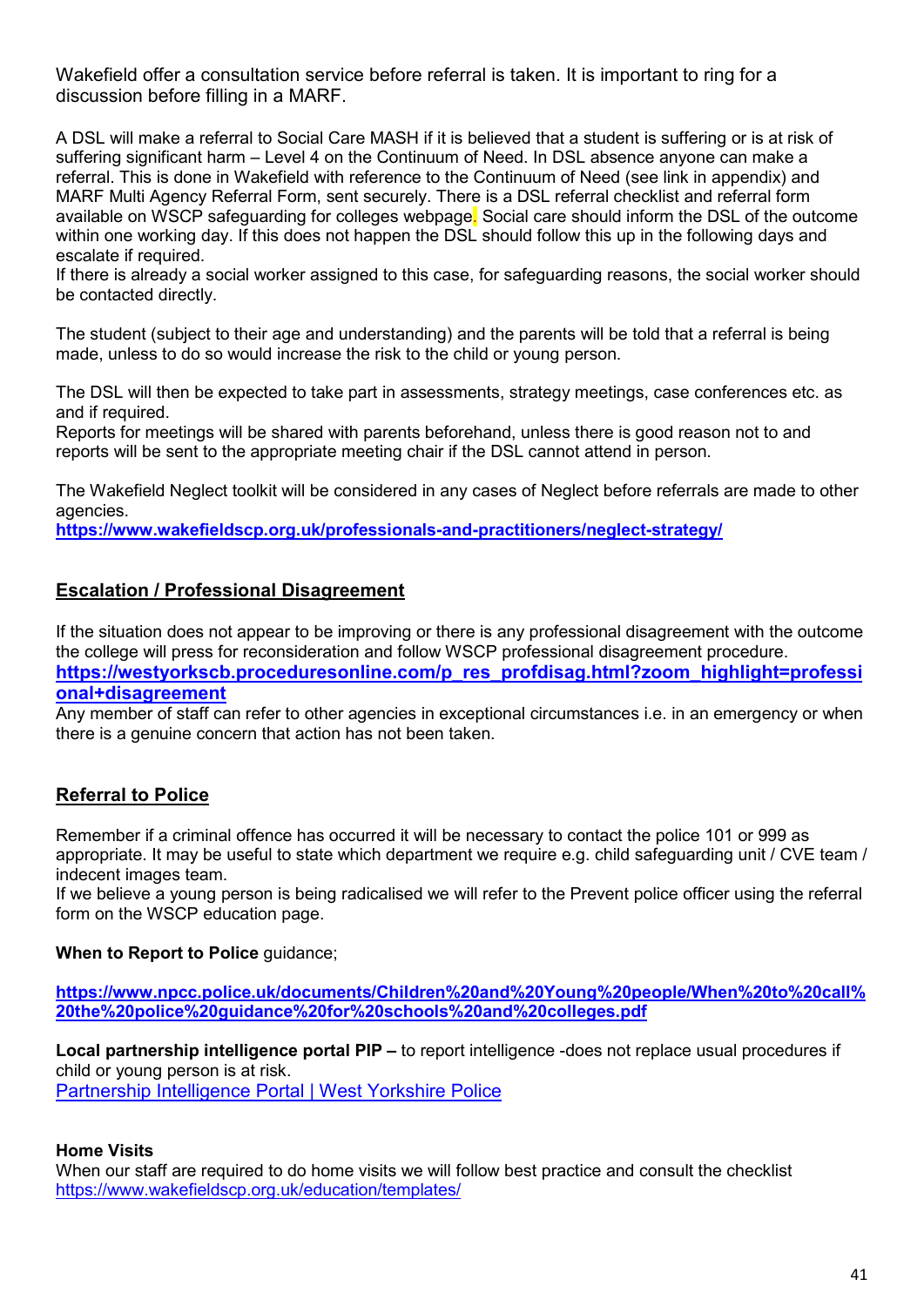Wakefield offer a consultation service before referral is taken. It is important to ring for a discussion before filling in a MARF.

A DSL will make a referral to Social Care MASH if it is believed that a student is suffering or is at risk of suffering significant harm – Level 4 on the Continuum of Need. In DSL absence anyone can make a referral. This is done in Wakefield with reference to the Continuum of Need (see link in appendix) and MARF Multi Agency Referral Form, sent securely. There is a DSL referral checklist and referral form available on WSCP safeguarding for colleges webpage. Social care should inform the DSL of the outcome within one working day. If this does not happen the DSL should follow this up in the following days and escalate if required.
If there is already a social worker assigned to this case, for safeguarding reasons, the social worker should be contacted directly.

The student (subject to their age and understanding) and the parents will be told that a referral is being made, unless to do so would increase the risk to the child or young person.

The DSL will then be expected to take part in assessments, strategy meetings, case conferences etc. as and if required.
Reports for meetings will be shared with parents beforehand, unless there is good reason not to and reports will be sent to the appropriate meeting chair if the DSL cannot attend in person.

The Wakefield Neglect toolkit will be considered in any cases of Neglect before referrals are made to other agencies.
**https://www.wakefieldscp.org.uk/professionals-and-practitioners/neglect-strategy/**

## Escalation / Professional Disagreement

If the situation does not appear to be improving or there is any professional disagreement with the outcome the college will press for reconsideration and follow WSCP professional disagreement procedure.
**https://westyorkscb.proceduresonline.com/p_res_profdisag.html?zoom_highlight=professional+disagreement**
Any member of staff can refer to other agencies in exceptional circumstances i.e. in an emergency or when there is a genuine concern that action has not been taken.

## Referral to Police

Remember if a criminal offence has occurred it will be necessary to contact the police 101 or 999 as appropriate. It may be useful to state which department we require e.g. child safeguarding unit / CVE team / indecent images team.
If we believe a young person is being radicalised we will refer to the Prevent police officer using the referral form on the WSCP education page.

**When to Report to Police** guidance;

**https://www.npcc.police.uk/documents/Children%20and%20Young%20people/When%20to%20call%20the%20police%20guidance%20for%20schools%20and%20colleges.pdf**

**Local partnership intelligence portal PIP –** to report intelligence -does not replace usual procedures if child or young person is at risk.
Partnership Intelligence Portal | West Yorkshire Police

**Home Visits**
When our staff are required to do home visits we will follow best practice and consult the checklist
https://www.wakefieldscp.org.uk/education/templates/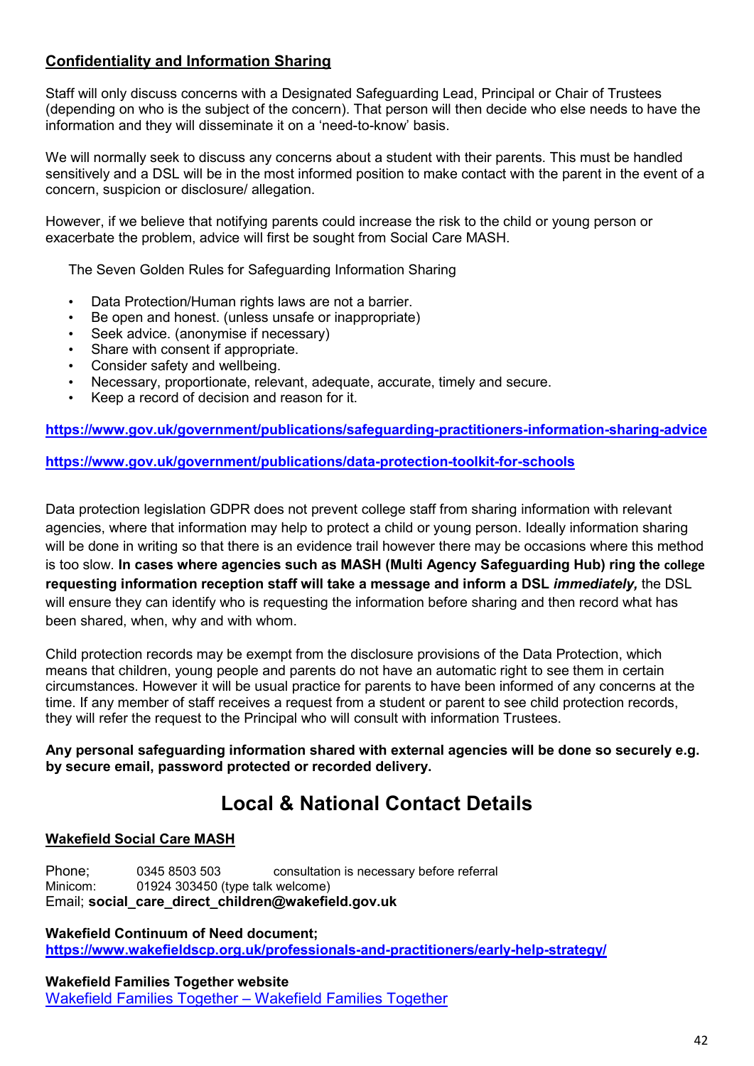**Confidentiality and Information Sharing**

Staff will only discuss concerns with a Designated Safeguarding Lead, Principal or Chair of Trustees (depending on who is the subject of the concern). That person will then decide who else needs to have the information and they will disseminate it on a 'need-to-know' basis.

We will normally seek to discuss any concerns about a student with their parents. This must be handled sensitively and a DSL will be in the most informed position to make contact with the parent in the event of a concern, suspicion or disclosure/ allegation.

However, if we believe that notifying parents could increase the risk to the child or young person or exacerbate the problem, advice will first be sought from Social Care MASH.

The Seven Golden Rules for Safeguarding Information Sharing

- Data Protection/Human rights laws are not a barrier.
- Be open and honest. (unless unsafe or inappropriate)
- Seek advice. (anonymise if necessary)
- Share with consent if appropriate.
- Consider safety and wellbeing.
- Necessary, proportionate, relevant, adequate, accurate, timely and secure.
- Keep a record of decision and reason for it.

**https://www.gov.uk/government/publications/safeguarding-practitioners-information-sharing-advice**

**https://www.gov.uk/government/publications/data-protection-toolkit-for-schools**

Data protection legislation GDPR does not prevent college staff from sharing information with relevant agencies, where that information may help to protect a child or young person. Ideally information sharing will be done in writing so that there is an evidence trail however there may be occasions where this method is too slow. **In cases where agencies such as MASH (Multi Agency Safeguarding Hub) ring the college requesting information reception staff will take a message and inform a DSL *immediately,*** the DSL will ensure they can identify who is requesting the information before sharing and then record what has been shared, when, why and with whom.

Child protection records may be exempt from the disclosure provisions of the Data Protection, which means that children, young people and parents do not have an automatic right to see them in certain circumstances. However it will be usual practice for parents to have been informed of any concerns at the time. If any member of staff receives a request from a student or parent to see child protection records, they will refer the request to the Principal who will consult with information Trustees.

**Any personal safeguarding information shared with external agencies will be done so securely e.g. by secure email, password protected or recorded delivery.**

# Local & National Contact Details

**Wakefield Social Care MASH**

Phone; 0345 8503 503 consultation is necessary before referral
Minicom: 01924 303450 (type talk welcome)
Email; **social_care_direct_children@wakefield.gov.uk**

**Wakefield Continuum of Need document;**
**https://www.wakefieldscp.org.uk/professionals-and-practitioners/early-help-strategy/**

**Wakefield Families Together website**
Wakefield Families Together – Wakefield Families Together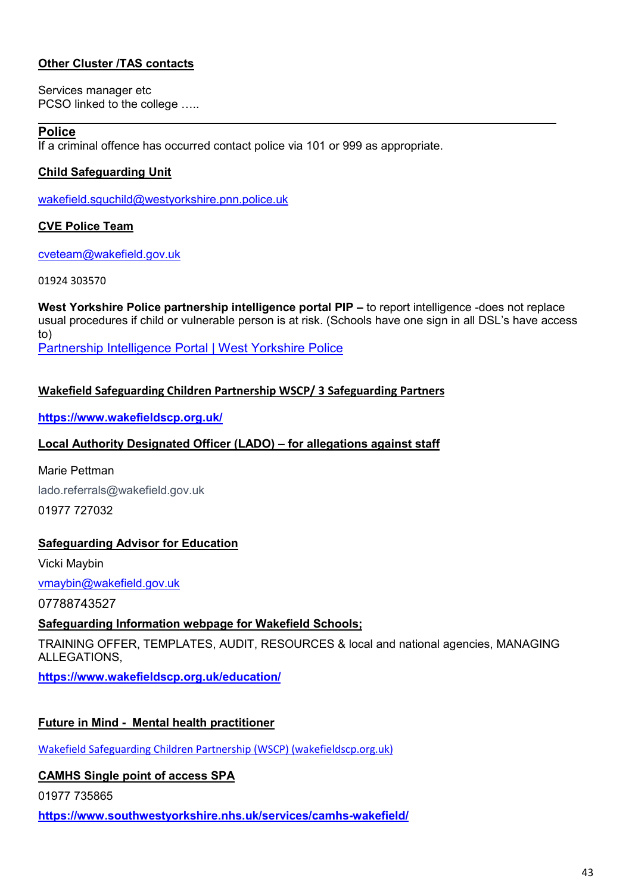**Other Cluster /TAS contacts**

Services manager etc
PCSO linked to the college …..

---

**Police**
If a criminal offence has occurred contact police via 101 or 999 as appropriate.

**Child Safeguarding Unit**

wakefield.sguchild@westyorkshire.pnn.police.uk

**CVE Police Team**

cveteam@wakefield.gov.uk

01924 303570

**West Yorkshire Police partnership intelligence portal PIP –** to report intelligence -does not replace usual procedures if child or vulnerable person is at risk. (Schools have one sign in all DSL's have access to)
Partnership Intelligence Portal | West Yorkshire Police

**Wakefield Safeguarding Children Partnership WSCP/ 3 Safeguarding Partners**

**https://www.wakefieldscp.org.uk/**

**Local Authority Designated Officer (LADO) – for allegations against staff**

Marie Pettman

lado.referrals@wakefield.gov.uk

01977 727032

**Safeguarding Advisor for Education**

Vicki Maybin

vmaybin@wakefield.gov.uk

07788743527

**Safeguarding Information webpage for Wakefield Schools;**

TRAINING OFFER, TEMPLATES, AUDIT, RESOURCES & local and national agencies, MANAGING ALLEGATIONS,

**https://www.wakefieldscp.org.uk/education/**

**Future in Mind - Mental health practitioner**

Wakefield Safeguarding Children Partnership (WSCP) (wakefieldscp.org.uk)

**CAMHS Single point of access SPA**

01977 735865

**https://www.southwestyorkshire.nhs.uk/services/camhs-wakefield/**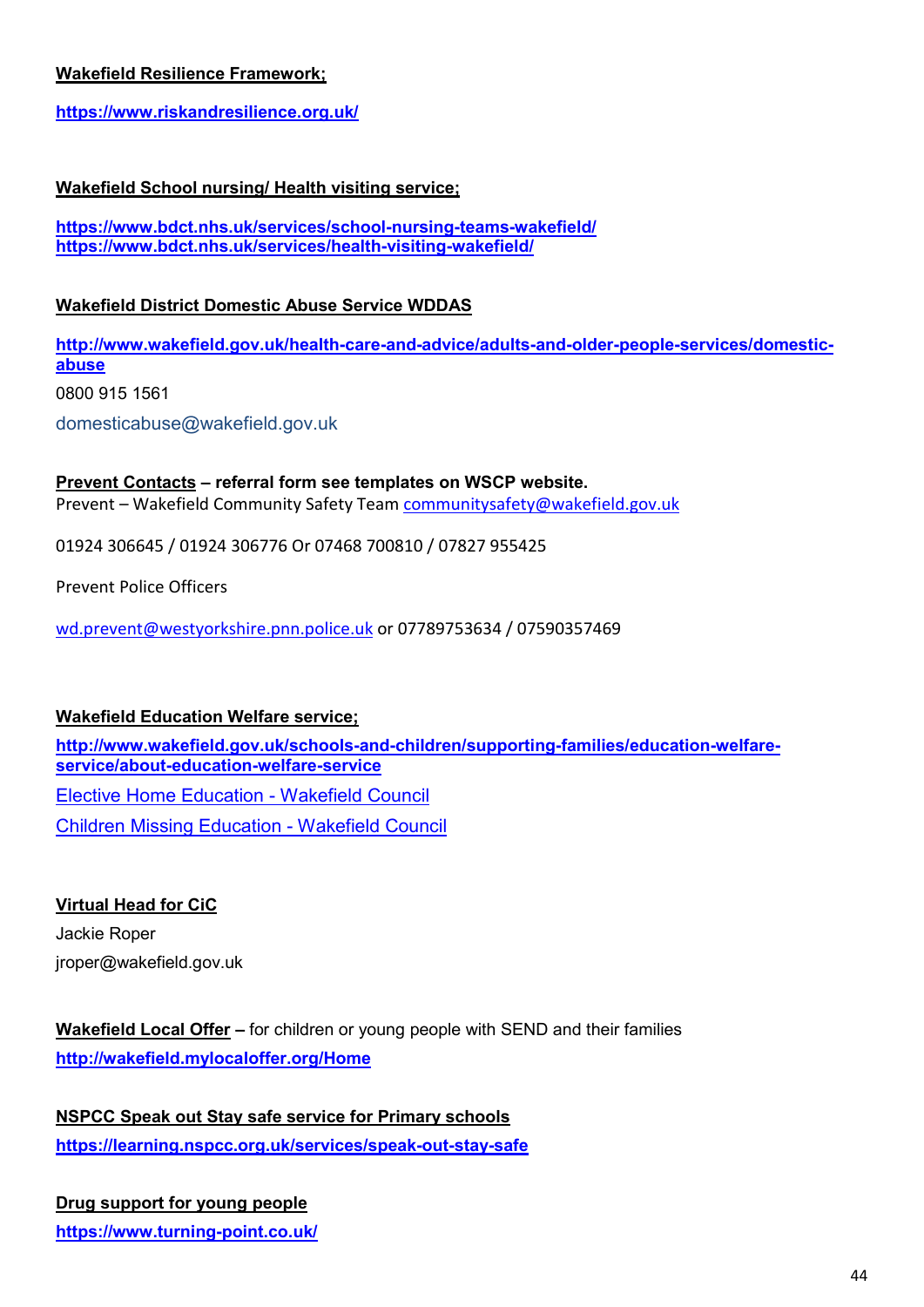**Wakefield Resilience Framework;**

**https://www.riskandresilience.org.uk/**

**Wakefield School nursing/ Health visiting service;**

**https://www.bdct.nhs.uk/services/school-nursing-teams-wakefield/**
**https://www.bdct.nhs.uk/services/health-visiting-wakefield/**

**Wakefield District Domestic Abuse Service WDDAS**

**http://www.wakefield.gov.uk/health-care-and-advice/adults-and-older-people-services/domestic-abuse**

0800 915 1561

domesticabuse@wakefield.gov.uk

**Prevent Contacts – referral form see templates on WSCP website.**
Prevent – Wakefield Community Safety Team communitysafety@wakefield.gov.uk

01924 306645 / 01924 306776 Or 07468 700810 / 07827 955425

Prevent Police Officers

wd.prevent@westyorkshire.pnn.police.uk or 07789753634 / 07590357469

**Wakefield Education Welfare service;**

**http://www.wakefield.gov.uk/schools-and-children/supporting-families/education-welfare-service/about-education-welfare-service**

Elective Home Education - Wakefield Council

Children Missing Education - Wakefield Council

**Virtual Head for CiC**

Jackie Roper

jroper@wakefield.gov.uk

**Wakefield Local Offer** – for children or young people with SEND and their families

**http://wakefield.mylocaloffer.org/Home**

**NSPCC Speak out Stay safe service for Primary schools**

**https://learning.nspcc.org.uk/services/speak-out-stay-safe**

**Drug support for young people**

**https://www.turning-point.co.uk/**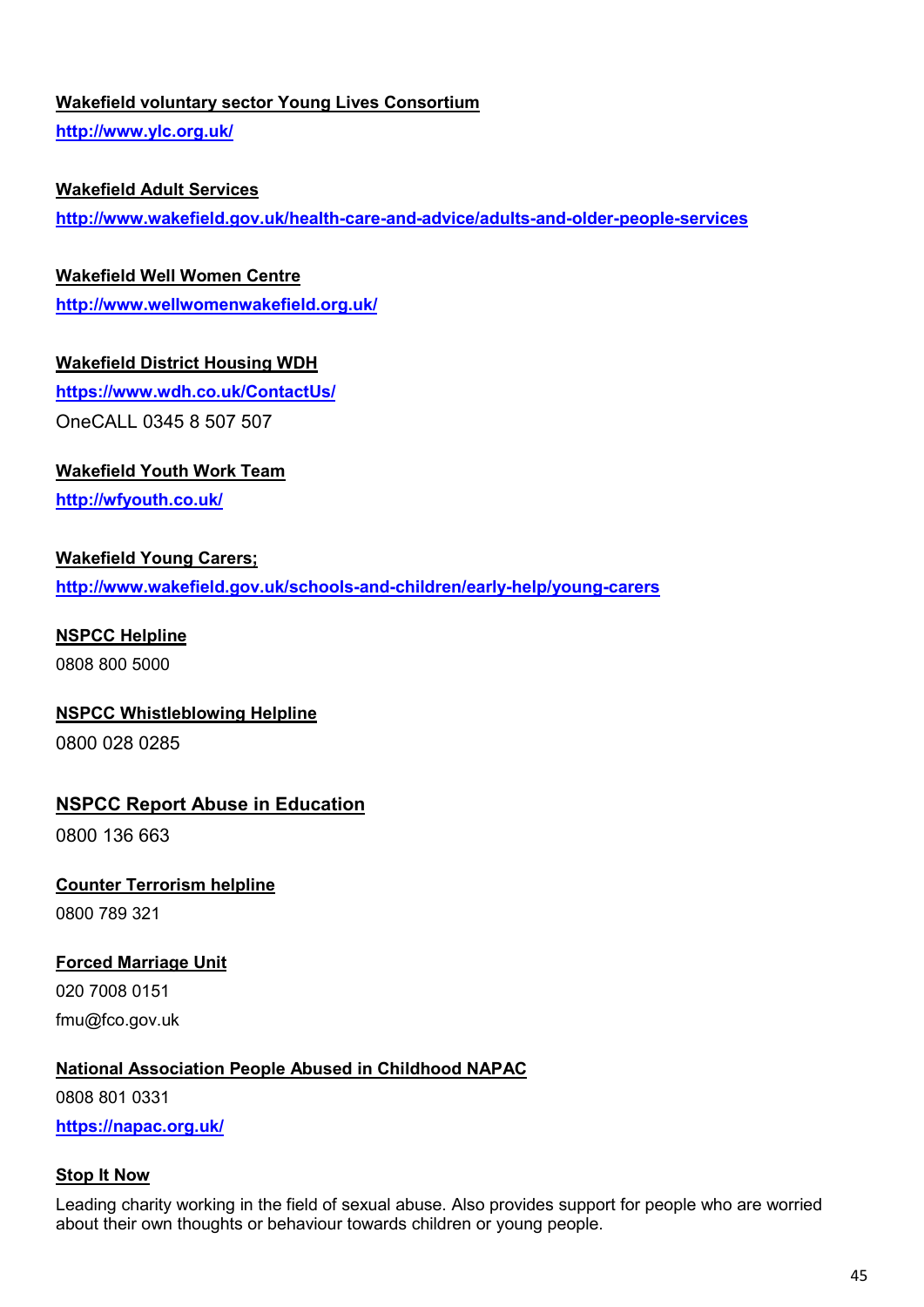**Wakefield voluntary sector Young Lives Consortium**

http://www.ylc.org.uk/

**Wakefield Adult Services**

http://www.wakefield.gov.uk/health-care-and-advice/adults-and-older-people-services

**Wakefield Well Women Centre**

http://www.wellwomenwakefield.org.uk/

**Wakefield District Housing WDH**

https://www.wdh.co.uk/ContactUs/

OneCALL 0345 8 507 507

**Wakefield Youth Work Team**

http://wfyouth.co.uk/

**Wakefield Young Carers;**

http://www.wakefield.gov.uk/schools-and-children/early-help/young-carers

**NSPCC Helpline**

0808 800 5000

**NSPCC Whistleblowing Helpline**

0800 028 0285

**NSPCC Report Abuse in Education**

0800 136 663

**Counter Terrorism helpline**

0800 789 321

**Forced Marriage Unit**

020 7008 0151

fmu@fco.gov.uk

**National Association People Abused in Childhood NAPAC**

0808 801 0331

https://napac.org.uk/

**Stop It Now**

Leading charity working in the field of sexual abuse. Also provides support for people who are worried about their own thoughts or behaviour towards children or young people.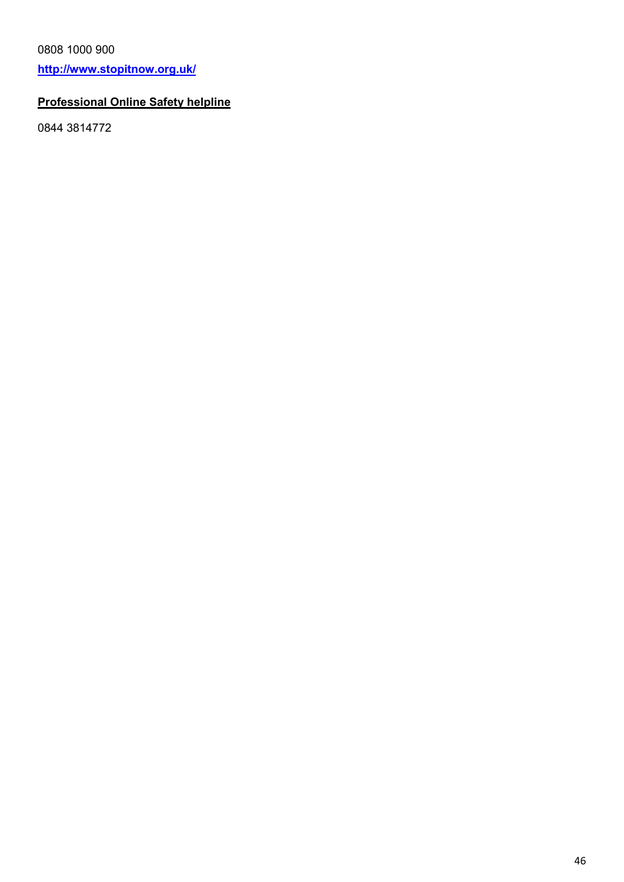0808 1000 900

**http://www.stopitnow.org.uk/**

**Professional Online Safety helpline**

0844 3814772